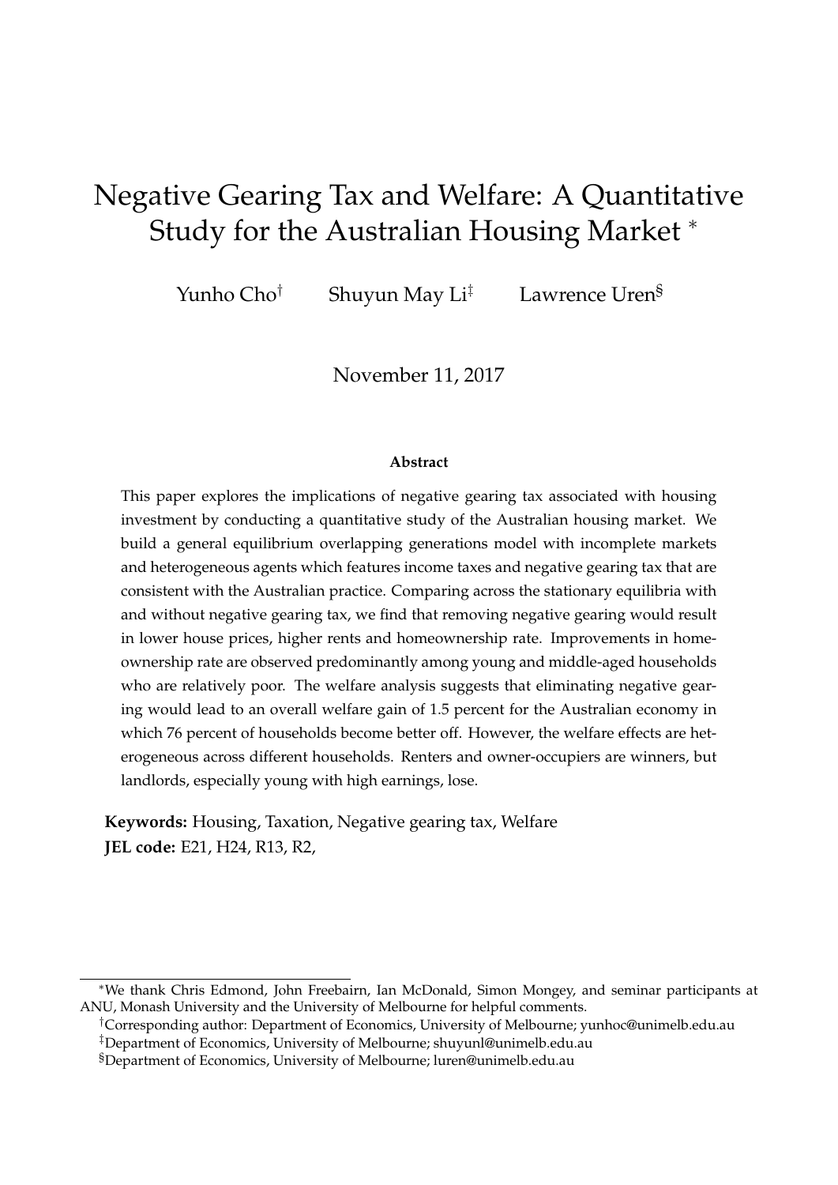# Negative Gearing Tax and Welfare: A Quantitative Study for the Australian Housing Market *

Yunho Cho[†] Shuyun May Li[‡] Lawrence Uren[§]

November 11, 2017

**Abstract**

This paper explores the implications of negative gearing tax associated with housing investment by conducting a quantitative study of the Australian housing market. We build a general equilibrium overlapping generations model with incomplete markets and heterogeneous agents which features income taxes and negative gearing tax that are consistent with the Australian practice. Comparing across the stationary equilibria with and without negative gearing tax, we find that removing negative gearing would result in lower house prices, higher rents and homeownership rate. Improvements in homeownership rate are observed predominantly among young and middle-aged households who are relatively poor. The welfare analysis suggests that eliminating negative gearing would lead to an overall welfare gain of 1.5 percent for the Australian economy in which 76 percent of households become better off. However, the welfare effects are heterogeneous across different households. Renters and owner-occupiers are winners, but landlords, especially young with high earnings, lose.

**Keywords:** Housing, Taxation, Negative gearing tax, Welfare
**JEL code:** E21, H24, R13, R2,

---

*We thank Chris Edmond, John Freebairn, Ian McDonald, Simon Mongey, and seminar participants at ANU, Monash University and the University of Melbourne for helpful comments.

[†]Corresponding author: Department of Economics, University of Melbourne; yunhoc@unimelb.edu.au

[‡]Department of Economics, University of Melbourne; shuyunl@unimelb.edu.au

[§]Department of Economics, University of Melbourne; luren@unimelb.edu.au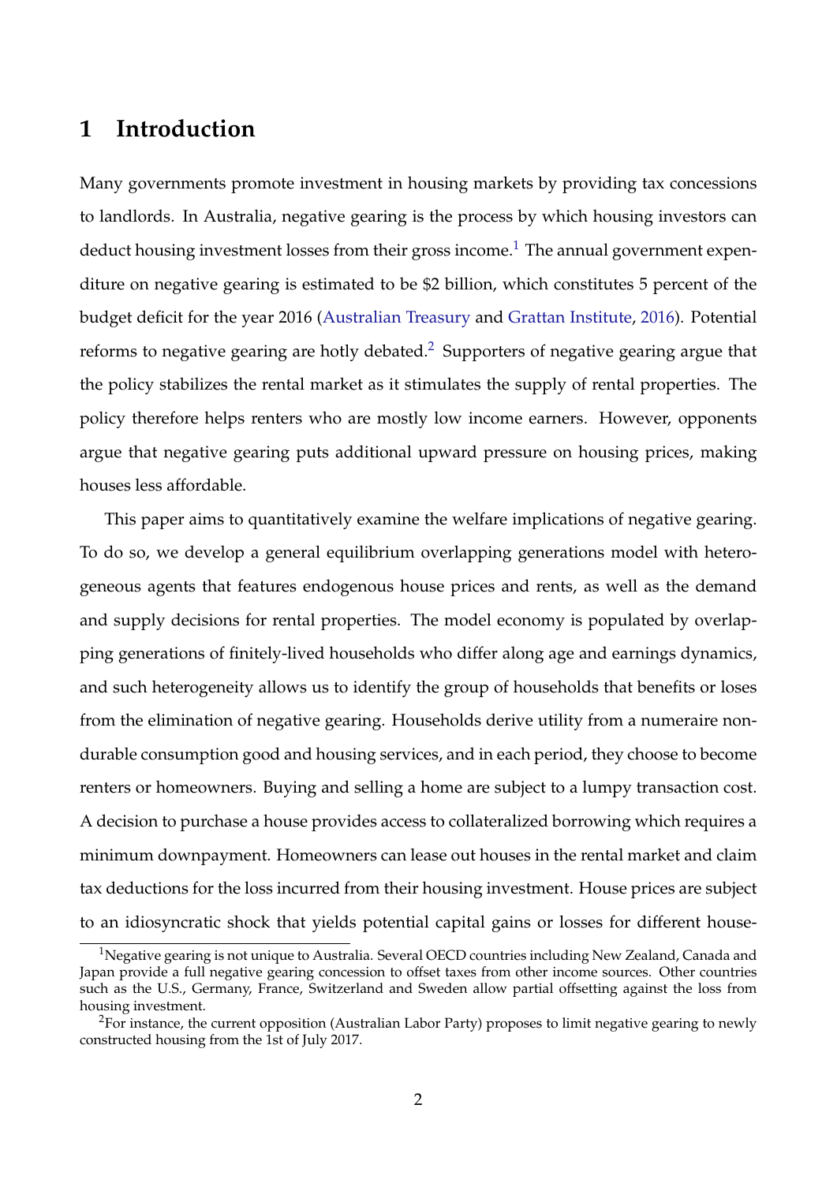# 1 Introduction

Many governments promote investment in housing markets by providing tax concessions to landlords. In Australia, negative gearing is the process by which housing investors can deduct housing investment losses from their gross income.[1] The annual government expenditure on negative gearing is estimated to be $2 billion, which constitutes 5 percent of the budget deficit for the year 2016 (Australian Treasury and Grattan Institute, 2016). Potential reforms to negative gearing are hotly debated.[2] Supporters of negative gearing argue that the policy stabilizes the rental market as it stimulates the supply of rental properties. The policy therefore helps renters who are mostly low income earners. However, opponents argue that negative gearing puts additional upward pressure on housing prices, making houses less affordable.

This paper aims to quantitatively examine the welfare implications of negative gearing. To do so, we develop a general equilibrium overlapping generations model with heterogeneous agents that features endogenous house prices and rents, as well as the demand and supply decisions for rental properties. The model economy is populated by overlapping generations of finitely-lived households who differ along age and earnings dynamics, and such heterogeneity allows us to identify the group of households that benefits or loses from the elimination of negative gearing. Households derive utility from a numeraire non-durable consumption good and housing services, and in each period, they choose to become renters or homeowners. Buying and selling a home are subject to a lumpy transaction cost. A decision to purchase a house provides access to collateralized borrowing which requires a minimum downpayment. Homeowners can lease out houses in the rental market and claim tax deductions for the loss incurred from their housing investment. House prices are subject to an idiosyncratic shock that yields potential capital gains or losses for different house-

[1] Negative gearing is not unique to Australia. Several OECD countries including New Zealand, Canada and Japan provide a full negative gearing concession to offset taxes from other income sources. Other countries such as the U.S., Germany, France, Switzerland and Sweden allow partial offsetting against the loss from housing investment.

[2] For instance, the current opposition (Australian Labor Party) proposes to limit negative gearing to newly constructed housing from the 1st of July 2017.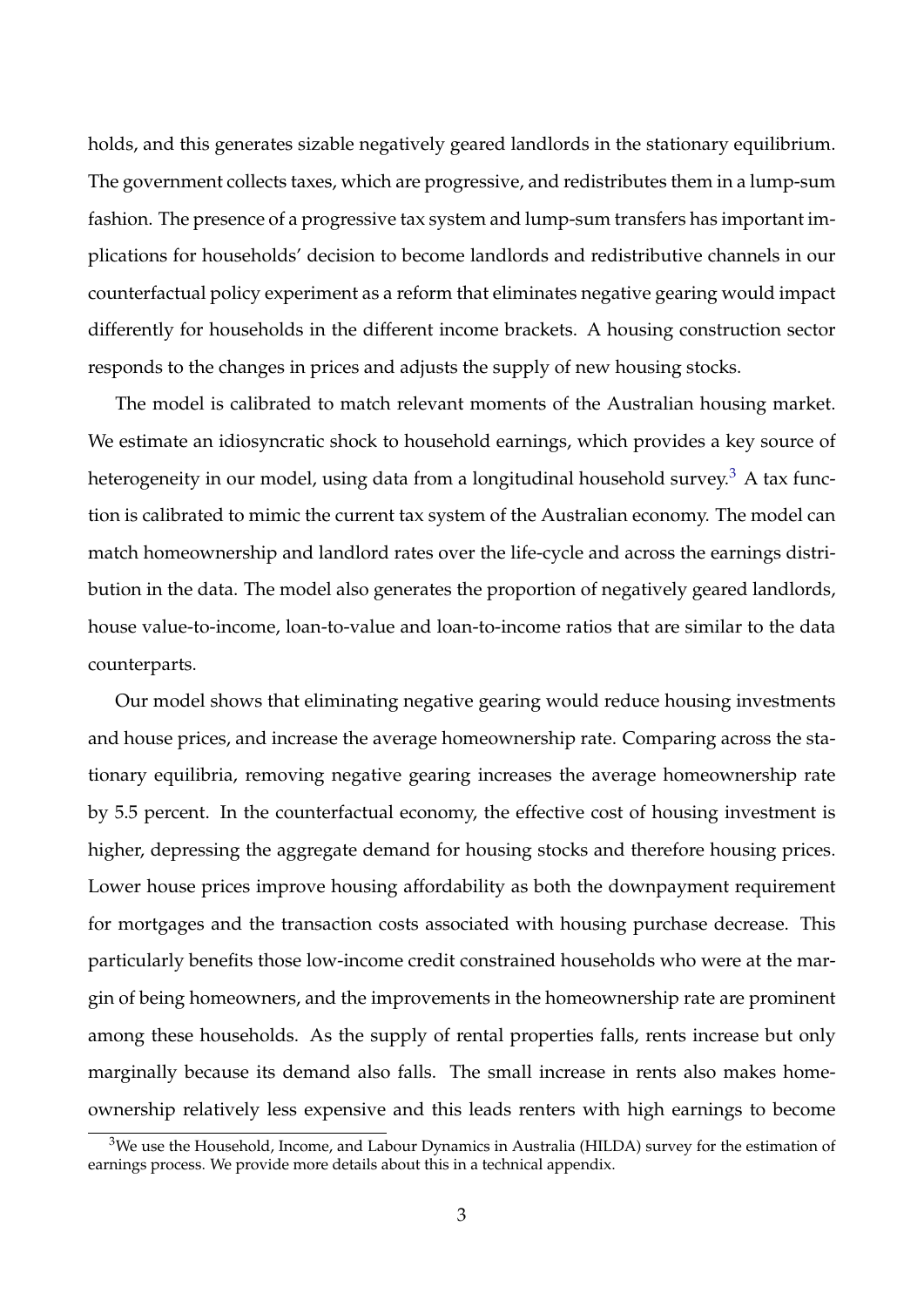holds, and this generates sizable negatively geared landlords in the stationary equilibrium. The government collects taxes, which are progressive, and redistributes them in a lump-sum fashion. The presence of a progressive tax system and lump-sum transfers has important implications for households' decision to become landlords and redistributive channels in our counterfactual policy experiment as a reform that eliminates negative gearing would impact differently for households in the different income brackets. A housing construction sector responds to the changes in prices and adjusts the supply of new housing stocks.

The model is calibrated to match relevant moments of the Australian housing market. We estimate an idiosyncratic shock to household earnings, which provides a key source of heterogeneity in our model, using data from a longitudinal household survey.[3] A tax function is calibrated to mimic the current tax system of the Australian economy. The model can match homeownership and landlord rates over the life-cycle and across the earnings distribution in the data. The model also generates the proportion of negatively geared landlords, house value-to-income, loan-to-value and loan-to-income ratios that are similar to the data counterparts.

Our model shows that eliminating negative gearing would reduce housing investments and house prices, and increase the average homeownership rate. Comparing across the stationary equilibria, removing negative gearing increases the average homeownership rate by 5.5 percent. In the counterfactual economy, the effective cost of housing investment is higher, depressing the aggregate demand for housing stocks and therefore housing prices. Lower house prices improve housing affordability as both the downpayment requirement for mortgages and the transaction costs associated with housing purchase decrease. This particularly benefits those low-income credit constrained households who were at the margin of being homeowners, and the improvements in the homeownership rate are prominent among these households. As the supply of rental properties falls, rents increase but only marginally because its demand also falls. The small increase in rents also makes homeownership relatively less expensive and this leads renters with high earnings to become

[3] We use the Household, Income, and Labour Dynamics in Australia (HILDA) survey for the estimation of earnings process. We provide more details about this in a technical appendix.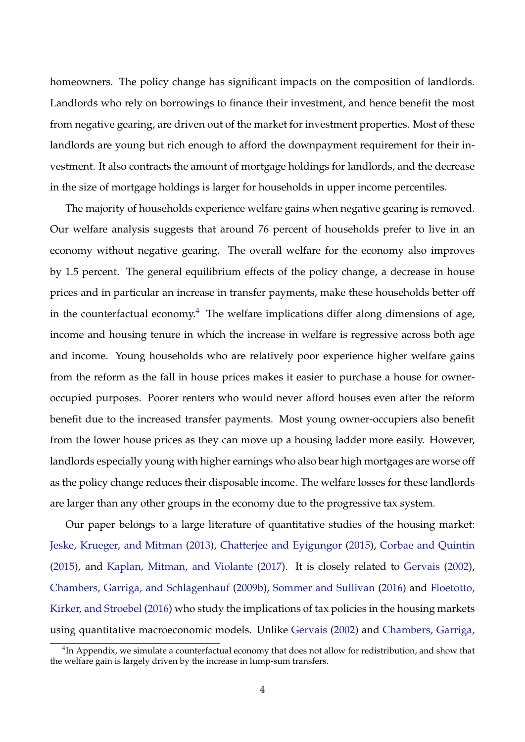homeowners. The policy change has significant impacts on the composition of landlords. Landlords who rely on borrowings to finance their investment, and hence benefit the most from negative gearing, are driven out of the market for investment properties. Most of these landlords are young but rich enough to afford the downpayment requirement for their investment. It also contracts the amount of mortgage holdings for landlords, and the decrease in the size of mortgage holdings is larger for households in upper income percentiles.

The majority of households experience welfare gains when negative gearing is removed. Our welfare analysis suggests that around 76 percent of households prefer to live in an economy without negative gearing. The overall welfare for the economy also improves by 1.5 percent. The general equilibrium effects of the policy change, a decrease in house prices and in particular an increase in transfer payments, make these households better off in the counterfactual economy.[4] The welfare implications differ along dimensions of age, income and housing tenure in which the increase in welfare is regressive across both age and income. Young households who are relatively poor experience higher welfare gains from the reform as the fall in house prices makes it easier to purchase a house for owner-occupied purposes. Poorer renters who would never afford houses even after the reform benefit due to the increased transfer payments. Most young owner-occupiers also benefit from the lower house prices as they can move up a housing ladder more easily. However, landlords especially young with higher earnings who also bear high mortgages are worse off as the policy change reduces their disposable income. The welfare losses for these landlords are larger than any other groups in the economy due to the progressive tax system.

Our paper belongs to a large literature of quantitative studies of the housing market: Jeske, Krueger, and Mitman (2013), Chatterjee and Eyigungor (2015), Corbae and Quintin (2015), and Kaplan, Mitman, and Violante (2017). It is closely related to Gervais (2002), Chambers, Garriga, and Schlagenhauf (2009b), Sommer and Sullivan (2016) and Floetotto, Kirker, and Stroebel (2016) who study the implications of tax policies in the housing markets using quantitative macroeconomic models. Unlike Gervais (2002) and Chambers, Garriga,

[4] In Appendix, we simulate a counterfactual economy that does not allow for redistribution, and show that the welfare gain is largely driven by the increase in lump-sum transfers.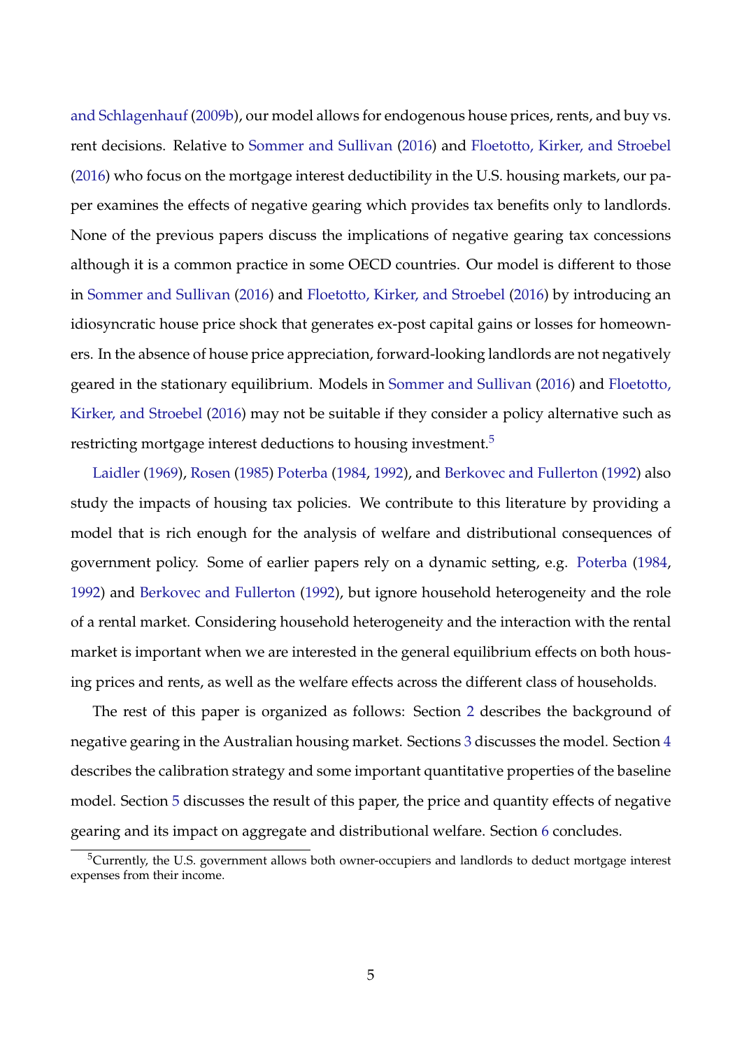and Schlagenhauf (2009b), our model allows for endogenous house prices, rents, and buy vs. rent decisions. Relative to Sommer and Sullivan (2016) and Floetotto, Kirker, and Stroebel (2016) who focus on the mortgage interest deductibility in the U.S. housing markets, our paper examines the effects of negative gearing which provides tax benefits only to landlords. None of the previous papers discuss the implications of negative gearing tax concessions although it is a common practice in some OECD countries. Our model is different to those in Sommer and Sullivan (2016) and Floetotto, Kirker, and Stroebel (2016) by introducing an idiosyncratic house price shock that generates ex-post capital gains or losses for homeowners. In the absence of house price appreciation, forward-looking landlords are not negatively geared in the stationary equilibrium. Models in Sommer and Sullivan (2016) and Floetotto, Kirker, and Stroebel (2016) may not be suitable if they consider a policy alternative such as restricting mortgage interest deductions to housing investment.[5]

Laidler (1969), Rosen (1985) Poterba (1984, 1992), and Berkovec and Fullerton (1992) also study the impacts of housing tax policies. We contribute to this literature by providing a model that is rich enough for the analysis of welfare and distributional consequences of government policy. Some of earlier papers rely on a dynamic setting, e.g. Poterba (1984, 1992) and Berkovec and Fullerton (1992), but ignore household heterogeneity and the role of a rental market. Considering household heterogeneity and the interaction with the rental market is important when we are interested in the general equilibrium effects on both housing prices and rents, as well as the welfare effects across the different class of households.

The rest of this paper is organized as follows: Section 2 describes the background of negative gearing in the Australian housing market. Sections 3 discusses the model. Section 4 describes the calibration strategy and some important quantitative properties of the baseline model. Section 5 discusses the result of this paper, the price and quantity effects of negative gearing and its impact on aggregate and distributional welfare. Section 6 concludes.

[5] Currently, the U.S. government allows both owner-occupiers and landlords to deduct mortgage interest expenses from their income.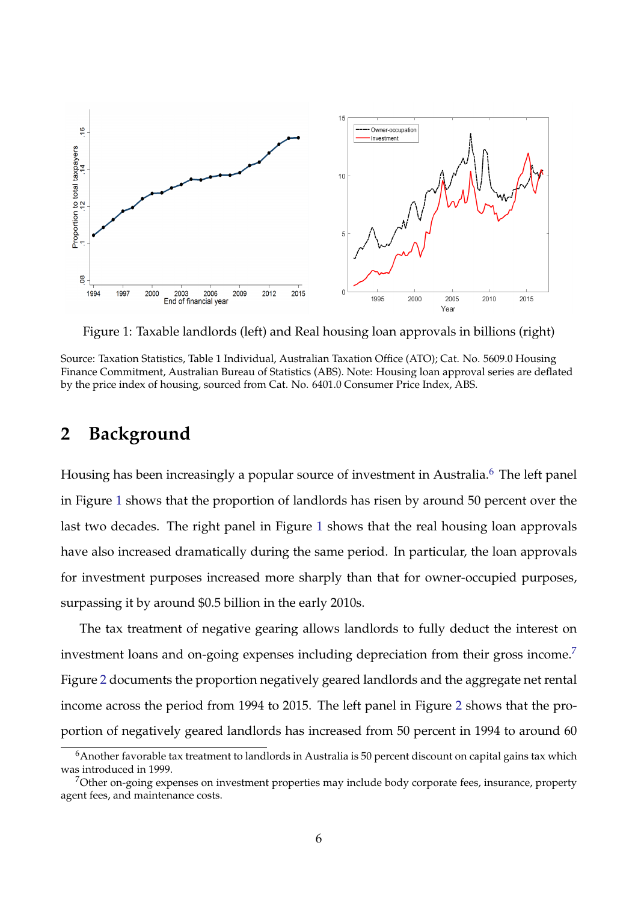Figure 1: Taxable landlords (left) and Real housing loan approvals in billions (right)

Source: Taxation Statistics, Table 1 Individual, Australian Taxation Office (ATO); Cat. No. 5609.0 Housing Finance Commitment, Australian Bureau of Statistics (ABS). Note: Housing loan approval series are deflated by the price index of housing, sourced from Cat. No. 6401.0 Consumer Price Index, ABS.

## 2 Background

Housing has been increasingly a popular source of investment in Australia.[6] The left panel in Figure 1 shows that the proportion of landlords has risen by around 50 percent over the last two decades. The right panel in Figure 1 shows that the real housing loan approvals have also increased dramatically during the same period. In particular, the loan approvals for investment purposes increased more sharply than that for owner-occupied purposes, surpassing it by around $0.5 billion in the early 2010s.

The tax treatment of negative gearing allows landlords to fully deduct the interest on investment loans and on-going expenses including depreciation from their gross income.[7] Figure 2 documents the proportion negatively geared landlords and the aggregate net rental income across the period from 1994 to 2015. The left panel in Figure 2 shows that the proportion of negatively geared landlords has increased from 50 percent in 1994 to around 60

[6] Another favorable tax treatment to landlords in Australia is 50 percent discount on capital gains tax which was introduced in 1999.

[7] Other on-going expenses on investment properties may include body corporate fees, insurance, property agent fees, and maintenance costs.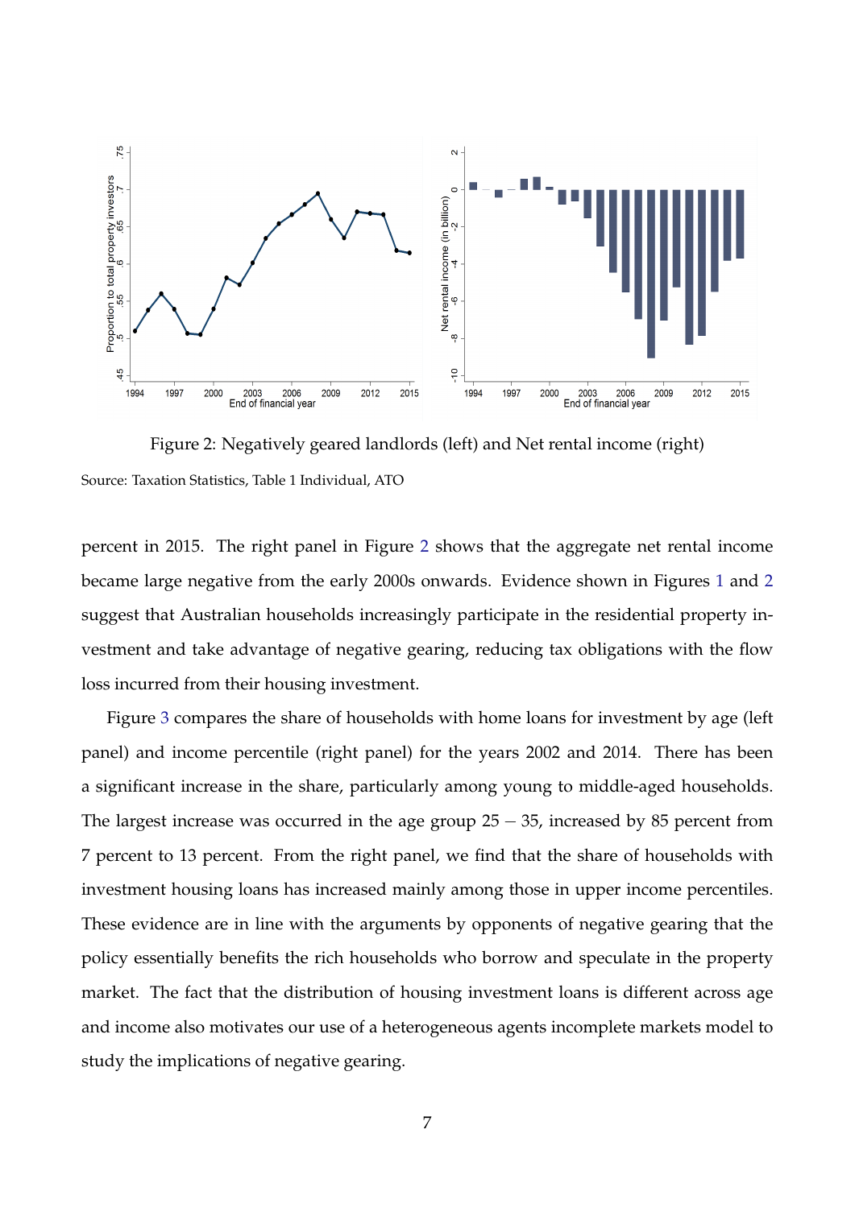Figure 2: Negatively geared landlords (left) and Net rental income (right)

Source: Taxation Statistics, Table 1 Individual, ATO

percent in 2015. The right panel in Figure 2 shows that the aggregate net rental income became large negative from the early 2000s onwards. Evidence shown in Figures 1 and 2 suggest that Australian households increasingly participate in the residential property investment and take advantage of negative gearing, reducing tax obligations with the flow loss incurred from their housing investment.

Figure 3 compares the share of households with home loans for investment by age (left panel) and income percentile (right panel) for the years 2002 and 2014. There has been a significant increase in the share, particularly among young to middle-aged households. The largest increase was occurred in the age group $25-35$, increased by 85 percent from 7 percent to 13 percent. From the right panel, we find that the share of households with investment housing loans has increased mainly among those in upper income percentiles. These evidence are in line with the arguments by opponents of negative gearing that the policy essentially benefits the rich households who borrow and speculate in the property market. The fact that the distribution of housing investment loans is different across age and income also motivates our use of a heterogeneous agents incomplete markets model to study the implications of negative gearing.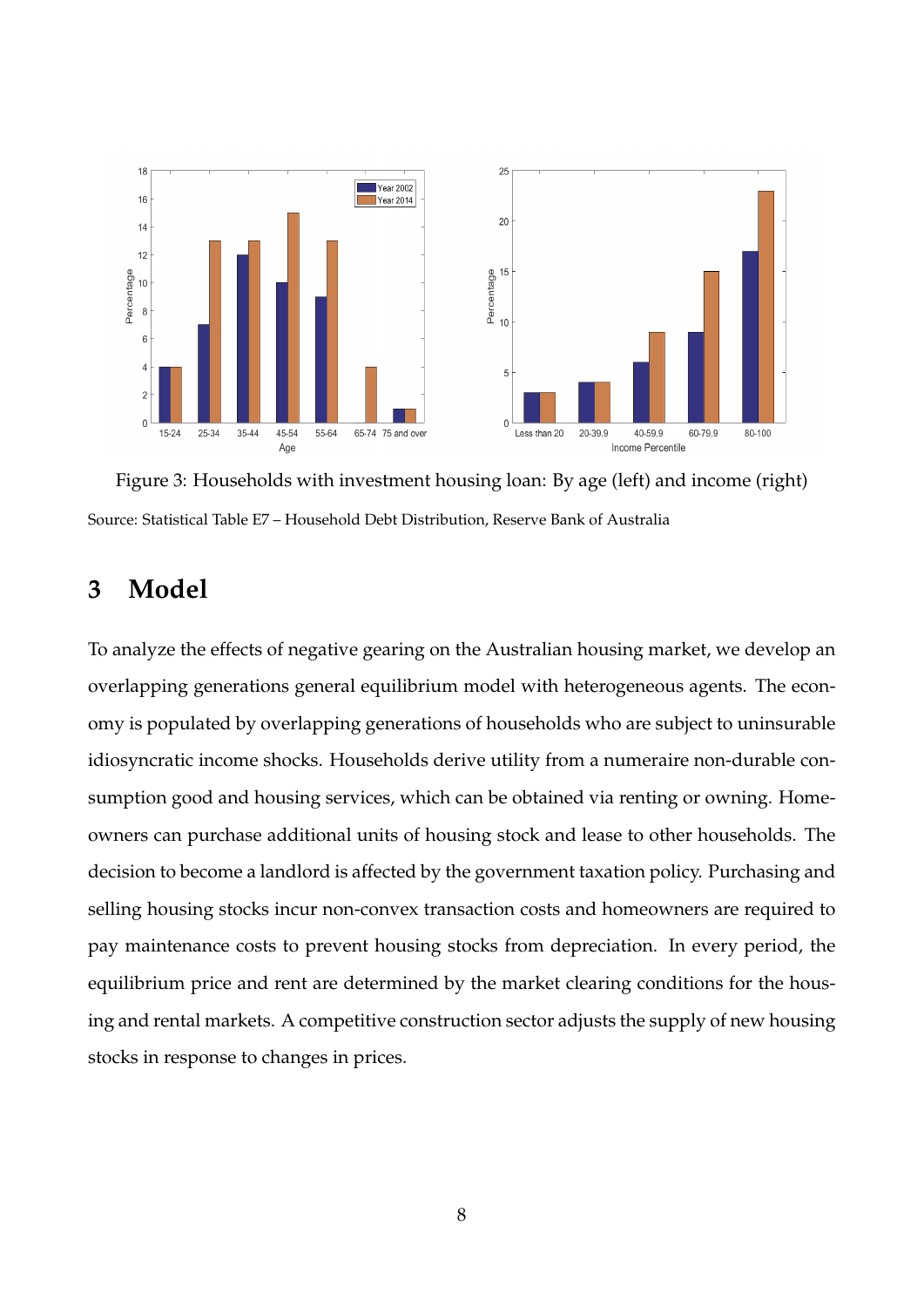Figure 3: Households with investment housing loan: By age (left) and income (right)

Source: Statistical Table E7 – Household Debt Distribution, Reserve Bank of Australia

# 3 Model

To analyze the effects of negative gearing on the Australian housing market, we develop an overlapping generations general equilibrium model with heterogeneous agents. The economy is populated by overlapping generations of households who are subject to uninsurable idiosyncratic income shocks. Households derive utility from a numeraire non-durable consumption good and housing services, which can be obtained via renting or owning. Homeowners can purchase additional units of housing stock and lease to other households. The decision to become a landlord is affected by the government taxation policy. Purchasing and selling housing stocks incur non-convex transaction costs and homeowners are required to pay maintenance costs to prevent housing stocks from depreciation. In every period, the equilibrium price and rent are determined by the market clearing conditions for the housing and rental markets. A competitive construction sector adjusts the supply of new housing stocks in response to changes in prices.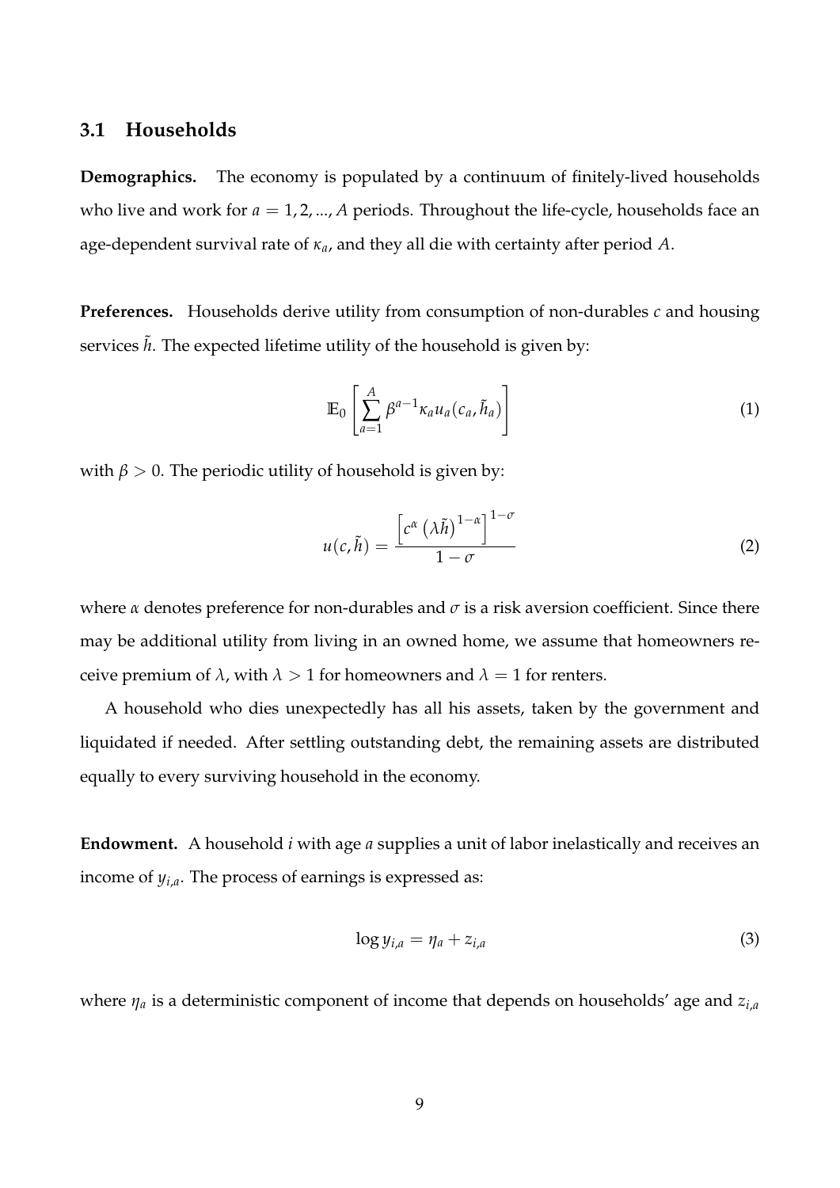### 3.1 Households

**Demographics.** The economy is populated by a continuum of finitely-lived households who live and work for $a = 1, 2, ..., A$ periods. Throughout the life-cycle, households face an age-dependent survival rate of $\kappa_a$, and they all die with certainty after period $A$.

**Preferences.** Households derive utility from consumption of non-durables $c$ and housing services $\tilde{h}$. The expected lifetime utility of the household is given by:

$$\mathbb{E}_0 \left[ \sum_{a=1}^{A} \beta^{a-1} \kappa_a u_a(c_a, \tilde{h}_a) \right] \tag{1}$$

with $\beta > 0$. The periodic utility of household is given by:

$$u(c, \tilde{h}) = \frac{\left[ c^{\alpha} \left( \lambda \tilde{h} \right)^{1-\alpha} \right]^{1-\sigma}}{1 - \sigma} \tag{2}$$

where $\alpha$ denotes preference for non-durables and $\sigma$ is a risk aversion coefficient. Since there may be additional utility from living in an owned home, we assume that homeowners receive premium of $\lambda$, with $\lambda > 1$ for homeowners and $\lambda = 1$ for renters.

A household who dies unexpectedly has all his assets, taken by the government and liquidated if needed. After settling outstanding debt, the remaining assets are distributed equally to every surviving household in the economy.

**Endowment.** A household $i$ with age $a$ supplies a unit of labor inelastically and receives an income of $y_{i,a}$. The process of earnings is expressed as:

$$\log y_{i,a} = \eta_a + z_{i,a} \tag{3}$$

where $\eta_a$ is a deterministic component of income that depends on households' age and $z_{i,a}$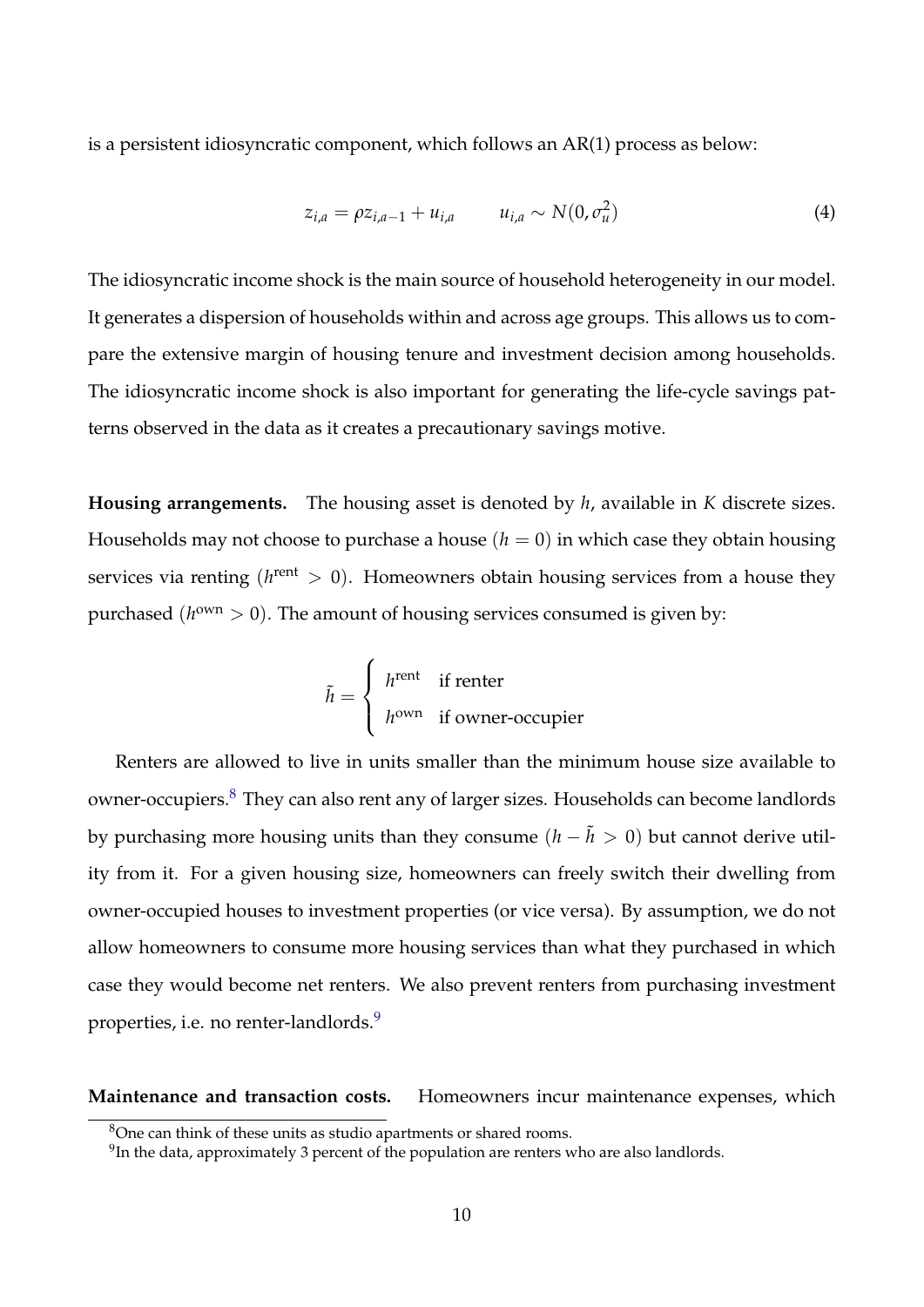is a persistent idiosyncratic component, which follows an AR(1) process as below:

$$z_{i,a} = \rho z_{i,a-1} + u_{i,a} \qquad u_{i,a} \sim N(0, \sigma_u^2) \tag{4}$$

The idiosyncratic income shock is the main source of household heterogeneity in our model. It generates a dispersion of households within and across age groups. This allows us to compare the extensive margin of housing tenure and investment decision among households. The idiosyncratic income shock is also important for generating the life-cycle savings patterns observed in the data as it creates a precautionary savings motive.

**Housing arrangements.** The housing asset is denoted by $h$, available in $K$ discrete sizes. Households may not choose to purchase a house ($h = 0$) in which case they obtain housing services via renting ($h^{\text{rent}} > 0$). Homeowners obtain housing services from a house they purchased ($h^{\text{own}} > 0$). The amount of housing services consumed is given by:

$$\tilde{h} = \begin{cases} h^{\text{rent}} & \text{if renter} \\ h^{\text{own}} & \text{if owner-occupier} \end{cases}$$

Renters are allowed to live in units smaller than the minimum house size available to owner-occupiers.[8] They can also rent any of larger sizes. Households can become landlords by purchasing more housing units than they consume ($h - \tilde{h} > 0$) but cannot derive utility from it. For a given housing size, homeowners can freely switch their dwelling from owner-occupied houses to investment properties (or vice versa). By assumption, we do not allow homeowners to consume more housing services than what they purchased in which case they would become net renters. We also prevent renters from purchasing investment properties, i.e. no renter-landlords.[9]

**Maintenance and transaction costs.** Homeowners incur maintenance expenses, which

[8] One can think of these units as studio apartments or shared rooms.

[9] In the data, approximately 3 percent of the population are renters who are also landlords.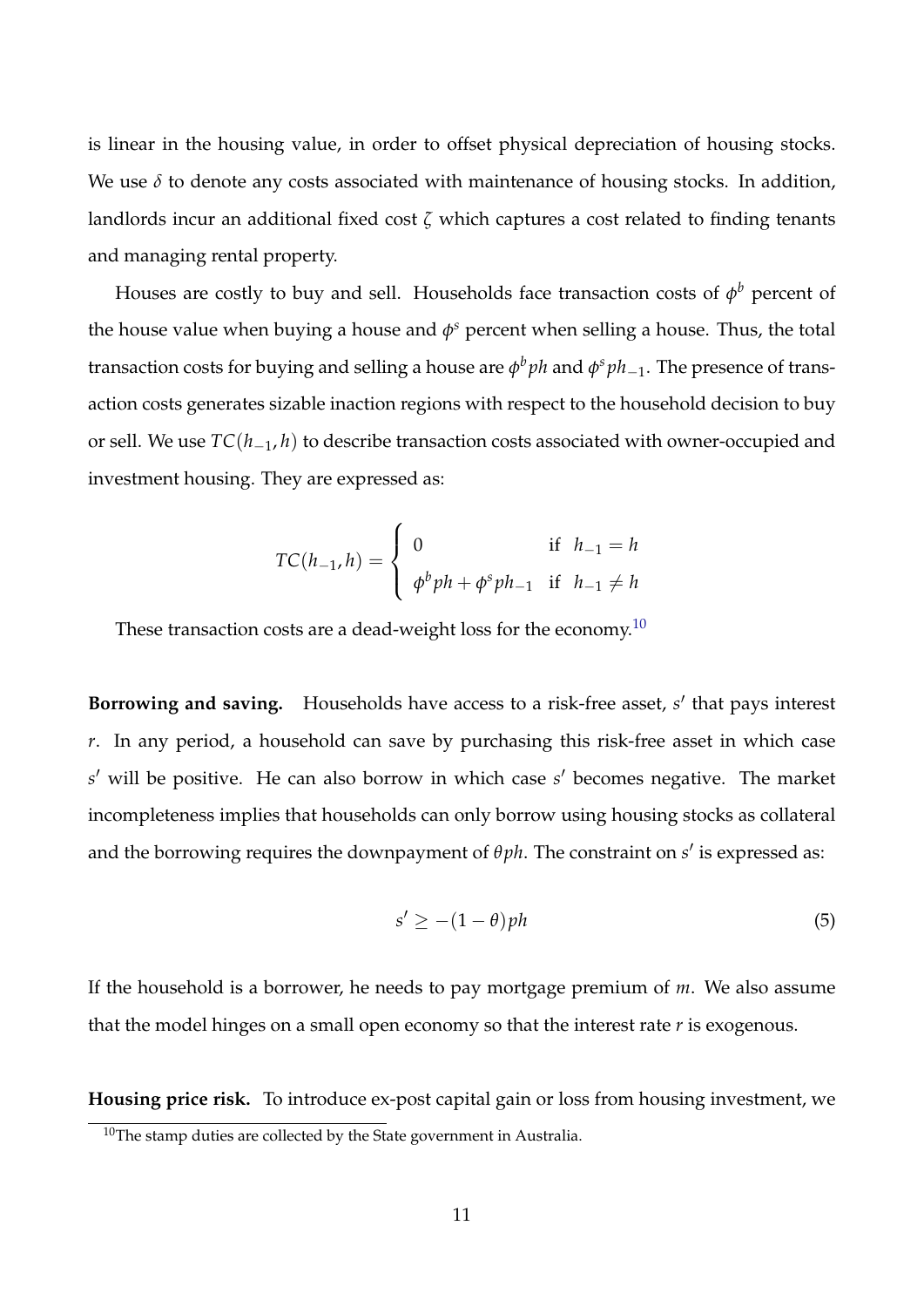is linear in the housing value, in order to offset physical depreciation of housing stocks. We use $\delta$ to denote any costs associated with maintenance of housing stocks. In addition, landlords incur an additional fixed cost $\zeta$ which captures a cost related to finding tenants and managing rental property.

Houses are costly to buy and sell. Households face transaction costs of $\phi^b$ percent of the house value when buying a house and $\phi^s$ percent when selling a house. Thus, the total transaction costs for buying and selling a house are $\phi^b ph$ and $\phi^s ph_{-1}$. The presence of transaction costs generates sizable inaction regions with respect to the household decision to buy or sell. We use $TC(h_{-1}, h)$ to describe transaction costs associated with owner-occupied and investment housing. They are expressed as:

$$
TC(h_{-1}, h) = \begin{cases} 0 & \text{if } h_{-1} = h \\ \phi^b ph + \phi^s ph_{-1} & \text{if } h_{-1} \neq h \end{cases}
$$

These transaction costs are a dead-weight loss for the economy.[10]

**Borrowing and saving.** Households have access to a risk-free asset, $s'$ that pays interest $r$. In any period, a household can save by purchasing this risk-free asset in which case $s'$ will be positive. He can also borrow in which case $s'$ becomes negative. The market incompleteness implies that households can only borrow using housing stocks as collateral and the borrowing requires the downpayment of $\theta ph$. The constraint on $s'$ is expressed as:

$$
s' \geq -(1-\theta)ph \tag{5}
$$

If the household is a borrower, he needs to pay mortgage premium of $m$. We also assume that the model hinges on a small open economy so that the interest rate $r$ is exogenous.

**Housing price risk.** To introduce ex-post capital gain or loss from housing investment, we

[10]The stamp duties are collected by the State government in Australia.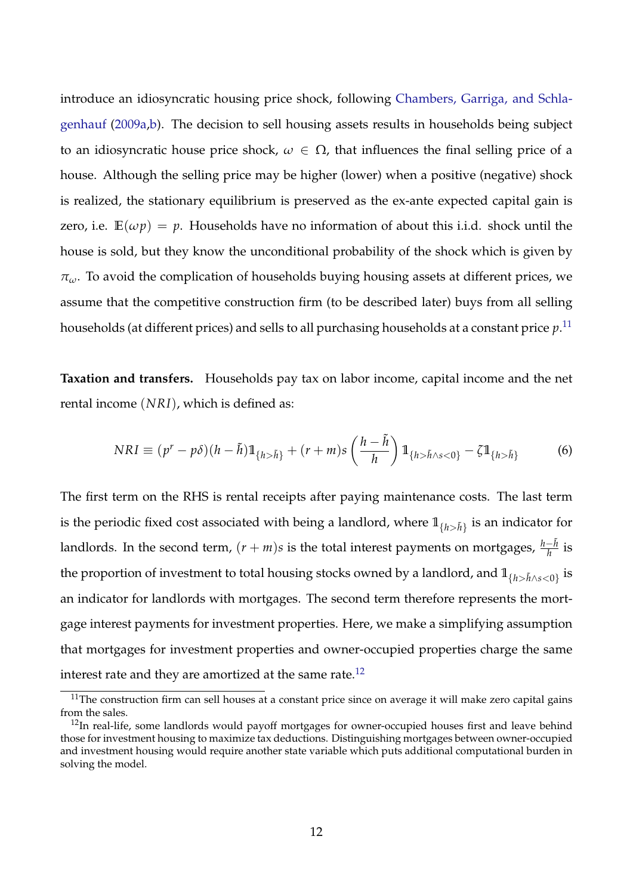introduce an idiosyncratic housing price shock, following Chambers, Garriga, and Schlagenhauf (2009a,b). The decision to sell housing assets results in households being subject to an idiosyncratic house price shock, $\omega \in \Omega$, that influences the final selling price of a house. Although the selling price may be higher (lower) when a positive (negative) shock is realized, the stationary equilibrium is preserved as the ex-ante expected capital gain is zero, i.e. $\mathbb{E}(\omega p) = p$. Households have no information of about this i.i.d. shock until the house is sold, but they know the unconditional probability of the shock which is given by $\pi_\omega$. To avoid the complication of households buying housing assets at different prices, we assume that the competitive construction firm (to be described later) buys from all selling households (at different prices) and sells to all purchasing households at a constant price $p$.[11]

**Taxation and transfers.** Households pay tax on labor income, capital income and the net rental income ($NRI$), which is defined as:

$$NRI \equiv (p^r - p\delta)(h - \tilde{h})\mathbb{1}_{\{h>\tilde{h}\}} + (r+m)s\left(\frac{h-\tilde{h}}{h}\right)\mathbb{1}_{\{h>\tilde{h}\wedge s<0\}} - \zeta\mathbb{1}_{\{h>\tilde{h}\}} \tag{6}$$

The first term on the RHS is rental receipts after paying maintenance costs. The last term is the periodic fixed cost associated with being a landlord, where $\mathbb{1}_{\{h>\tilde{h}\}}$ is an indicator for landlords. In the second term, $(r+m)s$ is the total interest payments on mortgages, $\frac{h-\tilde{h}}{h}$ is the proportion of investment to total housing stocks owned by a landlord, and $\mathbb{1}_{\{h>\tilde{h}\wedge s<0\}}$ is an indicator for landlords with mortgages. The second term therefore represents the mortgage interest payments for investment properties. Here, we make a simplifying assumption that mortgages for investment properties and owner-occupied properties charge the same interest rate and they are amortized at the same rate.[12]

[11]The construction firm can sell houses at a constant price since on average it will make zero capital gains from the sales.

[12]In real-life, some landlords would payoff mortgages for owner-occupied houses first and leave behind those for investment housing to maximize tax deductions. Distinguishing mortgages between owner-occupied and investment housing would require another state variable which puts additional computational burden in solving the model.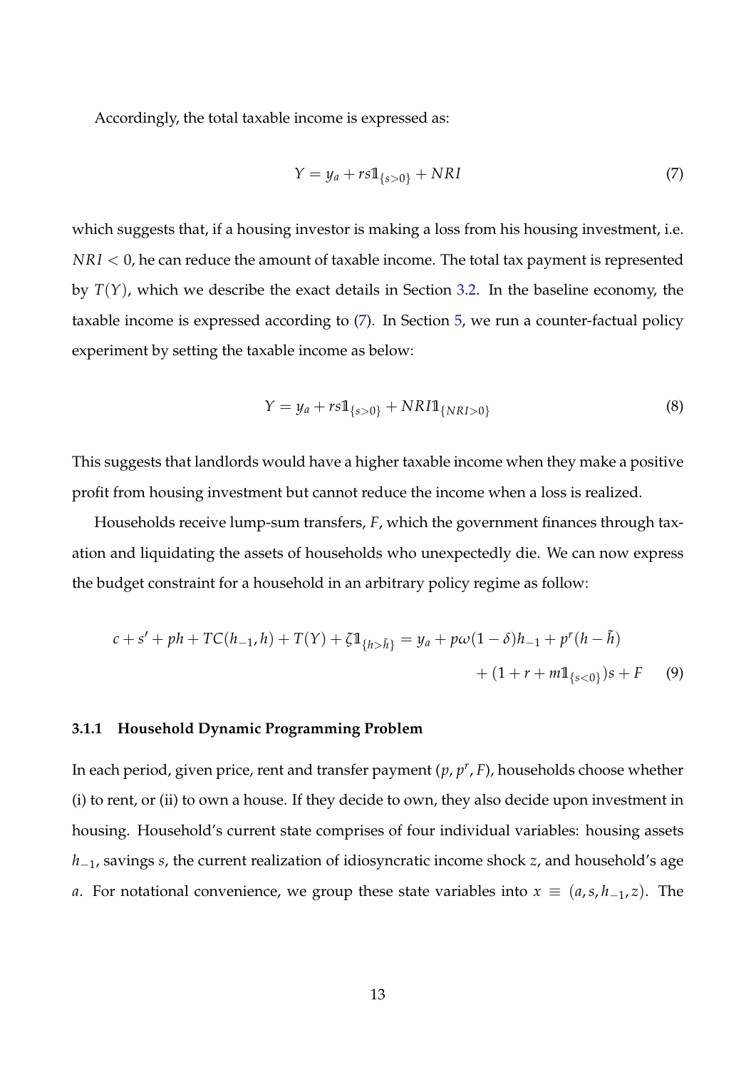Accordingly, the total taxable income is expressed as:

$$Y = y_a + rs\mathbb{1}_{\{s>0\}} + NRI \tag{7}$$

which suggests that, if a housing investor is making a loss from his housing investment, i.e. $NRI < 0$, he can reduce the amount of taxable income. The total tax payment is represented by $T(Y)$, which we describe the exact details in Section 3.2. In the baseline economy, the taxable income is expressed according to (7). In Section 5, we run a counter-factual policy experiment by setting the taxable income as below:

$$Y = y_a + rs\mathbb{1}_{\{s>0\}} + NRI\mathbb{1}_{\{NRI>0\}} \tag{8}$$

This suggests that landlords would have a higher taxable income when they make a positive profit from housing investment but cannot reduce the income when a loss is realized.

Households receive lump-sum transfers, $F$, which the government finances through taxation and liquidating the assets of households who unexpectedly die. We can now express the budget constraint for a household in an arbitrary policy regime as follow:

$$\begin{aligned} c + s' + ph + TC(h_{-1}, h) + T(Y) + \zeta\mathbb{1}_{\{h>\tilde{h}\}} = y_a + p\omega(1-\delta)h_{-1} + p^r(h - \tilde{h}) \\ + (1 + r + m\mathbb{1}_{\{s<0\}})s + F \end{aligned} \tag{9}$$

### 3.1.1 Household Dynamic Programming Problem

In each period, given price, rent and transfer payment $(p, p^r, F)$, households choose whether (i) to rent, or (ii) to own a house. If they decide to own, they also decide upon investment in housing. Household's current state comprises of four individual variables: housing assets $h_{-1}$, savings $s$, the current realization of idiosyncratic income shock $z$, and household's age $a$. For notational convenience, we group these state variables into $x \equiv (a, s, h_{-1}, z)$. The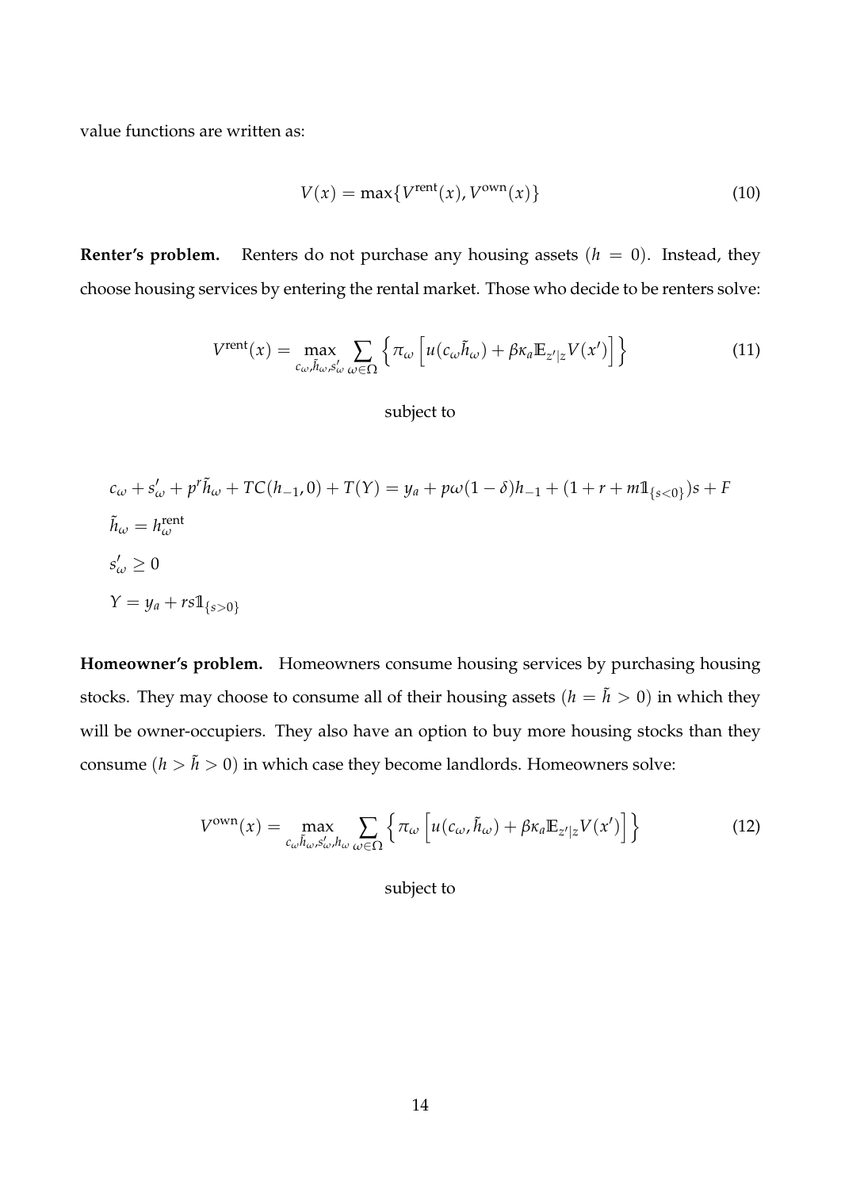value functions are written as:

$$V(x) = \max\{V^{\text{rent}}(x), V^{\text{own}}(x)\} \tag{10}$$

**Renter's problem.** Renters do not purchase any housing assets ($h = 0$). Instead, they choose housing services by entering the rental market. Those who decide to be renters solve:

$$V^{\text{rent}}(x) = \max_{c_\omega, \tilde{h}_\omega, s'_\omega} \sum_{\omega \in \Omega} \left\{ \pi_\omega \left[ u(c_\omega \tilde{h}_\omega) + \beta \kappa_a \mathbb{E}_{z'|z} V(x') \right] \right\} \tag{11}$$

subject to

$$
\begin{aligned}
& c_\omega + s'_\omega + p^r \tilde{h}_\omega + TC(h_{-1}, 0) + T(Y) = y_a + p\omega(1-\delta)h_{-1} + (1 + r + m\mathbb{1}_{\{s<0\}})s + F \\
& \tilde{h}_\omega = h^{\text{rent}}_\omega \\
& s'_\omega \geq 0 \\
& Y = y_a + rs\mathbb{1}_{\{s>0\}}
\end{aligned}
$$

**Homeowner's problem.** Homeowners consume housing services by purchasing housing stocks. They may choose to consume all of their housing assets ($h = \tilde{h} > 0$) in which they will be owner-occupiers. They also have an option to buy more housing stocks than they consume ($h > \tilde{h} > 0$) in which case they become landlords. Homeowners solve:

$$V^{\text{own}}(x) = \max_{c_\omega \tilde{h}_\omega, s'_\omega, h_\omega} \sum_{\omega \in \Omega} \left\{ \pi_\omega \left[ u(c_\omega, \tilde{h}_\omega) + \beta \kappa_a \mathbb{E}_{z'|z} V(x') \right] \right\} \tag{12}$$

subject to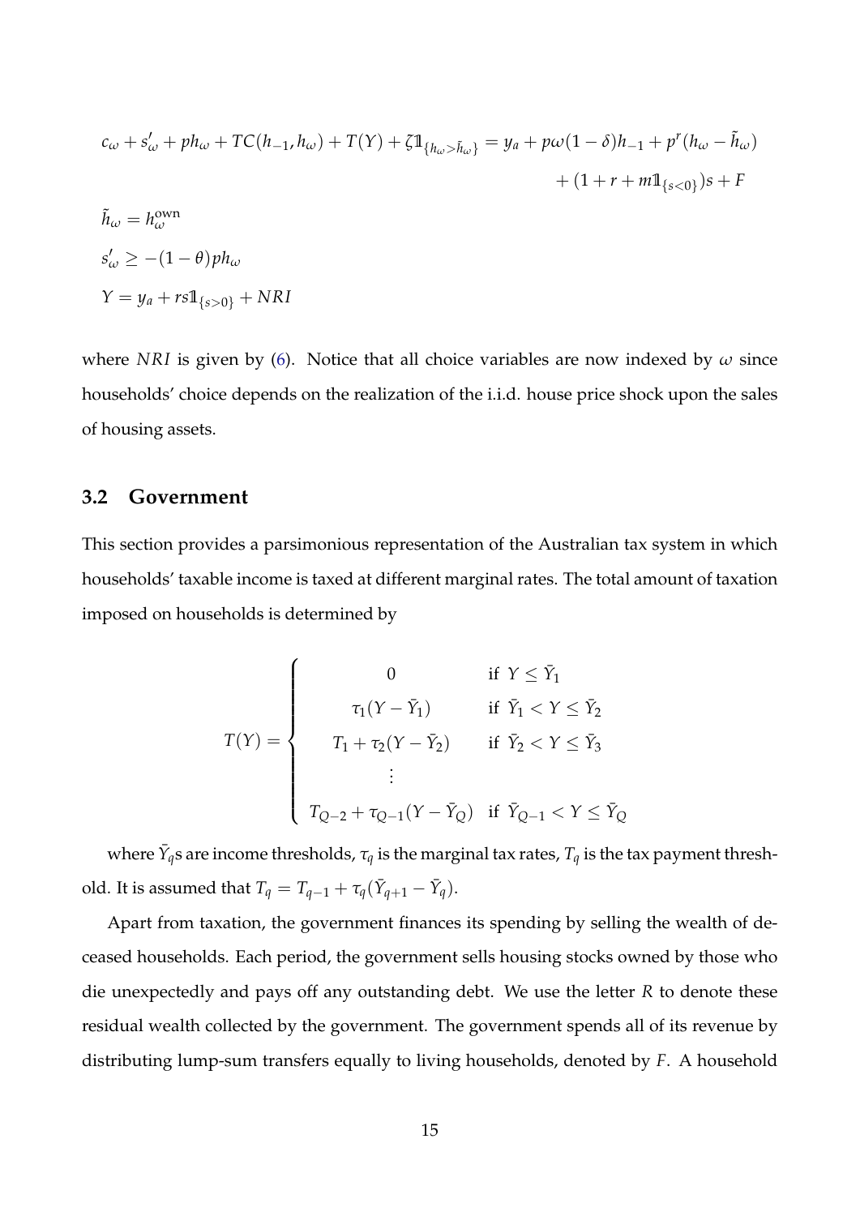$$c_\omega + s'_\omega + ph_\omega + TC(h_{-1}, h_\omega) + T(Y) + \zeta \mathbb{1}_{\{h_\omega > \tilde{h}_\omega\}} = y_a + p\omega(1-\delta)h_{-1} + p^r(h_\omega - \tilde{h}_\omega)$$
$$+ (1 + r + m\mathbb{1}_{\{s<0\}})s + F$$

$$\tilde{h}_\omega = h_\omega^{\text{own}}$$

$$s'_\omega \geq -(1-\theta)ph_\omega$$

$$Y = y_a + rs\mathbb{1}_{\{s>0\}} + NRI$$

where $NRI$ is given by (6). Notice that all choice variables are now indexed by $\omega$ since households' choice depends on the realization of the i.i.d. house price shock upon the sales of housing assets.

## 3.2 Government

This section provides a parsimonious representation of the Australian tax system in which households' taxable income is taxed at different marginal rates. The total amount of taxation imposed on households is determined by

$$T(Y) = \begin{cases} 0 & \text{if } Y \leq \bar{Y}_1 \\ \tau_1(Y - \bar{Y}_1) & \text{if } \bar{Y}_1 < Y \leq \bar{Y}_2 \\ T_1 + \tau_2(Y - \bar{Y}_2) & \text{if } \bar{Y}_2 < Y \leq \bar{Y}_3 \\ \vdots & \\ T_{Q-2} + \tau_{Q-1}(Y - \bar{Y}_Q) & \text{if } \bar{Y}_{Q-1} < Y \leq \bar{Y}_Q \end{cases}$$

where $\bar{Y}_q$s are income thresholds, $\tau_q$ is the marginal tax rates, $T_q$ is the tax payment threshold. It is assumed that $T_q = T_{q-1} + \tau_q(\bar{Y}_{q+1} - \bar{Y}_q)$.

Apart from taxation, the government finances its spending by selling the wealth of deceased households. Each period, the government sells housing stocks owned by those who die unexpectedly and pays off any outstanding debt. We use the letter $R$ to denote these residual wealth collected by the government. The government spends all of its revenue by distributing lump-sum transfers equally to living households, denoted by $F$. A household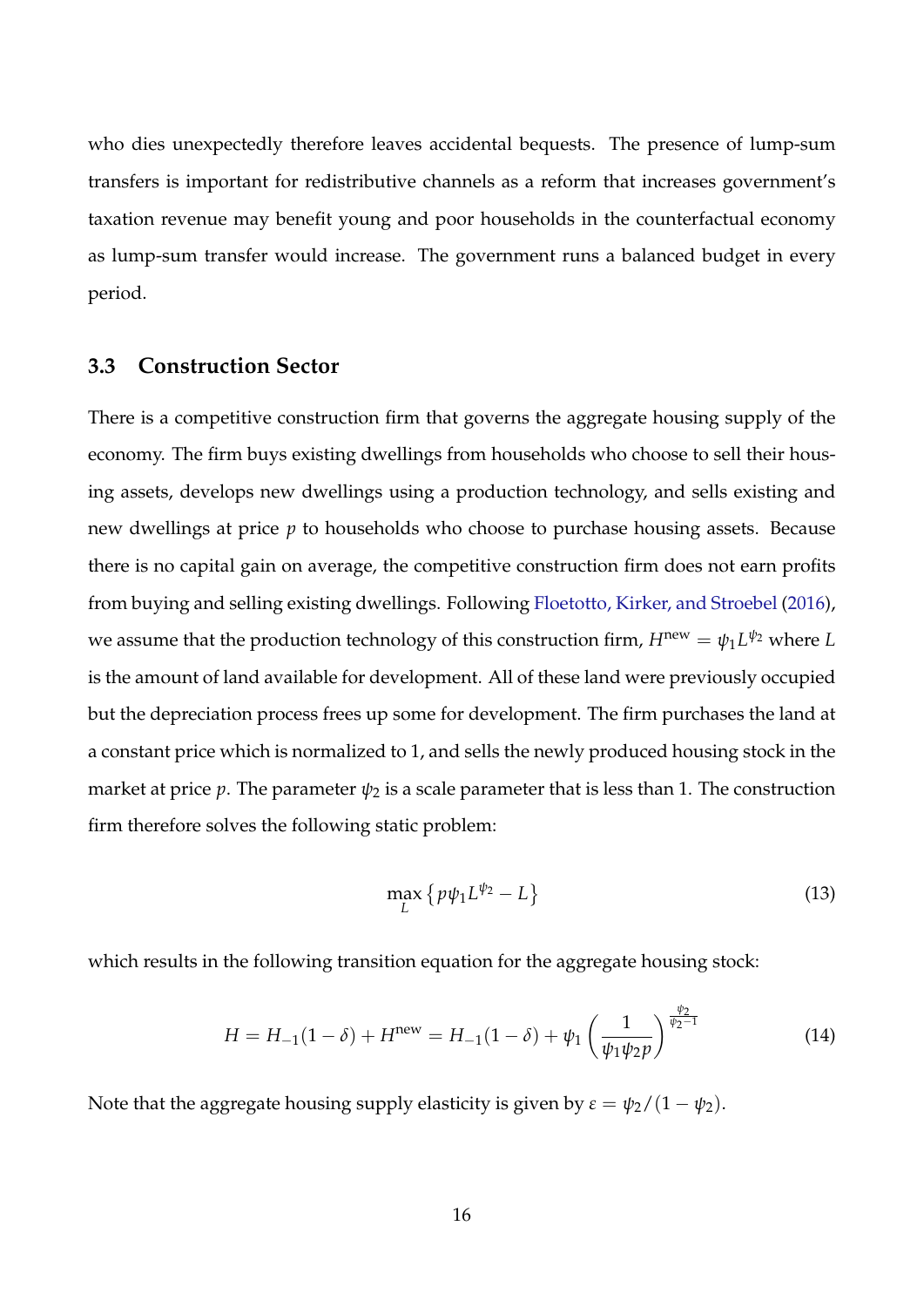who dies unexpectedly therefore leaves accidental bequests. The presence of lump-sum transfers is important for redistributive channels as a reform that increases government's taxation revenue may benefit young and poor households in the counterfactual economy as lump-sum transfer would increase. The government runs a balanced budget in every period.

### 3.3 Construction Sector

There is a competitive construction firm that governs the aggregate housing supply of the economy. The firm buys existing dwellings from households who choose to sell their housing assets, develops new dwellings using a production technology, and sells existing and new dwellings at price $p$ to households who choose to purchase housing assets. Because there is no capital gain on average, the competitive construction firm does not earn profits from buying and selling existing dwellings. Following Floetotto, Kirker, and Stroebel (2016), we assume that the production technology of this construction firm, $H^{\text{new}} = \psi_1 L^{\psi_2}$ where $L$ is the amount of land available for development. All of these land were previously occupied but the depreciation process frees up some for development. The firm purchases the land at a constant price which is normalized to 1, and sells the newly produced housing stock in the market at price $p$. The parameter $\psi_2$ is a scale parameter that is less than 1. The construction firm therefore solves the following static problem:

$$\max_{L} \left\{ p\psi_1 L^{\psi_2} - L \right\} \tag{13}$$

which results in the following transition equation for the aggregate housing stock:

$$H = H_{-1}(1-\delta) + H^{\text{new}} = H_{-1}(1-\delta) + \psi_1 \left( \frac{1}{\psi_1 \psi_2 p} \right)^{\frac{\psi_2}{\psi_2 - 1}} \tag{14}$$

Note that the aggregate housing supply elasticity is given by $\varepsilon = \psi_2/(1-\psi_2)$.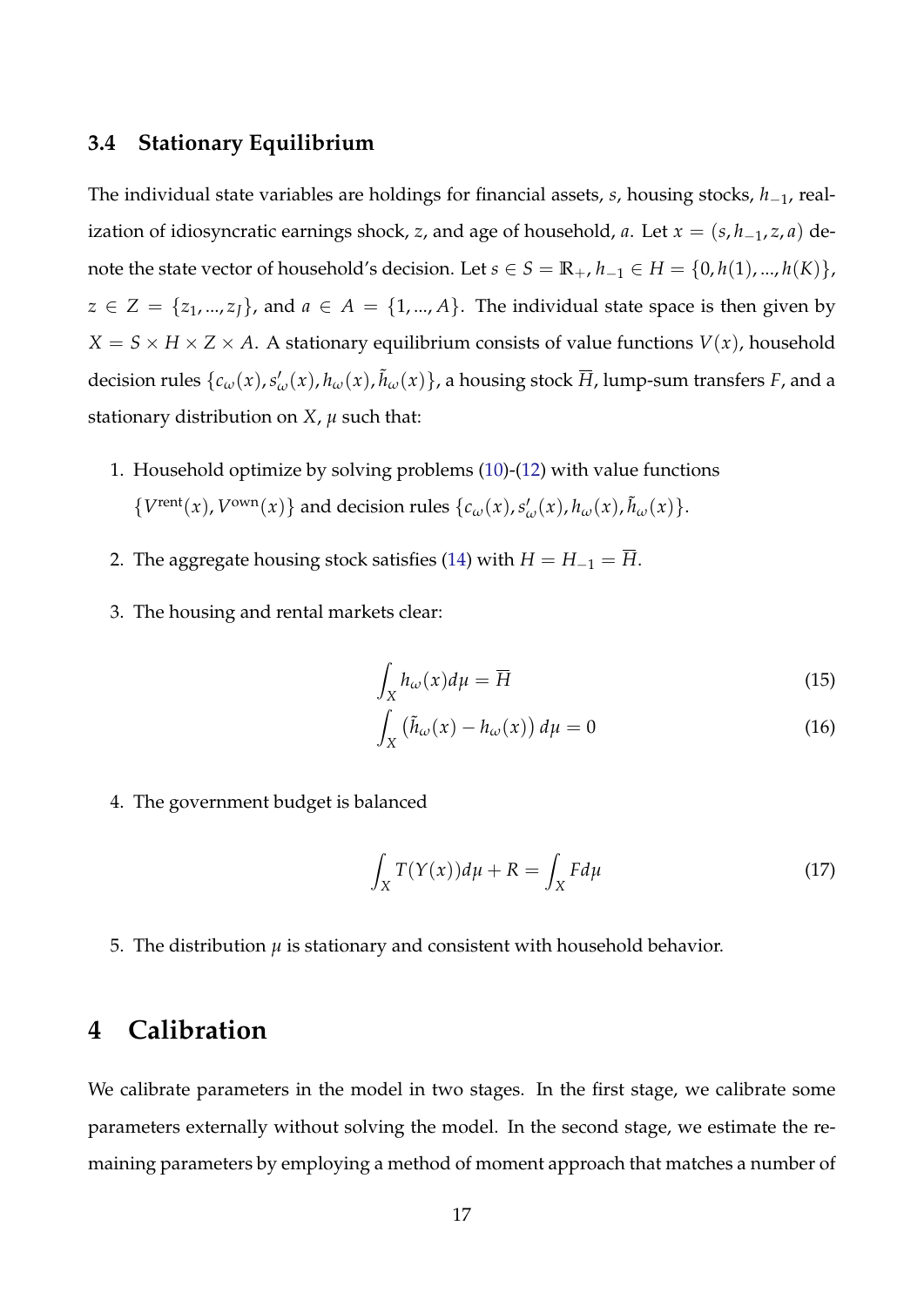### 3.4 Stationary Equilibrium

The individual state variables are holdings for financial assets, $s$, housing stocks, $h_{-1}$, realization of idiosyncratic earnings shock, $z$, and age of household, $a$. Let $x = (s, h_{-1}, z, a)$ denote the state vector of household's decision. Let $s \in S = \mathbb{R}_+$, $h_{-1} \in H = \{0, h(1), ..., h(K)\}$, $z \in Z = \{z_1, ..., z_J\}$, and $a \in A = \{1, ..., A\}$. The individual state space is then given by $X = S \times H \times Z \times A$. A stationary equilibrium consists of value functions $V(x)$, household decision rules $\{c_\omega(x), s'_\omega(x), h_\omega(x), \tilde{h}_\omega(x)\}$, a housing stock $\overline{H}$, lump-sum transfers $F$, and a stationary distribution on $X$, $\mu$ such that:

1. Household optimize by solving problems (10)-(12) with value functions $\{V^{\text{rent}}(x), V^{\text{own}}(x)\}$ and decision rules $\{c_\omega(x), s'_\omega(x), h_\omega(x), \tilde{h}_\omega(x)\}$.

2. The aggregate housing stock satisfies (14) with $H = H_{-1} = \overline{H}$.

3. The housing and rental markets clear:

$$\int_X h_\omega(x) d\mu = \overline{H} \tag{15}$$

$$\int_X \left(\tilde{h}_\omega(x) - h_\omega(x)\right) d\mu = 0 \tag{16}$$

4. The government budget is balanced

$$\int_X T(Y(x)) d\mu + R = \int_X F d\mu \tag{17}$$

5. The distribution $\mu$ is stationary and consistent with household behavior.

# 4 Calibration

We calibrate parameters in the model in two stages. In the first stage, we calibrate some parameters externally without solving the model. In the second stage, we estimate the remaining parameters by employing a method of moment approach that matches a number of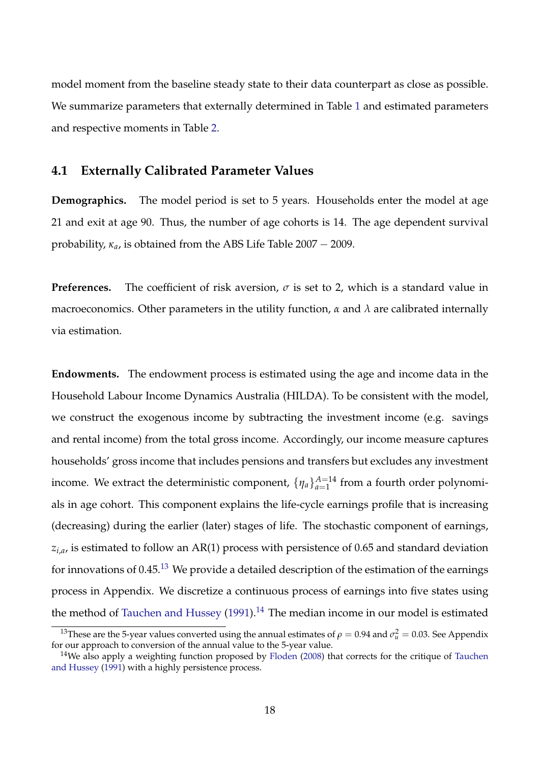model moment from the baseline steady state to their data counterpart as close as possible. We summarize parameters that externally determined in Table 1 and estimated parameters and respective moments in Table 2.

### 4.1 Externally Calibrated Parameter Values

**Demographics.** The model period is set to 5 years. Households enter the model at age 21 and exit at age 90. Thus, the number of age cohorts is 14. The age dependent survival probability, $\kappa_a$, is obtained from the ABS Life Table $2007-2009$.

**Preferences.** The coefficient of risk aversion, $\sigma$ is set to 2, which is a standard value in macroeconomics. Other parameters in the utility function, $\alpha$ and $\lambda$ are calibrated internally via estimation.

**Endowments.** The endowment process is estimated using the age and income data in the Household Labour Income Dynamics Australia (HILDA). To be consistent with the model, we construct the exogenous income by subtracting the investment income (e.g. savings and rental income) from the total gross income. Accordingly, our income measure captures households' gross income that includes pensions and transfers but excludes any investment income. We extract the deterministic component, $\{\eta_a\}_{a=1}^{A=14}$ from a fourth order polynomials in age cohort. This component explains the life-cycle earnings profile that is increasing (decreasing) during the earlier (later) stages of life. The stochastic component of earnings, $z_{i,a}$, is estimated to follow an AR(1) process with persistence of 0.65 and standard deviation for innovations of 0.45.[13] We provide a detailed description of the estimation of the earnings process in Appendix. We discretize a continuous process of earnings into five states using the method of Tauchen and Hussey (1991).[14] The median income in our model is estimated

---

[13] These are the 5-year values converted using the annual estimates of $\rho = 0.94$ and $\sigma_u^2 = 0.03$. See Appendix for our approach to conversion of the annual value to the 5-year value.

[14] We also apply a weighting function proposed by Floden (2008) that corrects for the critique of Tauchen and Hussey (1991) with a highly persistence process.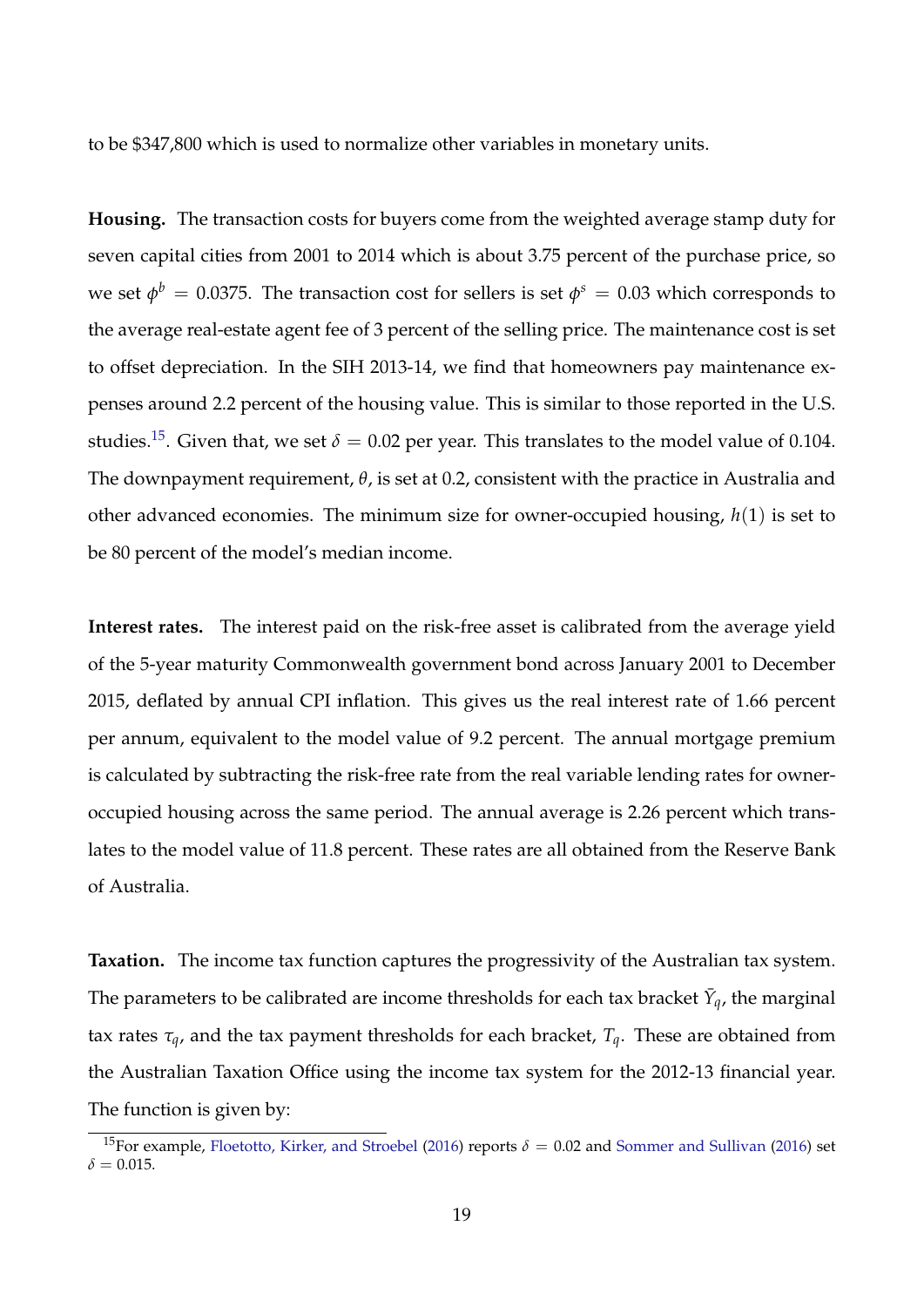to be $347,800 which is used to normalize other variables in monetary units.

**Housing.** The transaction costs for buyers come from the weighted average stamp duty for seven capital cities from 2001 to 2014 which is about 3.75 percent of the purchase price, so we set $\phi^b = 0.0375$. The transaction cost for sellers is set $\phi^s = 0.03$ which corresponds to the average real-estate agent fee of 3 percent of the selling price. The maintenance cost is set to offset depreciation. In the SIH 2013-14, we find that homeowners pay maintenance expenses around 2.2 percent of the housing value. This is similar to those reported in the U.S. studies.[15]. Given that, we set $\delta = 0.02$ per year. This translates to the model value of 0.104. The downpayment requirement, $\theta$, is set at 0.2, consistent with the practice in Australia and other advanced economies. The minimum size for owner-occupied housing, $h(1)$ is set to be 80 percent of the model's median income.

**Interest rates.** The interest paid on the risk-free asset is calibrated from the average yield of the 5-year maturity Commonwealth government bond across January 2001 to December 2015, deflated by annual CPI inflation. This gives us the real interest rate of 1.66 percent per annum, equivalent to the model value of 9.2 percent. The annual mortgage premium is calculated by subtracting the risk-free rate from the real variable lending rates for owner-occupied housing across the same period. The annual average is 2.26 percent which translates to the model value of 11.8 percent. These rates are all obtained from the Reserve Bank of Australia.

**Taxation.** The income tax function captures the progressivity of the Australian tax system. The parameters to be calibrated are income thresholds for each tax bracket $\bar{Y}_q$, the marginal tax rates $\tau_q$, and the tax payment thresholds for each bracket, $T_q$. These are obtained from the Australian Taxation Office using the income tax system for the 2012-13 financial year. The function is given by:

[15] For example, Floetotto, Kirker, and Stroebel (2016) reports $\delta = 0.02$ and Sommer and Sullivan (2016) set $\delta = 0.015$.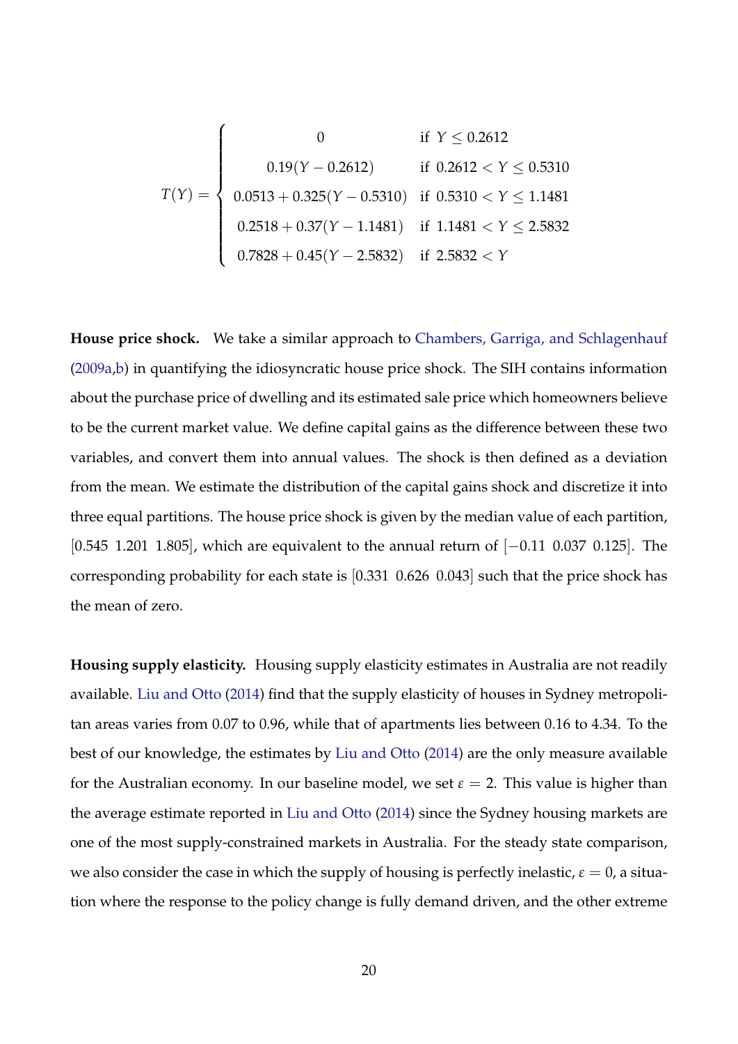$$
T(Y) = \begin{cases} 0 & \text{if } Y \leq 0.2612 \\ 0.19(Y - 0.2612) & \text{if } 0.2612 < Y \leq 0.5310 \\ 0.0513 + 0.325(Y - 0.5310) & \text{if } 0.5310 < Y \leq 1.1481 \\ 0.2518 + 0.37(Y - 1.1481) & \text{if } 1.1481 < Y \leq 2.5832 \\ 0.7828 + 0.45(Y - 2.5832) & \text{if } 2.5832 < Y \end{cases}
$$

**House price shock.** We take a similar approach to Chambers, Garriga, and Schlagenhauf (2009a,b) in quantifying the idiosyncratic house price shock. The SIH contains information about the purchase price of dwelling and its estimated sale price which homeowners believe to be the current market value. We define capital gains as the difference between these two variables, and convert them into annual values. The shock is then defined as a deviation from the mean. We estimate the distribution of the capital gains shock and discretize it into three equal partitions. The house price shock is given by the median value of each partition, $[0.545 \;\; 1.201 \;\; 1.805]$, which are equivalent to the annual return of $[-0.11 \;\; 0.037 \;\; 0.125]$. The corresponding probability for each state is $[0.331 \;\; 0.626 \;\; 0.043]$ such that the price shock has the mean of zero.

**Housing supply elasticity.** Housing supply elasticity estimates in Australia are not readily available. Liu and Otto (2014) find that the supply elasticity of houses in Sydney metropolitan areas varies from 0.07 to 0.96, while that of apartments lies between 0.16 to 4.34. To the best of our knowledge, the estimates by Liu and Otto (2014) are the only measure available for the Australian economy. In our baseline model, we set $\varepsilon = 2$. This value is higher than the average estimate reported in Liu and Otto (2014) since the Sydney housing markets are one of the most supply-constrained markets in Australia. For the steady state comparison, we also consider the case in which the supply of housing is perfectly inelastic, $\varepsilon = 0$, a situation where the response to the policy change is fully demand driven, and the other extreme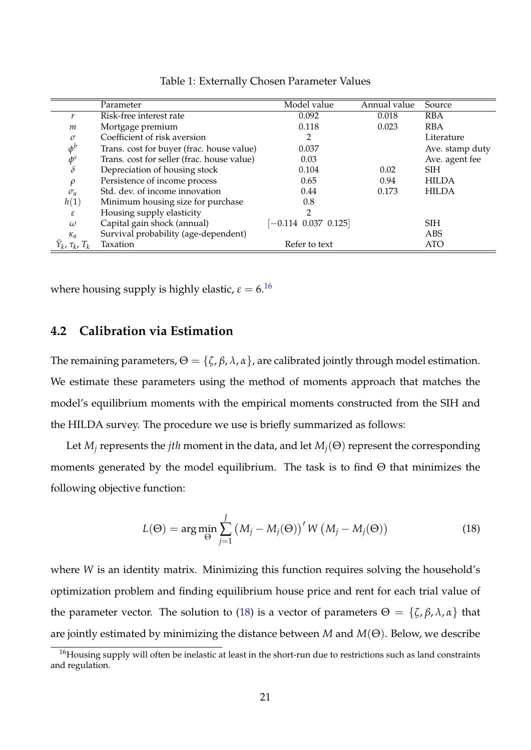Table 1: Externally Chosen Parameter Values

| | Parameter | Model value | Annual value | Source |
|---|---|---|---|---|
| $r$ | Risk-free interest rate | 0.092 | 0.018 | RBA |
| $m$ | Mortgage premium | 0.118 | 0.023 | RBA |
| $\sigma$ | Coefficient of risk aversion | 2 | | Literature |
| $\phi^b$ | Trans. cost for buyer (frac. house value) | 0.037 | | Ave. stamp duty |
| $\phi^s$ | Trans. cost for seller (frac. house value) | 0.03 | | Ave. agent fee |
| $\delta$ | Depreciation of housing stock | 0.104 | 0.02 | SIH |
| $\rho$ | Persistence of income process | 0.65 | 0.94 | HILDA |
| $\sigma_u$ | Std. dev. of income innovation | 0.44 | 0.173 | HILDA |
| $h(1)$ | Minimum housing size for purchase | 0.8 | | |
| $\varepsilon$ | Housing supply elasticity | 2 | | |
| $\omega$ | Capital gain shock (annual) | $[-0.114 \;\; 0.037 \;\; 0.125]$ | | SIH |
| $\kappa_a$ | Survival probability (age-dependent) | | | ABS |
| $\bar{Y}_k$, $\tau_k$, $T_k$ | Taxation | Refer to text | | ATO |

where housing supply is highly elastic, $\varepsilon = 6$.[16]

## 4.2 Calibration via Estimation

The remaining parameters, $\Theta = \{\zeta, \beta, \lambda, \alpha\}$, are calibrated jointly through model estimation. We estimate these parameters using the method of moments approach that matches the model's equilibrium moments with the empirical moments constructed from the SIH and the HILDA survey. The procedure we use is briefly summarized as follows:

Let $M_j$ represents the *jth* moment in the data, and let $M_j(\Theta)$ represent the corresponding moments generated by the model equilibrium. The task is to find $\Theta$ that minimizes the following objective function:

$$L(\Theta) = \arg\min_{\Theta} \sum_{j=1}^{J} \left(M_j - M_j(\Theta)\right)' W \left(M_j - M_j(\Theta)\right) \tag{18}$$

where $W$ is an identity matrix. Minimizing this function requires solving the household's optimization problem and finding equilibrium house price and rent for each trial value of the parameter vector. The solution to (18) is a vector of parameters $\Theta = \{\zeta, \beta, \lambda, \alpha\}$ that are jointly estimated by minimizing the distance between $M$ and $M(\Theta)$. Below, we describe

[16] Housing supply will often be inelastic at least in the short-run due to restrictions such as land constraints and regulation.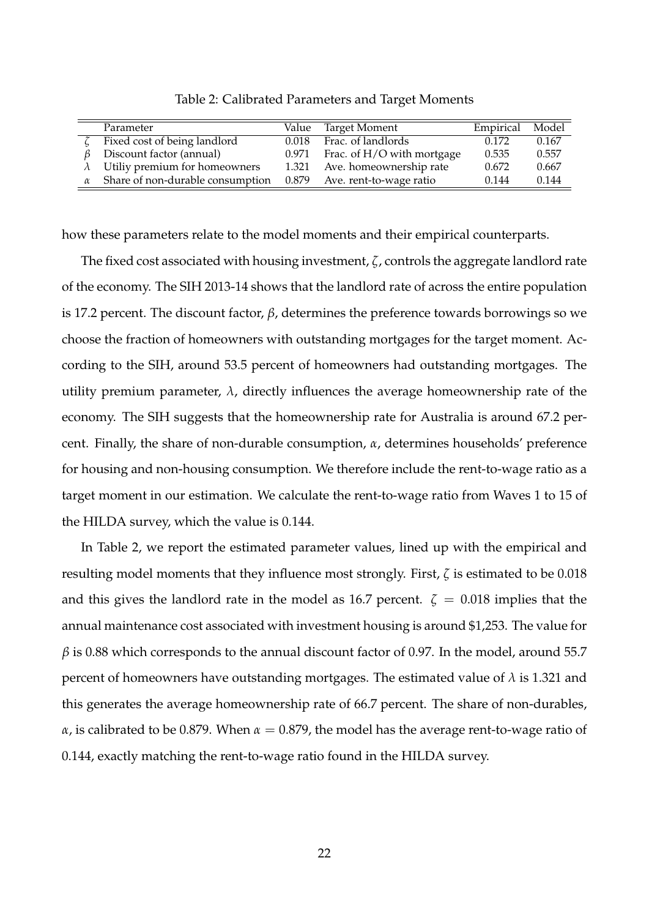Table 2: Calibrated Parameters and Target Moments

| | Parameter | Value | Target Moment | Empirical | Model |
|---|---|---|---|---|---|
| $\zeta$ | Fixed cost of being landlord | 0.018 | Frac. of landlords | 0.172 | 0.167 |
| $\beta$ | Discount factor (annual) | 0.971 | Frac. of H/O with mortgage | 0.535 | 0.557 |
| $\lambda$ | Utiliy premium for homeowners | 1.321 | Ave. homeownership rate | 0.672 | 0.667 |
| $\alpha$ | Share of non-durable consumption | 0.879 | Ave. rent-to-wage ratio | 0.144 | 0.144 |

how these parameters relate to the model moments and their empirical counterparts.

The fixed cost associated with housing investment, $\zeta$, controls the aggregate landlord rate of the economy. The SIH 2013-14 shows that the landlord rate of across the entire population is 17.2 percent. The discount factor, $\beta$, determines the preference towards borrowings so we choose the fraction of homeowners with outstanding mortgages for the target moment. According to the SIH, around 53.5 percent of homeowners had outstanding mortgages. The utility premium parameter, $\lambda$, directly influences the average homeownership rate of the economy. The SIH suggests that the homeownership rate for Australia is around 67.2 percent. Finally, the share of non-durable consumption, $\alpha$, determines households' preference for housing and non-housing consumption. We therefore include the rent-to-wage ratio as a target moment in our estimation. We calculate the rent-to-wage ratio from Waves 1 to 15 of the HILDA survey, which the value is 0.144.

In Table 2, we report the estimated parameter values, lined up with the empirical and resulting model moments that they influence most strongly. First, $\zeta$ is estimated to be 0.018 and this gives the landlord rate in the model as 16.7 percent. $\zeta = 0.018$ implies that the annual maintenance cost associated with investment housing is around $1,253. The value for $\beta$ is 0.88 which corresponds to the annual discount factor of 0.97. In the model, around 55.7 percent of homeowners have outstanding mortgages. The estimated value of $\lambda$ is 1.321 and this generates the average homeownership rate of 66.7 percent. The share of non-durables, $\alpha$, is calibrated to be 0.879. When $\alpha = 0.879$, the model has the average rent-to-wage ratio of 0.144, exactly matching the rent-to-wage ratio found in the HILDA survey.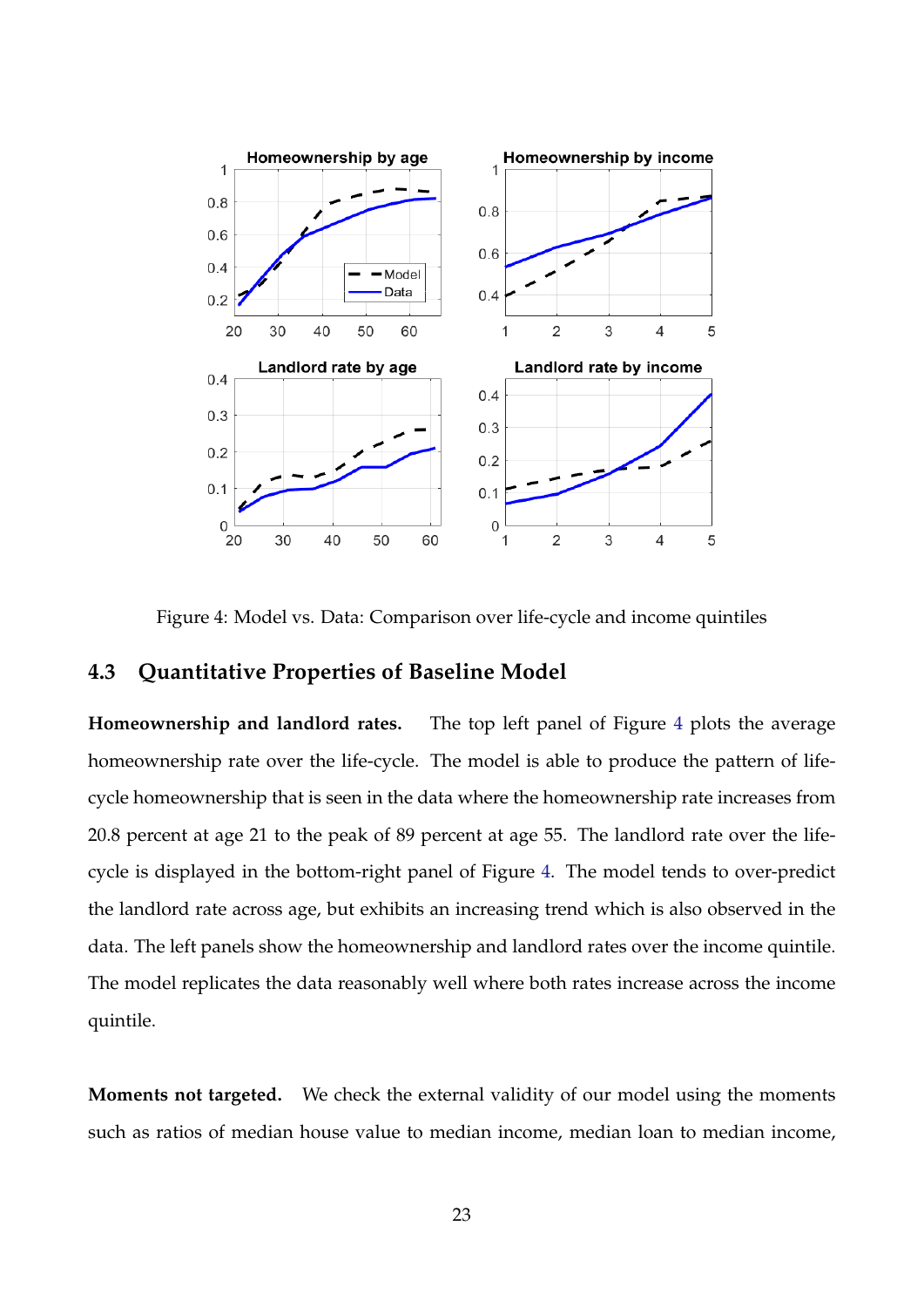Figure 4: Model vs. Data: Comparison over life-cycle and income quintiles

### 4.3 Quantitative Properties of Baseline Model

**Homeownership and landlord rates.** The top left panel of Figure 4 plots the average homeownership rate over the life-cycle. The model is able to produce the pattern of life-cycle homeownership that is seen in the data where the homeownership rate increases from 20.8 percent at age 21 to the peak of 89 percent at age 55. The landlord rate over the life-cycle is displayed in the bottom-right panel of Figure 4. The model tends to over-predict the landlord rate across age, but exhibits an increasing trend which is also observed in the data. The left panels show the homeownership and landlord rates over the income quintile. The model replicates the data reasonably well where both rates increase across the income quintile.

**Moments not targeted.** We check the external validity of our model using the moments such as ratios of median house value to median income, median loan to median income,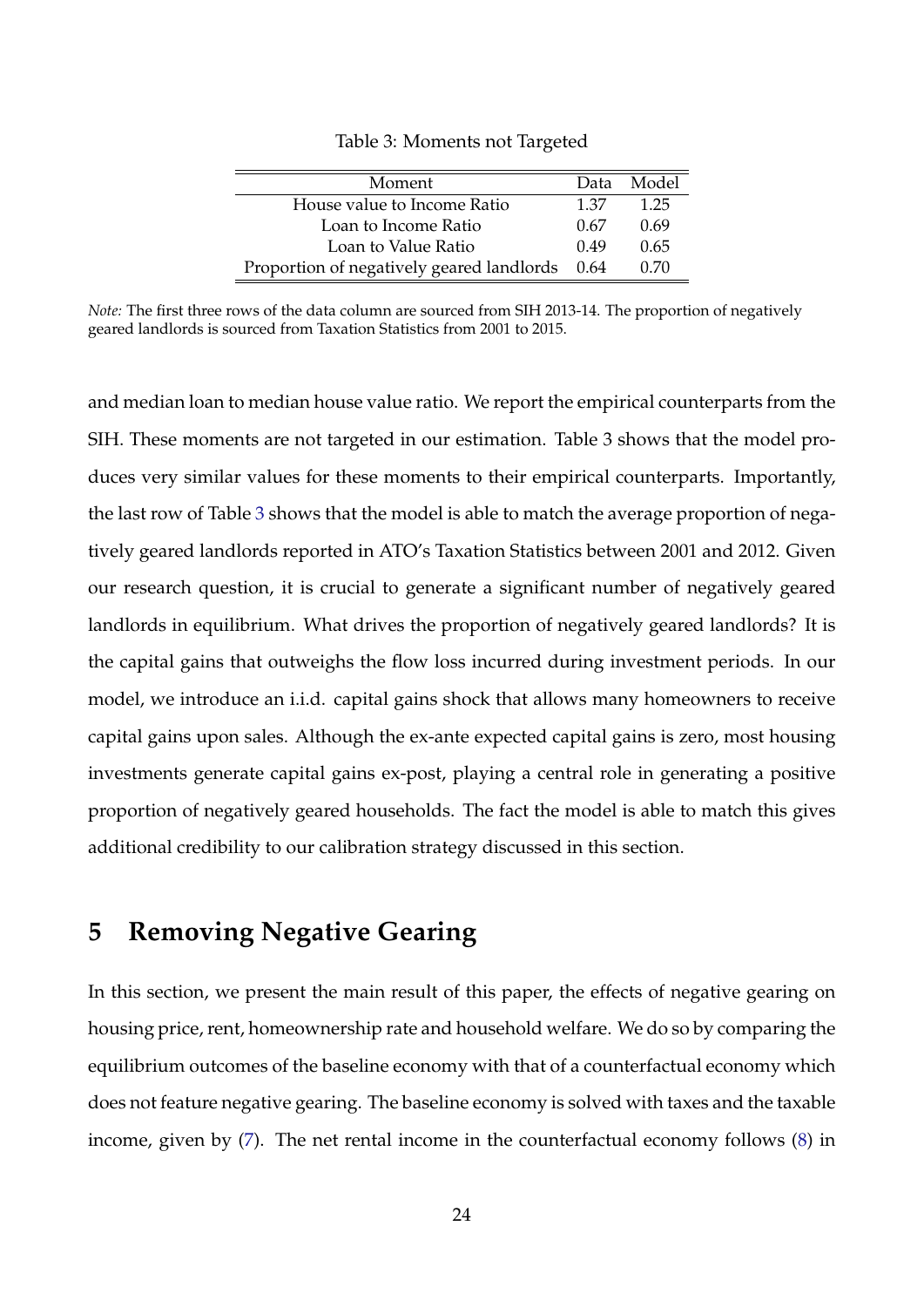Table 3: Moments not Targeted

| Moment | Data | Model |
|---|---|---|
| House value to Income Ratio | 1.37 | 1.25 |
| Loan to Income Ratio | 0.67 | 0.69 |
| Loan to Value Ratio | 0.49 | 0.65 |
| Proportion of negatively geared landlords | 0.64 | 0.70 |

*Note:* The first three rows of the data column are sourced from SIH 2013-14. The proportion of negatively geared landlords is sourced from Taxation Statistics from 2001 to 2015.

and median loan to median house value ratio. We report the empirical counterparts from the SIH. These moments are not targeted in our estimation. Table 3 shows that the model produces very similar values for these moments to their empirical counterparts. Importantly, the last row of Table 3 shows that the model is able to match the average proportion of negatively geared landlords reported in ATO's Taxation Statistics between 2001 and 2012. Given our research question, it is crucial to generate a significant number of negatively geared landlords in equilibrium. What drives the proportion of negatively geared landlords? It is the capital gains that outweighs the flow loss incurred during investment periods. In our model, we introduce an i.i.d. capital gains shock that allows many homeowners to receive capital gains upon sales. Although the ex-ante expected capital gains is zero, most housing investments generate capital gains ex-post, playing a central role in generating a positive proportion of negatively geared households. The fact the model is able to match this gives additional credibility to our calibration strategy discussed in this section.

# 5 Removing Negative Gearing

In this section, we present the main result of this paper, the effects of negative gearing on housing price, rent, homeownership rate and household welfare. We do so by comparing the equilibrium outcomes of the baseline economy with that of a counterfactual economy which does not feature negative gearing. The baseline economy is solved with taxes and the taxable income, given by (7). The net rental income in the counterfactual economy follows (8) in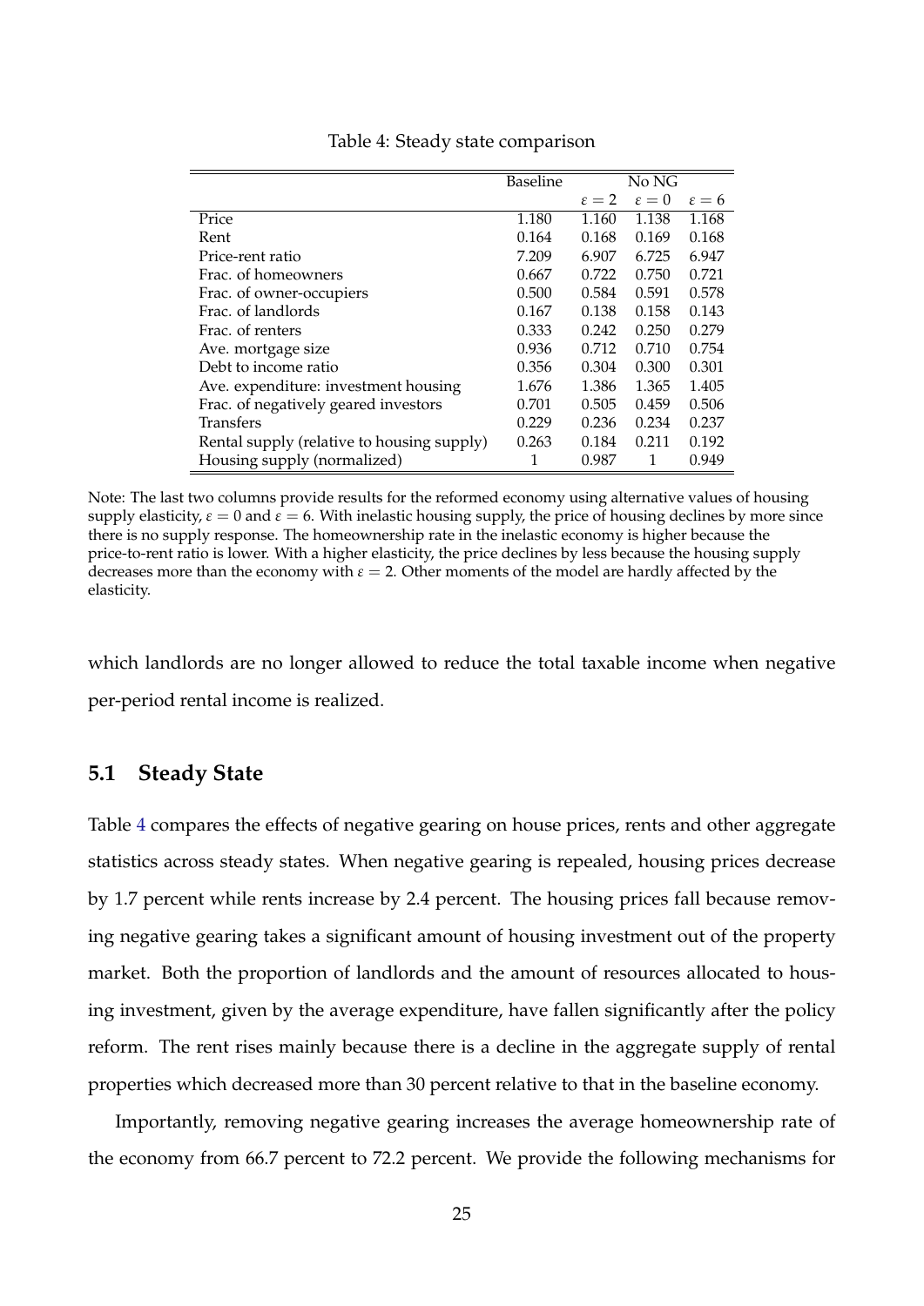Table 4: Steady state comparison

| | Baseline | No NG | | |
|---|---|---|---|---|
| | | $\varepsilon = 2$ | $\varepsilon = 0$ | $\varepsilon = 6$ |
| Price | 1.180 | 1.160 | 1.138 | 1.168 |
| Rent | 0.164 | 0.168 | 0.169 | 0.168 |
| Price-rent ratio | 7.209 | 6.907 | 6.725 | 6.947 |
| Frac. of homeowners | 0.667 | 0.722 | 0.750 | 0.721 |
| Frac. of owner-occupiers | 0.500 | 0.584 | 0.591 | 0.578 |
| Frac. of landlords | 0.167 | 0.138 | 0.158 | 0.143 |
| Frac. of renters | 0.333 | 0.242 | 0.250 | 0.279 |
| Ave. mortgage size | 0.936 | 0.712 | 0.710 | 0.754 |
| Debt to income ratio | 0.356 | 0.304 | 0.300 | 0.301 |
| Ave. expenditure: investment housing | 1.676 | 1.386 | 1.365 | 1.405 |
| Frac. of negatively geared investors | 0.701 | 0.505 | 0.459 | 0.506 |
| Transfers | 0.229 | 0.236 | 0.234 | 0.237 |
| Rental supply (relative to housing supply) | 0.263 | 0.184 | 0.211 | 0.192 |
| Housing supply (normalized) | 1 | 0.987 | 1 | 0.949 |

Note: The last two columns provide results for the reformed economy using alternative values of housing supply elasticity, $\varepsilon = 0$ and $\varepsilon = 6$. With inelastic housing supply, the price of housing declines by more since there is no supply response. The homeownership rate in the inelastic economy is higher because the price-to-rent ratio is lower. With a higher elasticity, the price declines by less because the housing supply decreases more than the economy with $\varepsilon = 2$. Other moments of the model are hardly affected by the elasticity.

which landlords are no longer allowed to reduce the total taxable income when negative per-period rental income is realized.

## 5.1 Steady State

Table 4 compares the effects of negative gearing on house prices, rents and other aggregate statistics across steady states. When negative gearing is repealed, housing prices decrease by 1.7 percent while rents increase by 2.4 percent. The housing prices fall because removing negative gearing takes a significant amount of housing investment out of the property market. Both the proportion of landlords and the amount of resources allocated to housing investment, given by the average expenditure, have fallen significantly after the policy reform. The rent rises mainly because there is a decline in the aggregate supply of rental properties which decreased more than 30 percent relative to that in the baseline economy.

Importantly, removing negative gearing increases the average homeownership rate of the economy from 66.7 percent to 72.2 percent. We provide the following mechanisms for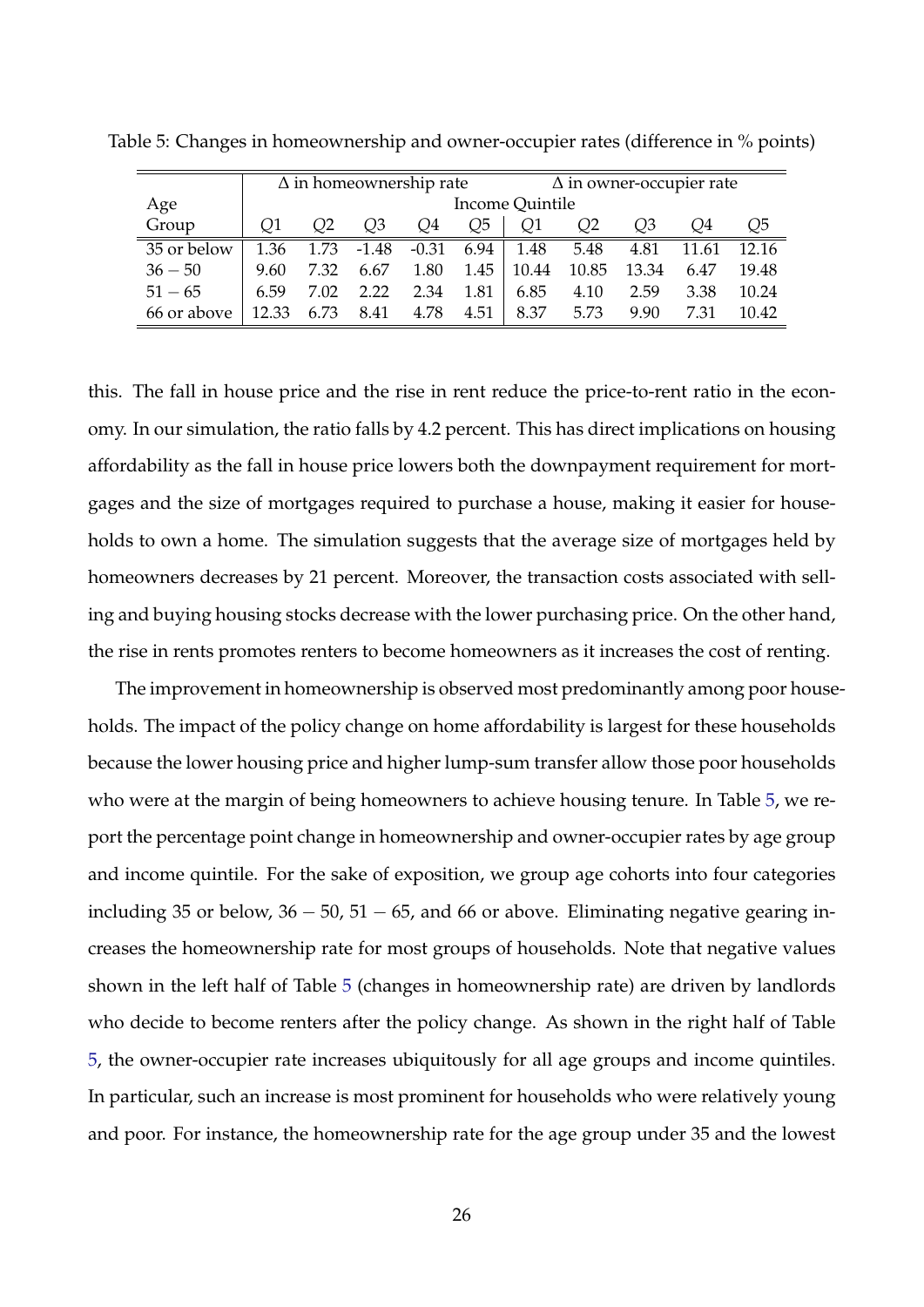Table 5: Changes in homeownership and owner-occupier rates (difference in % points)

| Age | $\Delta$ in homeownership rate | | | | | $\Delta$ in owner-occupier rate | | | | |
|---|---|---|---|---|---|---|---|---|---|---|
| | Income Quintile | | | | | | | | | |
| Group | $Q1$ | $Q2$ | $Q3$ | $Q4$ | $Q5$ | $Q1$ | $Q2$ | $Q3$ | $Q4$ | $Q5$ |
| 35 or below | 1.36 | 1.73 | -1.48 | -0.31 | 6.94 | 1.48 | 5.48 | 4.81 | 11.61 | 12.16 |
| $36-50$ | 9.60 | 7.32 | 6.67 | 1.80 | 1.45 | 10.44 | 10.85 | 13.34 | 6.47 | 19.48 |
| $51-65$ | 6.59 | 7.02 | 2.22 | 2.34 | 1.81 | 6.85 | 4.10 | 2.59 | 3.38 | 10.24 |
| 66 or above | 12.33 | 6.73 | 8.41 | 4.78 | 4.51 | 8.37 | 5.73 | 9.90 | 7.31 | 10.42 |

this. The fall in house price and the rise in rent reduce the price-to-rent ratio in the economy. In our simulation, the ratio falls by 4.2 percent. This has direct implications on housing affordability as the fall in house price lowers both the downpayment requirement for mortgages and the size of mortgages required to purchase a house, making it easier for households to own a home. The simulation suggests that the average size of mortgages held by homeowners decreases by 21 percent. Moreover, the transaction costs associated with selling and buying housing stocks decrease with the lower purchasing price. On the other hand, the rise in rents promotes renters to become homeowners as it increases the cost of renting.

The improvement in homeownership is observed most predominantly among poor households. The impact of the policy change on home affordability is largest for these households because the lower housing price and higher lump-sum transfer allow those poor households who were at the margin of being homeowners to achieve housing tenure. In Table 5, we report the percentage point change in homeownership and owner-occupier rates by age group and income quintile. For the sake of exposition, we group age cohorts into four categories including 35 or below, $36-50$, $51-65$, and 66 or above. Eliminating negative gearing increases the homeownership rate for most groups of households. Note that negative values shown in the left half of Table 5 (changes in homeownership rate) are driven by landlords who decide to become renters after the policy change. As shown in the right half of Table 5, the owner-occupier rate increases ubiquitously for all age groups and income quintiles. In particular, such an increase is most prominent for households who were relatively young and poor. For instance, the homeownership rate for the age group under 35 and the lowest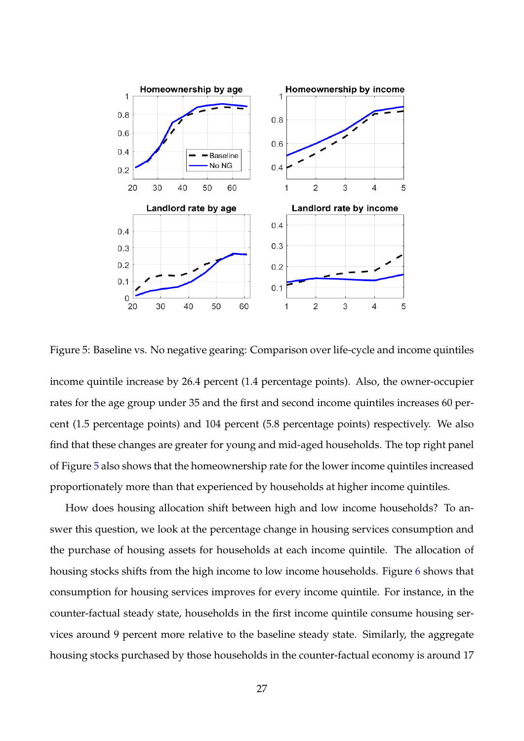Figure 5: Baseline vs. No negative gearing: Comparison over life-cycle and income quintiles

income quintile increase by 26.4 percent (1.4 percentage points). Also, the owner-occupier rates for the age group under 35 and the first and second income quintiles increases 60 percent (1.5 percentage points) and 104 percent (5.8 percentage points) respectively. We also find that these changes are greater for young and mid-aged households. The top right panel of Figure 5 also shows that the homeownership rate for the lower income quintiles increased proportionately more than that experienced by households at higher income quintiles.

How does housing allocation shift between high and low income households? To answer this question, we look at the percentage change in housing services consumption and the purchase of housing assets for households at each income quintile. The allocation of housing stocks shifts from the high income to low income households. Figure 6 shows that consumption for housing services improves for every income quintile. For instance, in the counter-factual steady state, households in the first income quintile consume housing services around 9 percent more relative to the baseline steady state. Similarly, the aggregate housing stocks purchased by those households in the counter-factual economy is around 17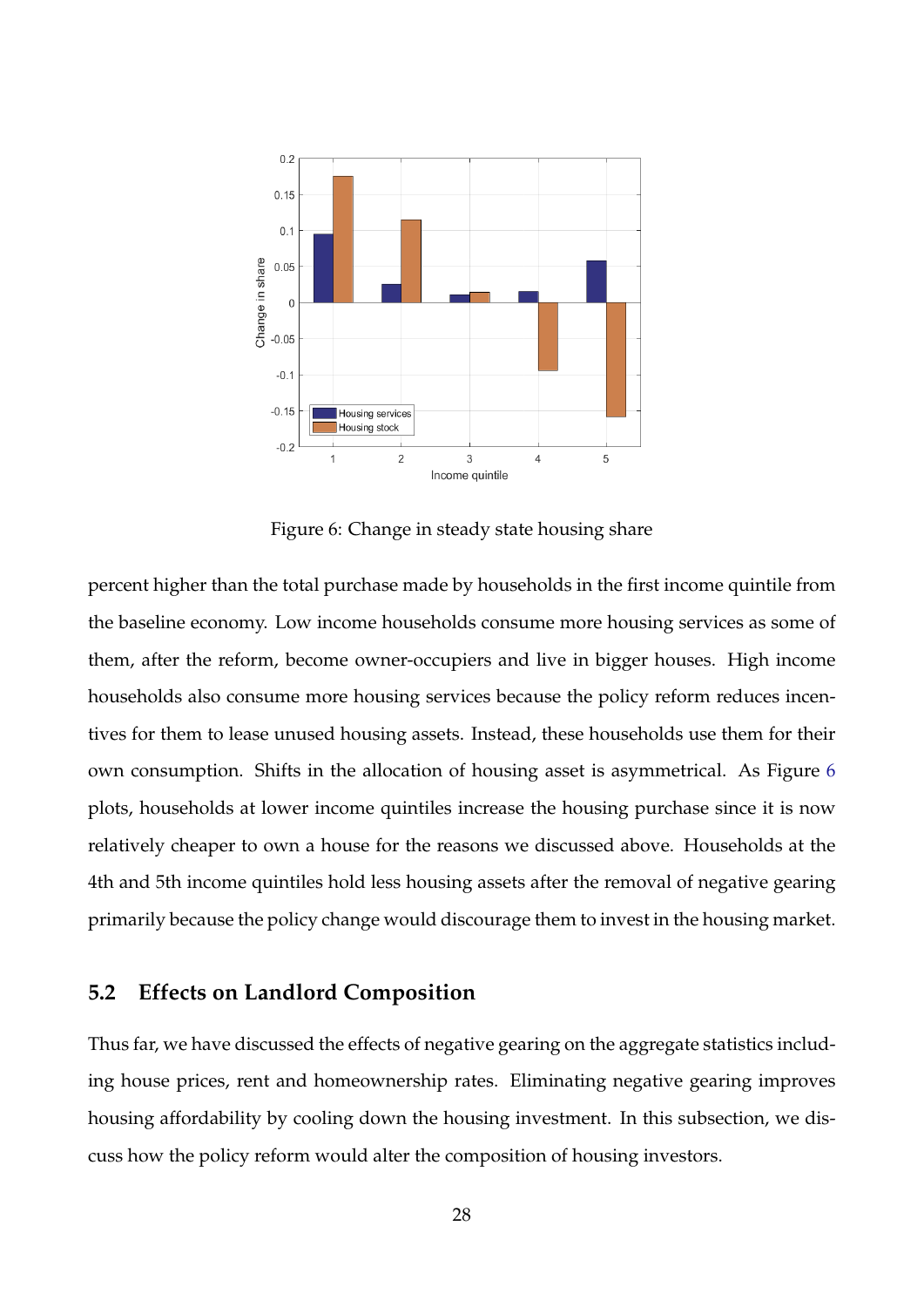Figure 6: Change in steady state housing share

percent higher than the total purchase made by households in the first income quintile from the baseline economy. Low income households consume more housing services as some of them, after the reform, become owner-occupiers and live in bigger houses. High income households also consume more housing services because the policy reform reduces incentives for them to lease unused housing assets. Instead, these households use them for their own consumption. Shifts in the allocation of housing asset is asymmetrical. As Figure 6 plots, households at lower income quintiles increase the housing purchase since it is now relatively cheaper to own a house for the reasons we discussed above. Households at the 4th and 5th income quintiles hold less housing assets after the removal of negative gearing primarily because the policy change would discourage them to invest in the housing market.

## 5.2 Effects on Landlord Composition

Thus far, we have discussed the effects of negative gearing on the aggregate statistics including house prices, rent and homeownership rates. Eliminating negative gearing improves housing affordability by cooling down the housing investment. In this subsection, we discuss how the policy reform would alter the composition of housing investors.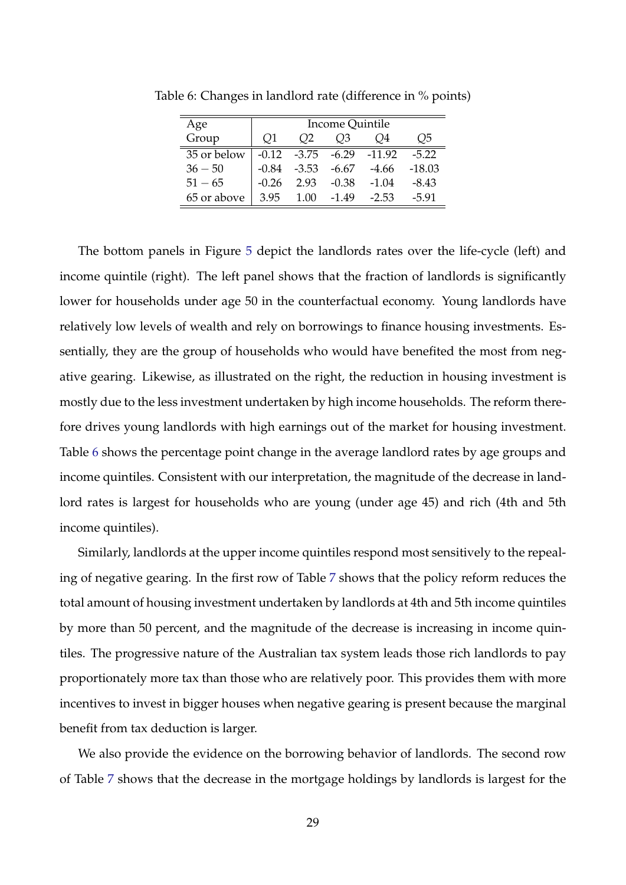Table 6: Changes in landlord rate (difference in % points)

| Age Group | Income Quintile | | | | |
|---|---|---|---|---|---|
| | $Q1$ | $Q2$ | $Q3$ | $Q4$ | $Q5$ |
| 35 or below | -0.12 | -3.75 | -6.29 | -11.92 | -5.22 |
| $36 - 50$ | -0.84 | -3.53 | -6.67 | -4.66 | -18.03 |
| $51 - 65$ | -0.26 | 2.93 | -0.38 | -1.04 | -8.43 |
| 65 or above | 3.95 | 1.00 | -1.49 | -2.53 | -5.91 |

The bottom panels in Figure 5 depict the landlords rates over the life-cycle (left) and income quintile (right). The left panel shows that the fraction of landlords is significantly lower for households under age 50 in the counterfactual economy. Young landlords have relatively low levels of wealth and rely on borrowings to finance housing investments. Essentially, they are the group of households who would have benefited the most from negative gearing. Likewise, as illustrated on the right, the reduction in housing investment is mostly due to the less investment undertaken by high income households. The reform therefore drives young landlords with high earnings out of the market for housing investment. Table 6 shows the percentage point change in the average landlord rates by age groups and income quintiles. Consistent with our interpretation, the magnitude of the decrease in landlord rates is largest for households who are young (under age 45) and rich (4th and 5th income quintiles).

Similarly, landlords at the upper income quintiles respond most sensitively to the repealing of negative gearing. In the first row of Table 7 shows that the policy reform reduces the total amount of housing investment undertaken by landlords at 4th and 5th income quintiles by more than 50 percent, and the magnitude of the decrease is increasing in income quintiles. The progressive nature of the Australian tax system leads those rich landlords to pay proportionately more tax than those who are relatively poor. This provides them with more incentives to invest in bigger houses when negative gearing is present because the marginal benefit from tax deduction is larger.

We also provide the evidence on the borrowing behavior of landlords. The second row of Table 7 shows that the decrease in the mortgage holdings by landlords is largest for the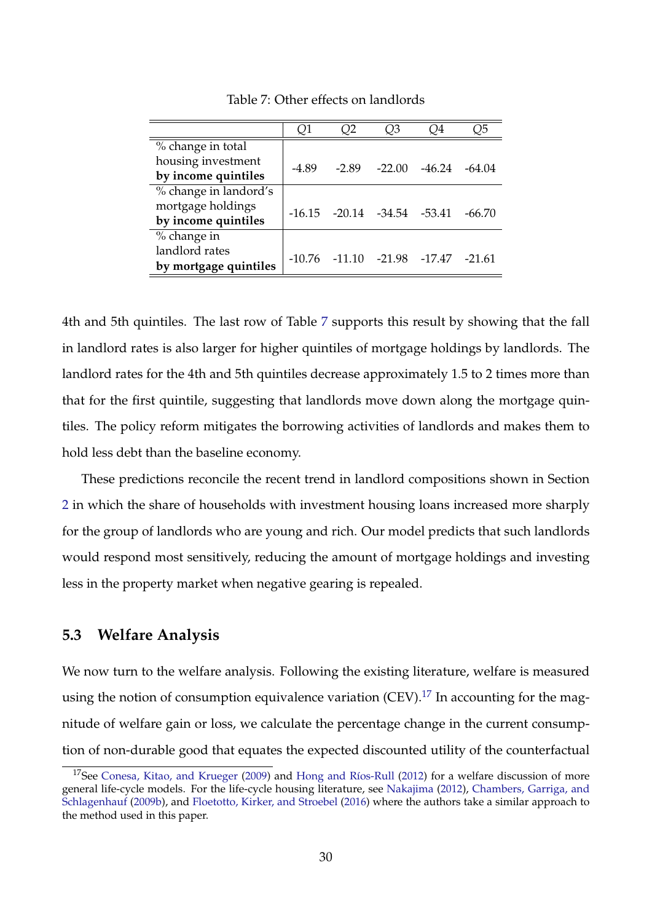Table 7: Other effects on landlords

| | $Q1$ | $Q2$ | $Q3$ | $Q4$ | $Q5$ |
|---|---|---|---|---|---|
| % change in total housing investment **by income quintiles** | -4.89 | -2.89 | -22.00 | -46.24 | -64.04 |
| % change in landord's mortgage holdings **by income quintiles** | -16.15 | -20.14 | -34.54 | -53.41 | -66.70 |
| % change in landlord rates **by mortgage quintiles** | -10.76 | -11.10 | -21.98 | -17.47 | -21.61 |

4th and 5th quintiles. The last row of Table 7 supports this result by showing that the fall in landlord rates is also larger for higher quintiles of mortgage holdings by landlords. The landlord rates for the 4th and 5th quintiles decrease approximately 1.5 to 2 times more than that for the first quintile, suggesting that landlords move down along the mortgage quintiles. The policy reform mitigates the borrowing activities of landlords and makes them to hold less debt than the baseline economy.

These predictions reconcile the recent trend in landlord compositions shown in Section 2 in which the share of households with investment housing loans increased more sharply for the group of landlords who are young and rich. Our model predicts that such landlords would respond most sensitively, reducing the amount of mortgage holdings and investing less in the property market when negative gearing is repealed.

## 5.3 Welfare Analysis

We now turn to the welfare analysis. Following the existing literature, welfare is measured using the notion of consumption equivalence variation (CEV).[17] In accounting for the magnitude of welfare gain or loss, we calculate the percentage change in the current consumption of non-durable good that equates the expected discounted utility of the counterfactual

[17] See Conesa, Kitao, and Krueger (2009) and Hong and Ríos-Rull (2012) for a welfare discussion of more general life-cycle models. For the life-cycle housing literature, see Nakajima (2012), Chambers, Garriga, and Schlagenhauf (2009b), and Floetotto, Kirker, and Stroebel (2016) where the authors take a similar approach to the method used in this paper.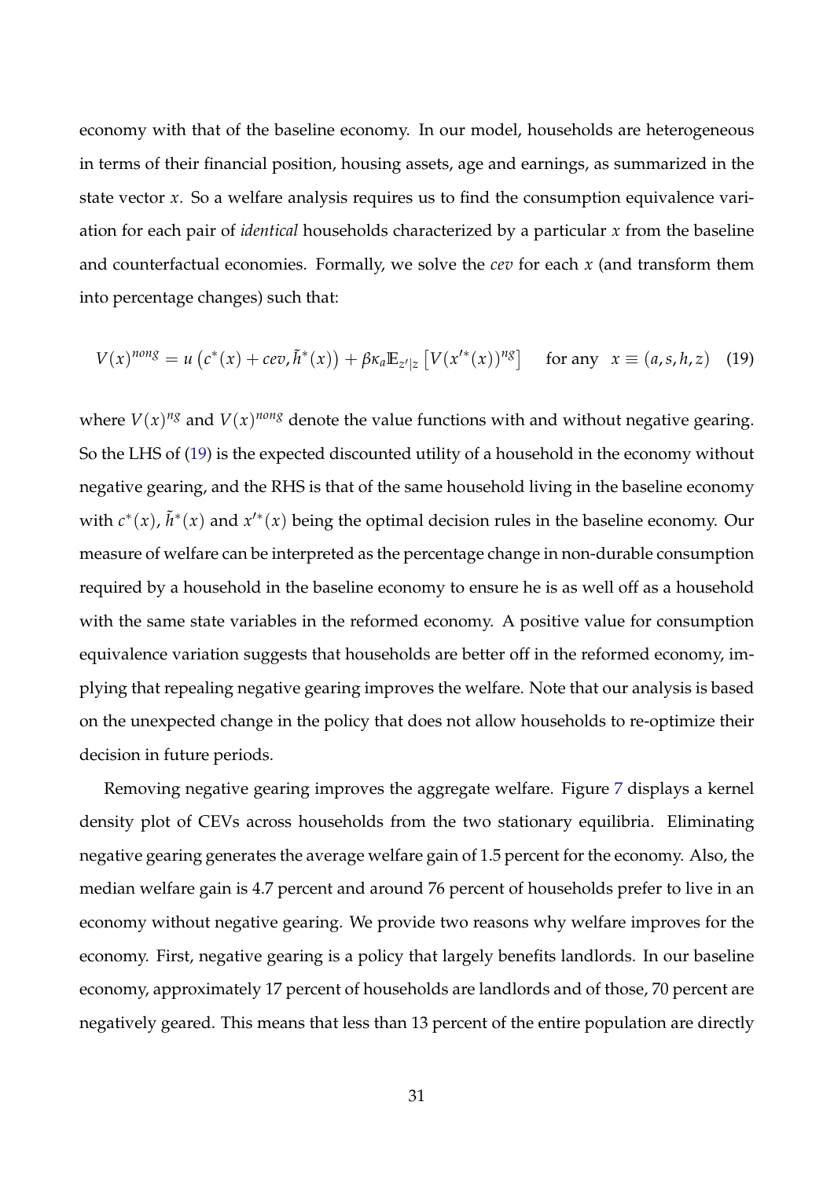economy with that of the baseline economy. In our model, households are heterogeneous in terms of their financial position, housing assets, age and earnings, as summarized in the state vector $x$. So a welfare analysis requires us to find the consumption equivalence variation for each pair of *identical* households characterized by a particular $x$ from the baseline and counterfactual economies. Formally, we solve the *cev* for each $x$ (and transform them into percentage changes) such that:

$$V(x)^{nong} = u\left(c^*(x) + cev, \tilde{h}^*(x)\right) + \beta\kappa_a \mathbb{E}_{z'|z}\left[V(x'^*(x))^{ng}\right] \quad \text{for any} \quad x \equiv (a, s, h, z) \tag{19}$$

where $V(x)^{ng}$ and $V(x)^{nong}$ denote the value functions with and without negative gearing. So the LHS of (19) is the expected discounted utility of a household in the economy without negative gearing, and the RHS is that of the same household living in the baseline economy with $c^*(x)$, $\tilde{h}^*(x)$ and $x'^*(x)$ being the optimal decision rules in the baseline economy. Our measure of welfare can be interpreted as the percentage change in non-durable consumption required by a household in the baseline economy to ensure he is as well off as a household with the same state variables in the reformed economy. A positive value for consumption equivalence variation suggests that households are better off in the reformed economy, implying that repealing negative gearing improves the welfare. Note that our analysis is based on the unexpected change in the policy that does not allow households to re-optimize their decision in future periods.

Removing negative gearing improves the aggregate welfare. Figure 7 displays a kernel density plot of CEVs across households from the two stationary equilibria. Eliminating negative gearing generates the average welfare gain of 1.5 percent for the economy. Also, the median welfare gain is 4.7 percent and around 76 percent of households prefer to live in an economy without negative gearing. We provide two reasons why welfare improves for the economy. First, negative gearing is a policy that largely benefits landlords. In our baseline economy, approximately 17 percent of households are landlords and of those, 70 percent are negatively geared. This means that less than 13 percent of the entire population are directly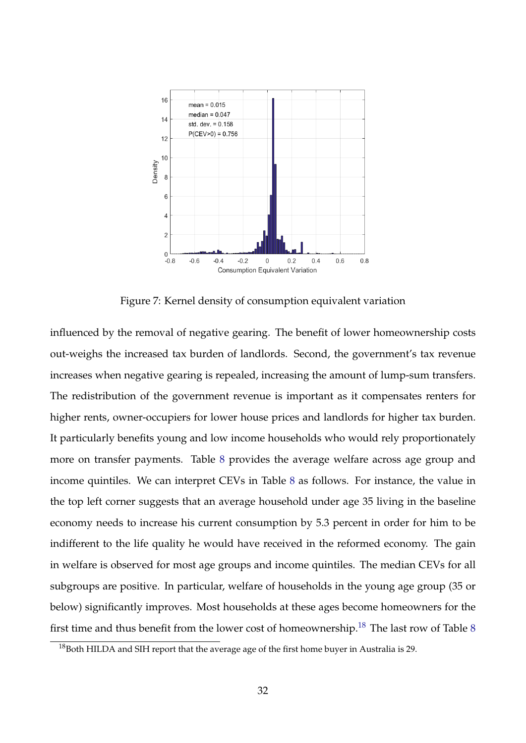Figure 7: Kernel density of consumption equivalent variation

influenced by the removal of negative gearing. The benefit of lower homeownership costs out-weighs the increased tax burden of landlords. Second, the government's tax revenue increases when negative gearing is repealed, increasing the amount of lump-sum transfers. The redistribution of the government revenue is important as it compensates renters for higher rents, owner-occupiers for lower house prices and landlords for higher tax burden. It particularly benefits young and low income households who would rely proportionately more on transfer payments. Table 8 provides the average welfare across age group and income quintiles. We can interpret CEVs in Table 8 as follows. For instance, the value in the top left corner suggests that an average household under age 35 living in the baseline economy needs to increase his current consumption by 5.3 percent in order for him to be indifferent to the life quality he would have received in the reformed economy. The gain in welfare is observed for most age groups and income quintiles. The median CEVs for all subgroups are positive. In particular, welfare of households in the young age group (35 or below) significantly improves. Most households at these ages become homeowners for the first time and thus benefit from the lower cost of homeownership.[18] The last row of Table 8

[18]Both HILDA and SIH report that the average age of the first home buyer in Australia is 29.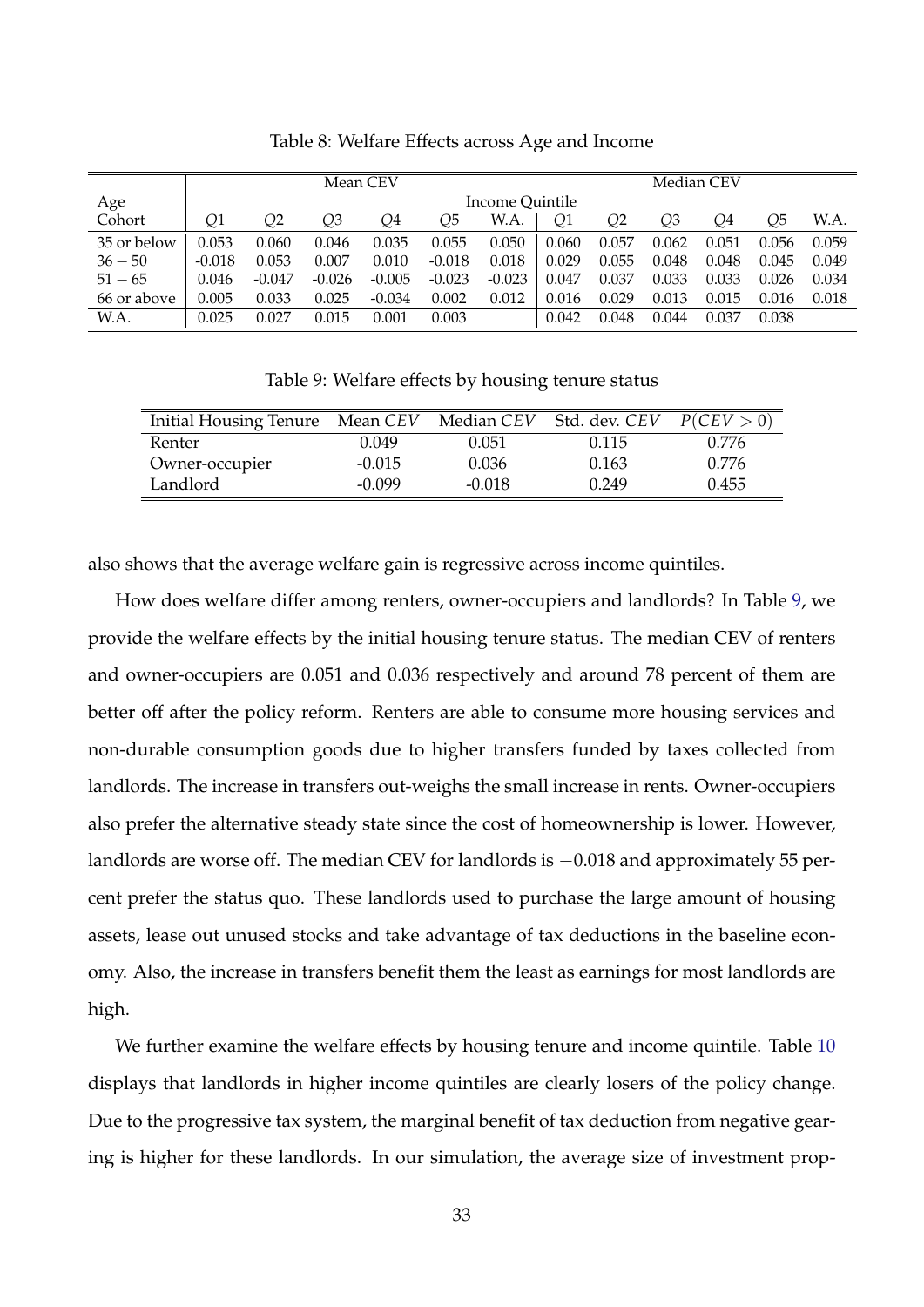Table 8: Welfare Effects across Age and Income

| Age | Mean CEV | | | | | | Median CEV | | | | | |
|---|---|---|---|---|---|---|---|---|---|---|---|---|
| | Income Quintile | | | | | | | | | | | |
| Cohort | $Q1$ | $Q2$ | $Q3$ | $Q4$ | $Q5$ | W.A. | $Q1$ | $Q2$ | $Q3$ | $Q4$ | $Q5$ | W.A. |
| 35 or below | 0.053 | 0.060 | 0.046 | 0.035 | 0.055 | 0.050 | 0.060 | 0.057 | 0.062 | 0.051 | 0.056 | 0.059 |
| $36-50$ | -0.018 | 0.053 | 0.007 | 0.010 | -0.018 | 0.018 | 0.029 | 0.055 | 0.048 | 0.048 | 0.045 | 0.049 |
| $51-65$ | 0.046 | -0.047 | -0.026 | -0.005 | -0.023 | -0.023 | 0.047 | 0.037 | 0.033 | 0.033 | 0.026 | 0.034 |
| 66 or above | 0.005 | 0.033 | 0.025 | -0.034 | 0.002 | 0.012 | 0.016 | 0.029 | 0.013 | 0.015 | 0.016 | 0.018 |
| W.A. | 0.025 | 0.027 | 0.015 | 0.001 | 0.003 | | 0.042 | 0.048 | 0.044 | 0.037 | 0.038 | |

Table 9: Welfare effects by housing tenure status

| Initial Housing Tenure | Mean $CEV$ | Median $CEV$ | Std. dev. $CEV$ | $P(CEV > 0)$ |
|---|---|---|---|---|
| Renter | 0.049 | 0.051 | 0.115 | 0.776 |
| Owner-occupier | -0.015 | 0.036 | 0.163 | 0.776 |
| Landlord | -0.099 | -0.018 | 0.249 | 0.455 |

also shows that the average welfare gain is regressive across income quintiles.

How does welfare differ among renters, owner-occupiers and landlords? In Table 9, we provide the welfare effects by the initial housing tenure status. The median CEV of renters and owner-occupiers are 0.051 and 0.036 respectively and around 78 percent of them are better off after the policy reform. Renters are able to consume more housing services and non-durable consumption goods due to higher transfers funded by taxes collected from landlords. The increase in transfers out-weighs the small increase in rents. Owner-occupiers also prefer the alternative steady state since the cost of homeownership is lower. However, landlords are worse off. The median CEV for landlords is $-0.018$ and approximately 55 percent prefer the status quo. These landlords used to purchase the large amount of housing assets, lease out unused stocks and take advantage of tax deductions in the baseline economy. Also, the increase in transfers benefit them the least as earnings for most landlords are high.

We further examine the welfare effects by housing tenure and income quintile. Table 10 displays that landlords in higher income quintiles are clearly losers of the policy change. Due to the progressive tax system, the marginal benefit of tax deduction from negative gearing is higher for these landlords. In our simulation, the average size of investment prop-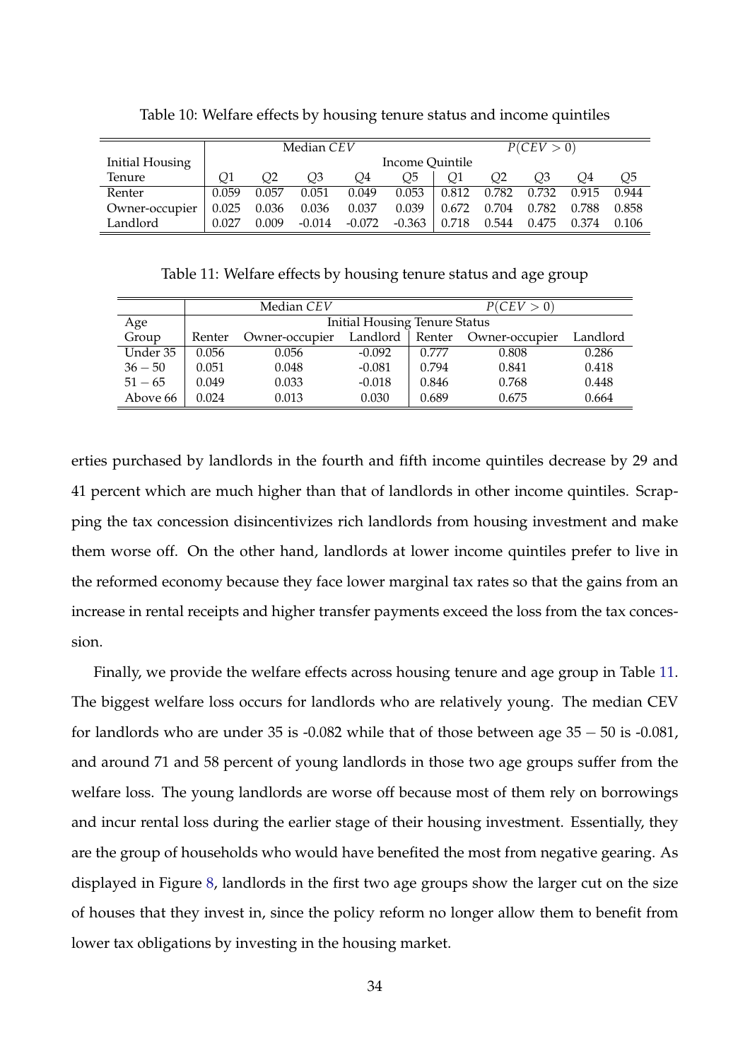Table 10: Welfare effects by housing tenure status and income quintiles

| Initial Housing Tenure | Median $CEV$ | | | | | $P(CEV > 0)$ | | | | |
|---|---|---|---|---|---|---|---|---|---|---|
| | Income Quintile | | | | | | | | | |
| | $Q1$ | $Q2$ | $Q3$ | $Q4$ | $Q5$ | $Q1$ | $Q2$ | $Q3$ | $Q4$ | $Q5$ |
| Renter | 0.059 | 0.057 | 0.051 | 0.049 | 0.053 | 0.812 | 0.782 | 0.732 | 0.915 | 0.944 |
| Owner-occupier | 0.025 | 0.036 | 0.036 | 0.037 | 0.039 | 0.672 | 0.704 | 0.782 | 0.788 | 0.858 |
| Landlord | 0.027 | 0.009 | -0.014 | -0.072 | -0.363 | 0.718 | 0.544 | 0.475 | 0.374 | 0.106 |

Table 11: Welfare effects by housing tenure status and age group

| Age Group | Median $CEV$ | | | $P(CEV > 0)$ | | |
|---|---|---|---|---|---|---|
| | Initial Housing Tenure Status | | | | | |
| | Renter | Owner-occupier | Landlord | Renter | Owner-occupier | Landlord |
| Under 35 | 0.056 | 0.056 | -0.092 | 0.777 | 0.808 | 0.286 |
| $36-50$ | 0.051 | 0.048 | -0.081 | 0.794 | 0.841 | 0.418 |
| $51-65$ | 0.049 | 0.033 | -0.018 | 0.846 | 0.768 | 0.448 |
| Above 66 | 0.024 | 0.013 | 0.030 | 0.689 | 0.675 | 0.664 |

erties purchased by landlords in the fourth and fifth income quintiles decrease by 29 and 41 percent which are much higher than that of landlords in other income quintiles. Scrapping the tax concession disincentivizes rich landlords from housing investment and make them worse off. On the other hand, landlords at lower income quintiles prefer to live in the reformed economy because they face lower marginal tax rates so that the gains from an increase in rental receipts and higher transfer payments exceed the loss from the tax concession.

Finally, we provide the welfare effects across housing tenure and age group in Table 11. The biggest welfare loss occurs for landlords who are relatively young. The median CEV for landlords who are under 35 is -0.082 while that of those between age $35-50$ is -0.081, and around 71 and 58 percent of young landlords in those two age groups suffer from the welfare loss. The young landlords are worse off because most of them rely on borrowings and incur rental loss during the earlier stage of their housing investment. Essentially, they are the group of households who would have benefited the most from negative gearing. As displayed in Figure 8, landlords in the first two age groups show the larger cut on the size of houses that they invest in, since the policy reform no longer allow them to benefit from lower tax obligations by investing in the housing market.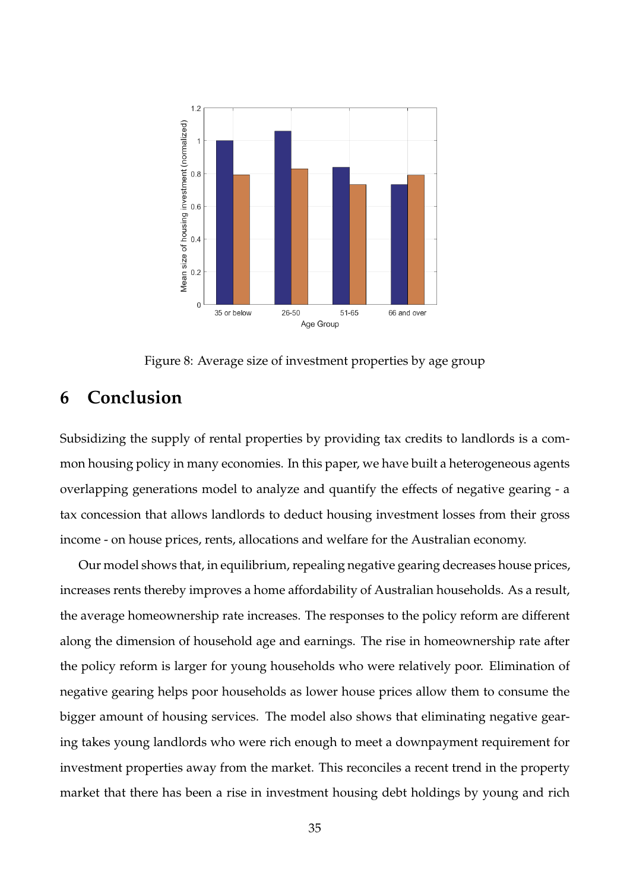Figure 8: Average size of investment properties by age group

# 6 Conclusion

Subsidizing the supply of rental properties by providing tax credits to landlords is a common housing policy in many economies. In this paper, we have built a heterogeneous agents overlapping generations model to analyze and quantify the effects of negative gearing - a tax concession that allows landlords to deduct housing investment losses from their gross income - on house prices, rents, allocations and welfare for the Australian economy.

Our model shows that, in equilibrium, repealing negative gearing decreases house prices, increases rents thereby improves a home affordability of Australian households. As a result, the average homeownership rate increases. The responses to the policy reform are different along the dimension of household age and earnings. The rise in homeownership rate after the policy reform is larger for young households who were relatively poor. Elimination of negative gearing helps poor households as lower house prices allow them to consume the bigger amount of housing services. The model also shows that eliminating negative gearing takes young landlords who were rich enough to meet a downpayment requirement for investment properties away from the market. This reconciles a recent trend in the property market that there has been a rise in investment housing debt holdings by young and rich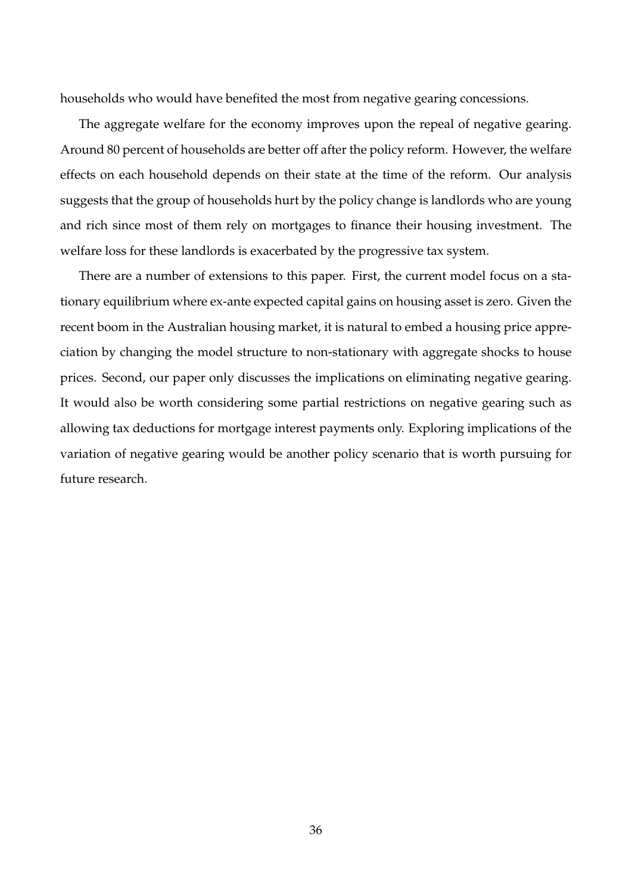households who would have benefited the most from negative gearing concessions.

The aggregate welfare for the economy improves upon the repeal of negative gearing. Around 80 percent of households are better off after the policy reform. However, the welfare effects on each household depends on their state at the time of the reform. Our analysis suggests that the group of households hurt by the policy change is landlords who are young and rich since most of them rely on mortgages to finance their housing investment. The welfare loss for these landlords is exacerbated by the progressive tax system.

There are a number of extensions to this paper. First, the current model focus on a stationary equilibrium where ex-ante expected capital gains on housing asset is zero. Given the recent boom in the Australian housing market, it is natural to embed a housing price appreciation by changing the model structure to non-stationary with aggregate shocks to house prices. Second, our paper only discusses the implications on eliminating negative gearing. It would also be worth considering some partial restrictions on negative gearing such as allowing tax deductions for mortgage interest payments only. Exploring implications of the variation of negative gearing would be another policy scenario that is worth pursuing for future research.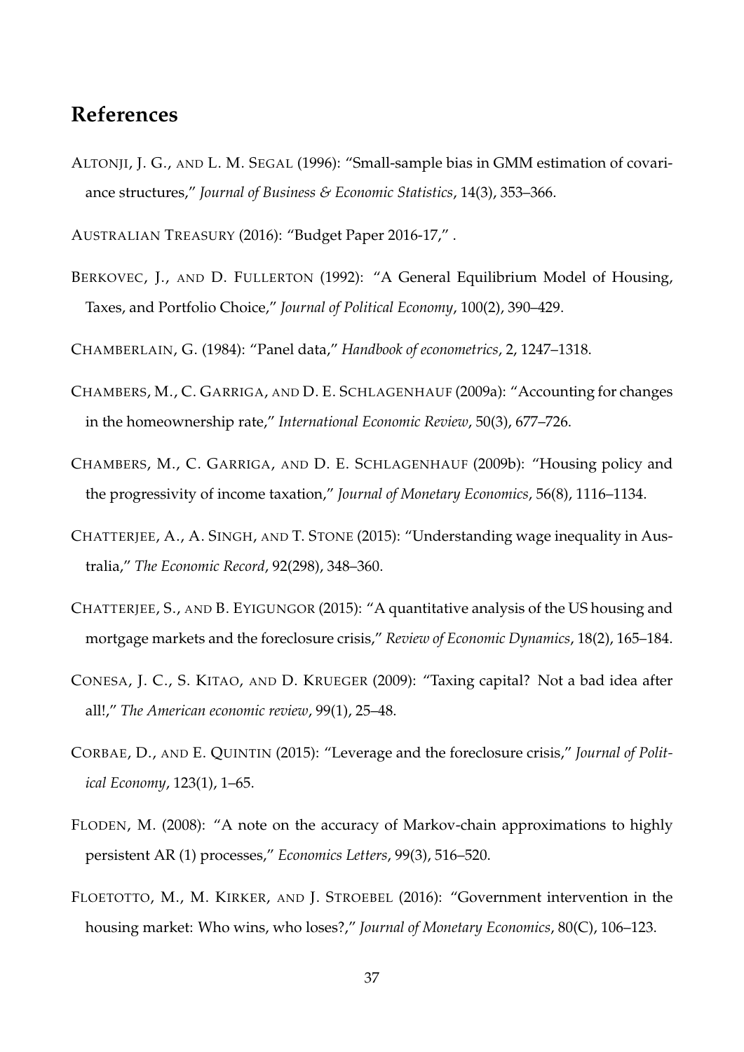# References

ALTONJI, J. G., AND L. M. SEGAL (1996): "Small-sample bias in GMM estimation of covariance structures," *Journal of Business & Economic Statistics*, 14(3), 353–366.

AUSTRALIAN TREASURY (2016): "Budget Paper 2016-17," .

BERKOVEC, J., AND D. FULLERTON (1992): "A General Equilibrium Model of Housing, Taxes, and Portfolio Choice," *Journal of Political Economy*, 100(2), 390–429.

CHAMBERLAIN, G. (1984): "Panel data," *Handbook of econometrics*, 2, 1247–1318.

CHAMBERS, M., C. GARRIGA, AND D. E. SCHLAGENHAUF (2009a): "Accounting for changes in the homeownership rate," *International Economic Review*, 50(3), 677–726.

CHAMBERS, M., C. GARRIGA, AND D. E. SCHLAGENHAUF (2009b): "Housing policy and the progressivity of income taxation," *Journal of Monetary Economics*, 56(8), 1116–1134.

CHATTERJEE, A., A. SINGH, AND T. STONE (2015): "Understanding wage inequality in Australia," *The Economic Record*, 92(298), 348–360.

CHATTERJEE, S., AND B. EYIGUNGOR (2015): "A quantitative analysis of the US housing and mortgage markets and the foreclosure crisis," *Review of Economic Dynamics*, 18(2), 165–184.

CONESA, J. C., S. KITAO, AND D. KRUEGER (2009): "Taxing capital? Not a bad idea after all!," *The American economic review*, 99(1), 25–48.

CORBAE, D., AND E. QUINTIN (2015): "Leverage and the foreclosure crisis," *Journal of Political Economy*, 123(1), 1–65.

FLODEN, M. (2008): "A note on the accuracy of Markov-chain approximations to highly persistent AR (1) processes," *Economics Letters*, 99(3), 516–520.

FLOETOTTO, M., M. KIRKER, AND J. STROEBEL (2016): "Government intervention in the housing market: Who wins, who loses?," *Journal of Monetary Economics*, 80(C), 106–123.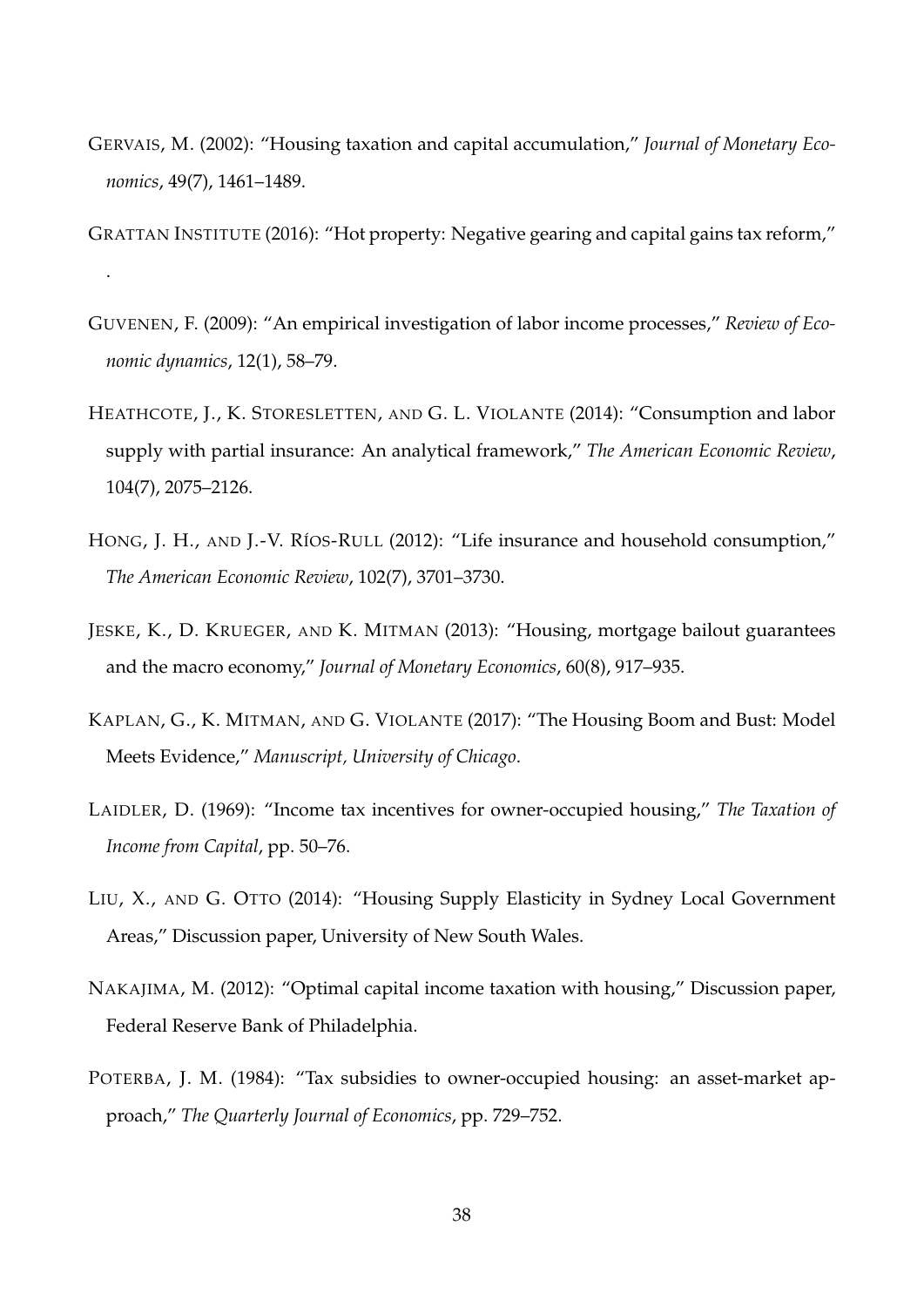GERVAIS, M. (2002): "Housing taxation and capital accumulation," *Journal of Monetary Economics*, 49(7), 1461–1489.

GRATTAN INSTITUTE (2016): "Hot property: Negative gearing and capital gains tax reform," .

GUVENEN, F. (2009): "An empirical investigation of labor income processes," *Review of Economic dynamics*, 12(1), 58–79.

HEATHCOTE, J., K. STORESLETTEN, AND G. L. VIOLANTE (2014): "Consumption and labor supply with partial insurance: An analytical framework," *The American Economic Review*, 104(7), 2075–2126.

HONG, J. H., AND J.-V. RÍOS-RULL (2012): "Life insurance and household consumption," *The American Economic Review*, 102(7), 3701–3730.

JESKE, K., D. KRUEGER, AND K. MITMAN (2013): "Housing, mortgage bailout guarantees and the macro economy," *Journal of Monetary Economics*, 60(8), 917–935.

KAPLAN, G., K. MITMAN, AND G. VIOLANTE (2017): "The Housing Boom and Bust: Model Meets Evidence," *Manuscript, University of Chicago*.

LAIDLER, D. (1969): "Income tax incentives for owner-occupied housing," *The Taxation of Income from Capital*, pp. 50–76.

LIU, X., AND G. OTTO (2014): "Housing Supply Elasticity in Sydney Local Government Areas," Discussion paper, University of New South Wales.

NAKAJIMA, M. (2012): "Optimal capital income taxation with housing," Discussion paper, Federal Reserve Bank of Philadelphia.

POTERBA, J. M. (1984): "Tax subsidies to owner-occupied housing: an asset-market approach," *The Quarterly Journal of Economics*, pp. 729–752.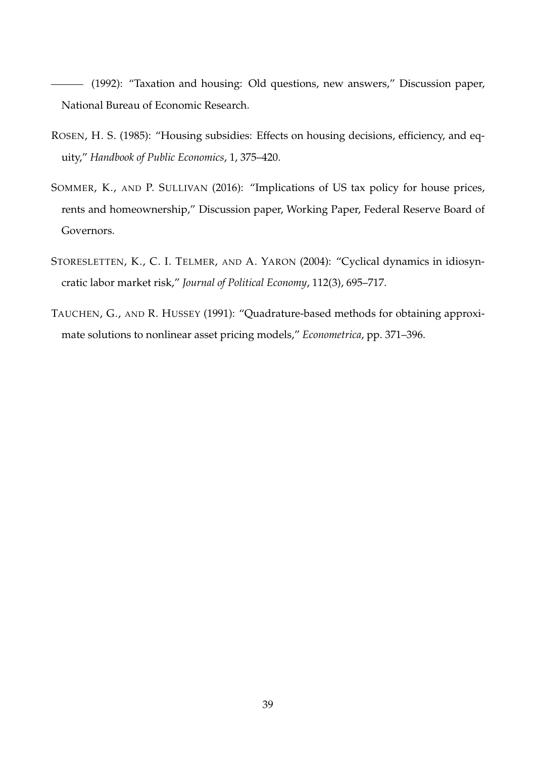——— (1992): "Taxation and housing: Old questions, new answers," Discussion paper, National Bureau of Economic Research.

ROSEN, H. S. (1985): "Housing subsidies: Effects on housing decisions, efficiency, and equity," *Handbook of Public Economics*, 1, 375–420.

SOMMER, K., AND P. SULLIVAN (2016): "Implications of US tax policy for house prices, rents and homeownership," Discussion paper, Working Paper, Federal Reserve Board of Governors.

STORESLETTEN, K., C. I. TELMER, AND A. YARON (2004): "Cyclical dynamics in idiosyncratic labor market risk," *Journal of Political Economy*, 112(3), 695–717.

TAUCHEN, G., AND R. HUSSEY (1991): "Quadrature-based methods for obtaining approximate solutions to nonlinear asset pricing models," *Econometrica*, pp. 371–396.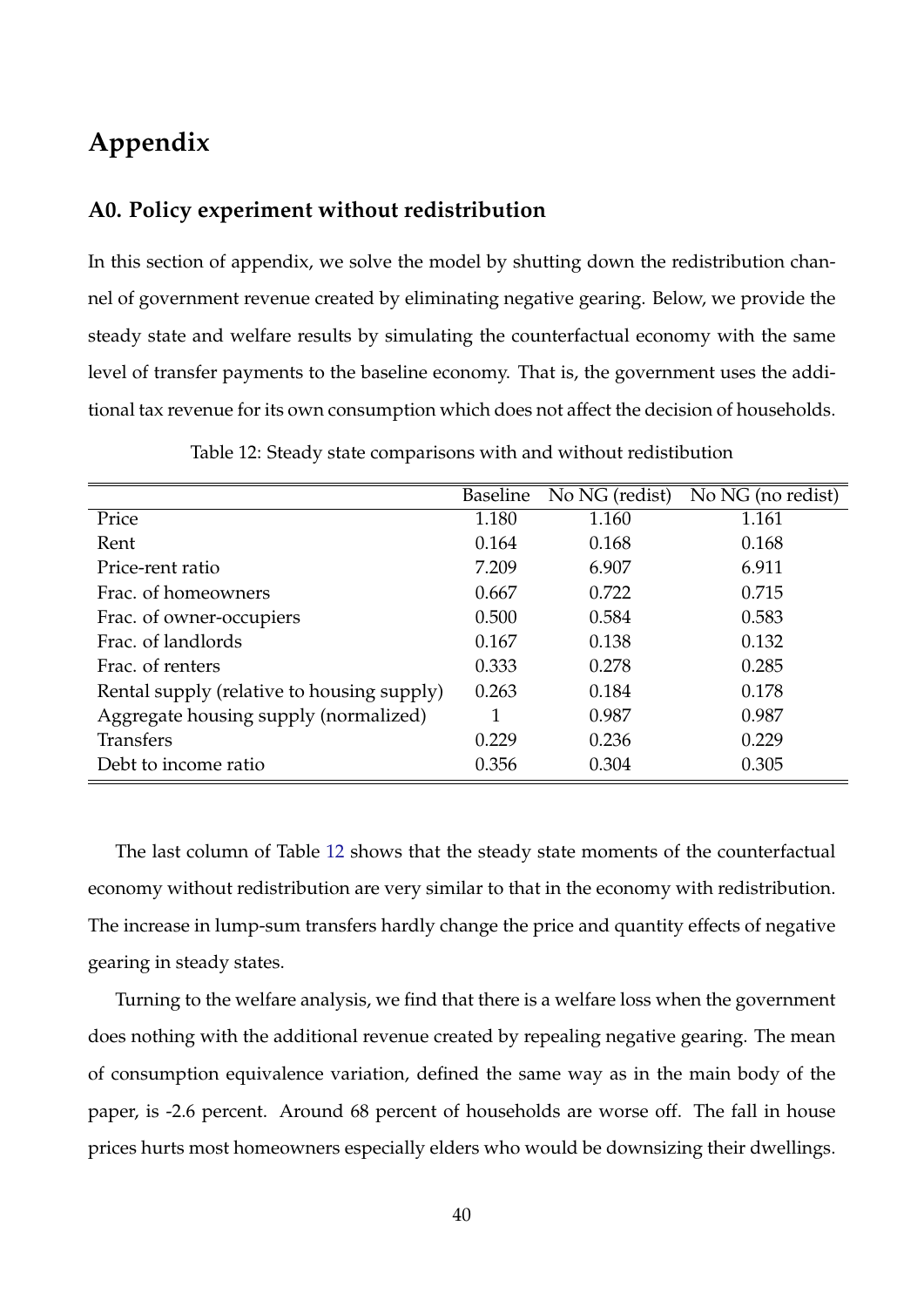# Appendix

## A0. Policy experiment without redistribution

In this section of appendix, we solve the model by shutting down the redistribution channel of government revenue created by eliminating negative gearing. Below, we provide the steady state and welfare results by simulating the counterfactual economy with the same level of transfer payments to the baseline economy. That is, the government uses the additional tax revenue for its own consumption which does not affect the decision of households.

Table 12: Steady state comparisons with and without redistibution

| | Baseline | No NG (redist) | No NG (no redist) |
|---|---|---|---|
| Price | 1.180 | 1.160 | 1.161 |
| Rent | 0.164 | 0.168 | 0.168 |
| Price-rent ratio | 7.209 | 6.907 | 6.911 |
| Frac. of homeowners | 0.667 | 0.722 | 0.715 |
| Frac. of owner-occupiers | 0.500 | 0.584 | 0.583 |
| Frac. of landlords | 0.167 | 0.138 | 0.132 |
| Frac. of renters | 0.333 | 0.278 | 0.285 |
| Rental supply (relative to housing supply) | 0.263 | 0.184 | 0.178 |
| Aggregate housing supply (normalized) | 1 | 0.987 | 0.987 |
| Transfers | 0.229 | 0.236 | 0.229 |
| Debt to income ratio | 0.356 | 0.304 | 0.305 |

The last column of Table 12 shows that the steady state moments of the counterfactual economy without redistribution are very similar to that in the economy with redistribution. The increase in lump-sum transfers hardly change the price and quantity effects of negative gearing in steady states.

Turning to the welfare analysis, we find that there is a welfare loss when the government does nothing with the additional revenue created by repealing negative gearing. The mean of consumption equivalence variation, defined the same way as in the main body of the paper, is -2.6 percent. Around 68 percent of households are worse off. The fall in house prices hurts most homeowners especially elders who would be downsizing their dwellings.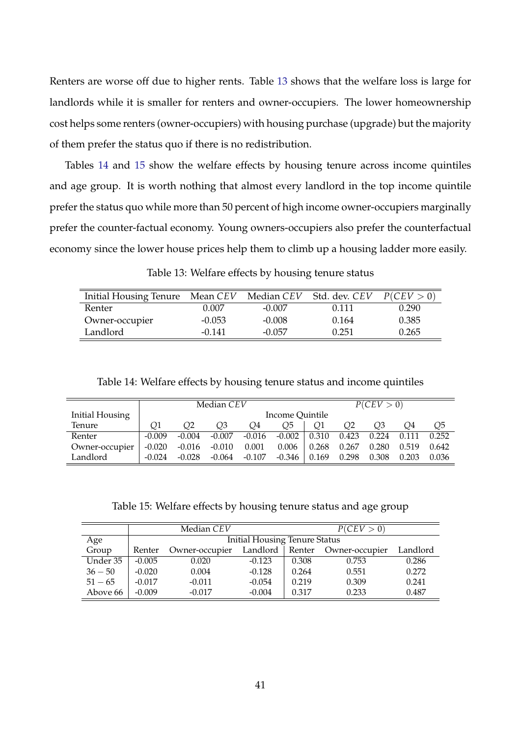Renters are worse off due to higher rents. Table 13 shows that the welfare loss is large for landlords while it is smaller for renters and owner-occupiers. The lower homeownership cost helps some renters (owner-occupiers) with housing purchase (upgrade) but the majority of them prefer the status quo if there is no redistribution.

Tables 14 and 15 show the welfare effects by housing tenure across income quintiles and age group. It is worth nothing that almost every landlord in the top income quintile prefer the status quo while more than 50 percent of high income owner-occupiers marginally prefer the counter-factual economy. Young owners-occupiers also prefer the counterfactual economy since the lower house prices help them to climb up a housing ladder more easily.

Table 13: Welfare effects by housing tenure status

| Initial Housing Tenure | Mean $CEV$ | Median $CEV$ | Std. dev. $CEV$ | $P(CEV > 0)$ |
|---|---|---|---|---|
| Renter | 0.007 | -0.007 | 0.111 | 0.290 |
| Owner-occupier | -0.053 | -0.008 | 0.164 | 0.385 |
| Landlord | -0.141 | -0.057 | 0.251 | 0.265 |

Table 14: Welfare effects by housing tenure status and income quintiles

| | Median $CEV$ | | | | | $P(CEV > 0)$ | | | | |
|---|---|---|---|---|---|---|---|---|---|---|
| Initial Housing | Income Quintile | | | | | | | | | |
| Tenure | $Q1$ | $Q2$ | $Q3$ | $Q4$ | $Q5$ | $Q1$ | $Q2$ | $Q3$ | $Q4$ | $Q5$ |
| Renter | -0.009 | -0.004 | -0.007 | -0.016 | -0.002 | 0.310 | 0.423 | 0.224 | 0.111 | 0.252 |
| Owner-occupier | -0.020 | -0.016 | -0.010 | 0.001 | 0.006 | 0.268 | 0.267 | 0.280 | 0.519 | 0.642 |
| Landlord | -0.024 | -0.028 | -0.064 | -0.107 | -0.346 | 0.169 | 0.298 | 0.308 | 0.203 | 0.036 |

Table 15: Welfare effects by housing tenure status and age group

| | Median $CEV$ | | | $P(CEV > 0)$ | | |
|---|---|---|---|---|---|---|
| Age | Initial Housing Tenure Status | | | | | |
| Group | Renter | Owner-occupier | Landlord | Renter | Owner-occupier | Landlord |
| Under 35 | -0.005 | 0.020 | -0.123 | 0.308 | 0.753 | 0.286 |
| $36-50$ | -0.020 | 0.004 | -0.128 | 0.264 | 0.551 | 0.272 |
| $51-65$ | -0.017 | -0.011 | -0.054 | 0.219 | 0.309 | 0.241 |
| Above 66 | -0.009 | -0.017 | -0.004 | 0.317 | 0.233 | 0.487 |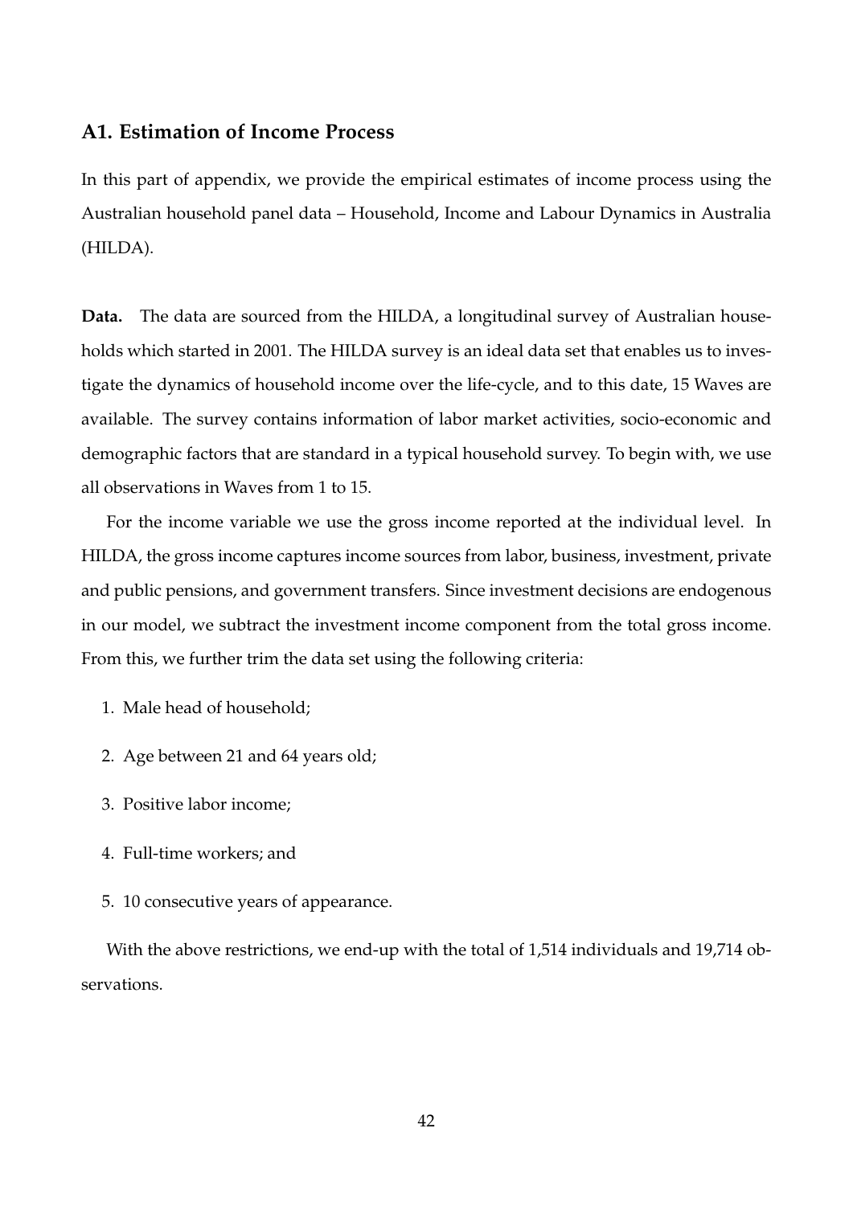## A1. Estimation of Income Process

In this part of appendix, we provide the empirical estimates of income process using the Australian household panel data – Household, Income and Labour Dynamics in Australia (HILDA).

**Data.** The data are sourced from the HILDA, a longitudinal survey of Australian households which started in 2001. The HILDA survey is an ideal data set that enables us to investigate the dynamics of household income over the life-cycle, and to this date, 15 Waves are available. The survey contains information of labor market activities, socio-economic and demographic factors that are standard in a typical household survey. To begin with, we use all observations in Waves from 1 to 15.

For the income variable we use the gross income reported at the individual level. In HILDA, the gross income captures income sources from labor, business, investment, private and public pensions, and government transfers. Since investment decisions are endogenous in our model, we subtract the investment income component from the total gross income. From this, we further trim the data set using the following criteria:

1. Male head of household;
2. Age between 21 and 64 years old;
3. Positive labor income;
4. Full-time workers; and
5. 10 consecutive years of appearance.

With the above restrictions, we end-up with the total of 1,514 individuals and 19,714 observations.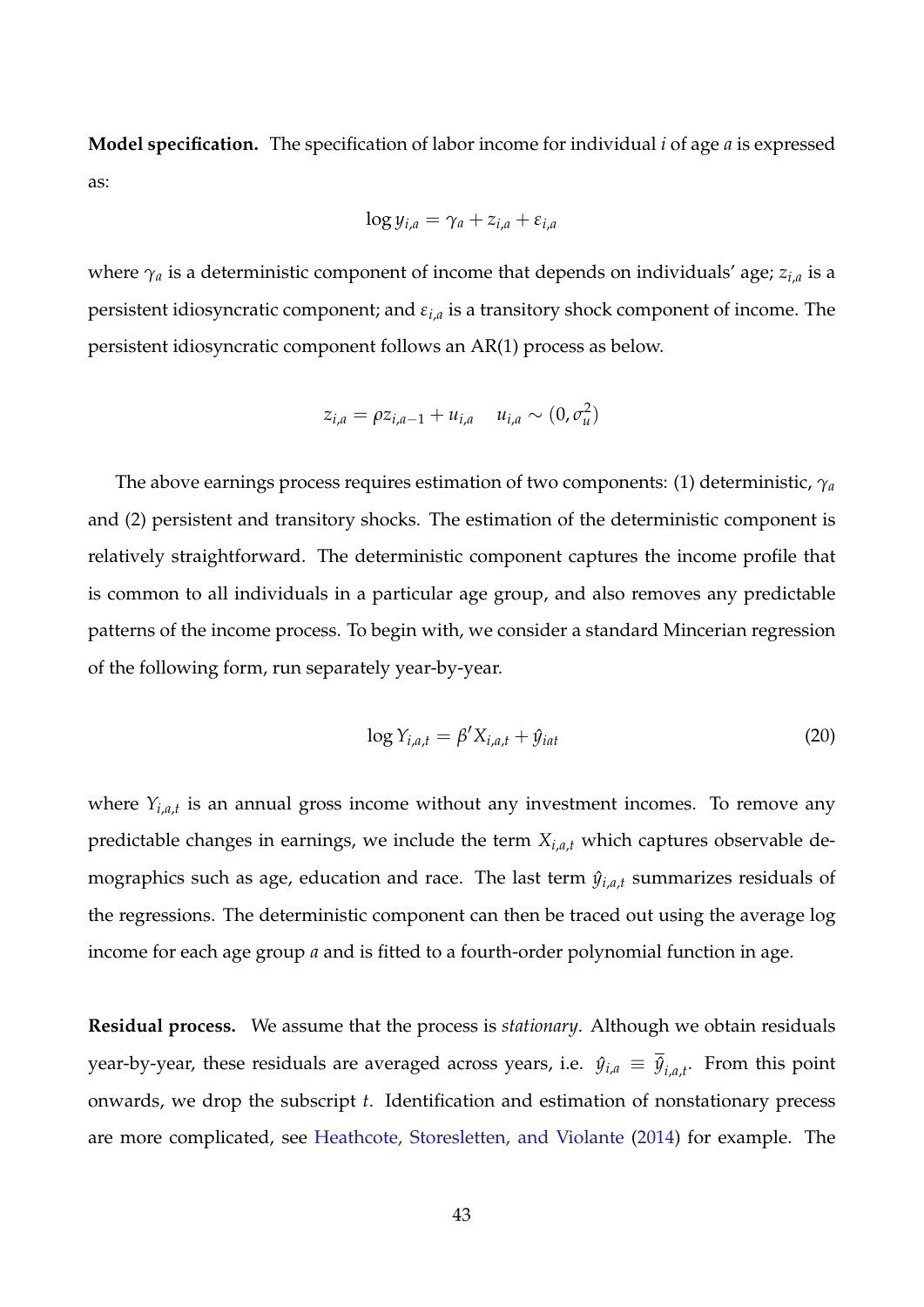**Model specification.** The specification of labor income for individual $i$ of age $a$ is expressed as:

$$\log y_{i,a} = \gamma_a + z_{i,a} + \varepsilon_{i,a}$$

where $\gamma_a$ is a deterministic component of income that depends on individuals' age; $z_{i,a}$ is a persistent idiosyncratic component; and $\varepsilon_{i,a}$ is a transitory shock component of income. The persistent idiosyncratic component follows an AR(1) process as below.

$$z_{i,a} = \rho z_{i,a-1} + u_{i,a} \quad u_{i,a} \sim (0, \sigma_u^2)$$

The above earnings process requires estimation of two components: (1) deterministic, $\gamma_a$ and (2) persistent and transitory shocks. The estimation of the deterministic component is relatively straightforward. The deterministic component captures the income profile that is common to all individuals in a particular age group, and also removes any predictable patterns of the income process. To begin with, we consider a standard Mincerian regression of the following form, run separately year-by-year.

$$\log Y_{i,a,t} = \beta' X_{i,a,t} + \hat{y}_{iat} \tag{20}$$

where $Y_{i,a,t}$ is an annual gross income without any investment incomes. To remove any predictable changes in earnings, we include the term $X_{i,a,t}$ which captures observable demographics such as age, education and race. The last term $\hat{y}_{i,a,t}$ summarizes residuals of the regressions. The deterministic component can then be traced out using the average log income for each age group $a$ and is fitted to a fourth-order polynomial function in age.

**Residual process.** We assume that the process is *stationary*. Although we obtain residuals year-by-year, these residuals are averaged across years, i.e. $\hat{y}_{i,a} \equiv \overline{\hat{y}}_{i,a,t}$. From this point onwards, we drop the subscript $t$. Identification and estimation of nonstationary precess are more complicated, see Heathcote, Storesletten, and Violante (2014) for example. The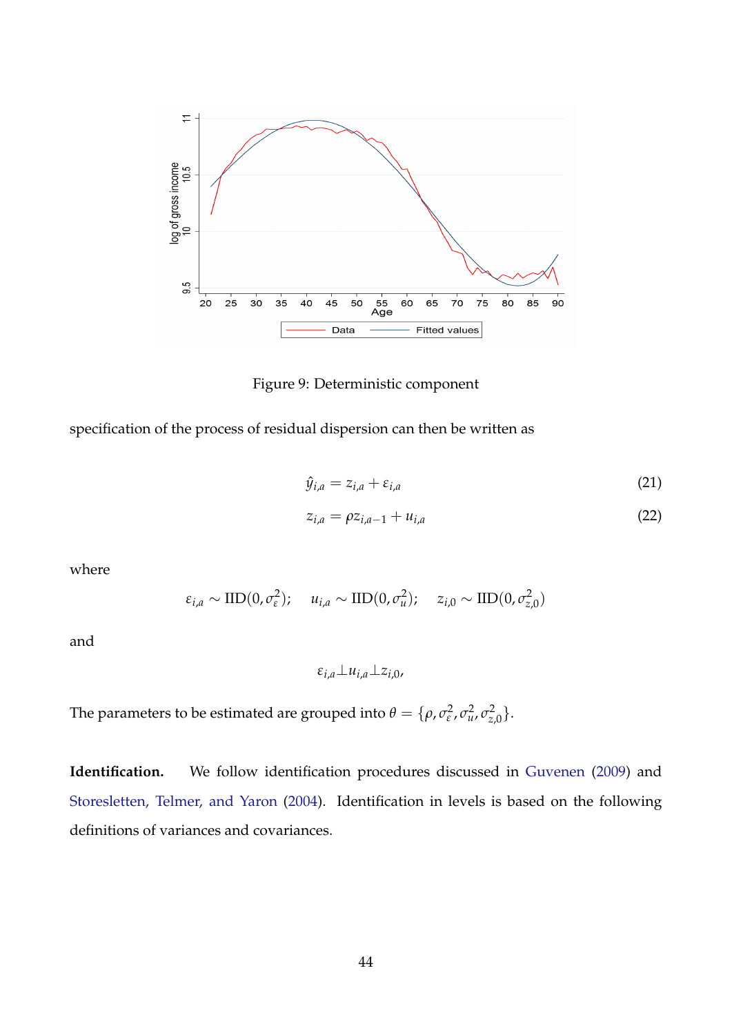Figure 9: Deterministic component

specification of the process of residual dispersion can then be written as

$$\hat{y}_{i,a} = z_{i,a} + \varepsilon_{i,a} \tag{21}$$

$$z_{i,a} = \rho z_{i,a-1} + u_{i,a} \tag{22}$$

where

$$\varepsilon_{i,a} \sim \text{IID}(0, \sigma_\varepsilon^2); \quad u_{i,a} \sim \text{IID}(0, \sigma_u^2); \quad z_{i,0} \sim \text{IID}(0, \sigma_{z,0}^2)$$

and

$$\varepsilon_{i,a} \perp u_{i,a} \perp z_{i,0},$$

The parameters to be estimated are grouped into $\theta = \{\rho, \sigma_\varepsilon^2, \sigma_u^2, \sigma_{z,0}^2\}$.

**Identification.** We follow identification procedures discussed in Guvenen (2009) and Storesletten, Telmer, and Yaron (2004). Identification in levels is based on the following definitions of variances and covariances.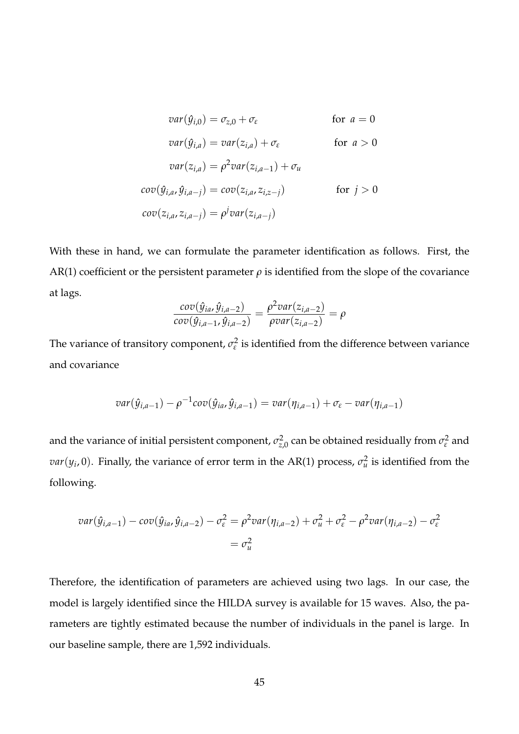$$
\begin{aligned}
var(\hat{y}_{i,0}) &= \sigma_{z,0} + \sigma_{\varepsilon} && \text{for } a = 0 \\
var(\hat{y}_{i,a}) &= var(z_{i,a}) + \sigma_{\varepsilon} && \text{for } a > 0 \\
var(z_{i,a}) &= \rho^2 var(z_{i,a-1}) + \sigma_u \\
cov(\hat{y}_{i,a}, \hat{y}_{i,a-j}) &= cov(z_{i,a}, z_{i,z-j}) && \text{for } j > 0 \\
cov(z_{i,a}, z_{i,a-j}) &= \rho^j var(z_{i,a-j})
\end{aligned}
$$

With these in hand, we can formulate the parameter identification as follows. First, the AR(1) coefficient or the persistent parameter $\rho$ is identified from the slope of the covariance at lags.

$$
\frac{cov(\hat{y}_{ia}, \hat{y}_{i,a-2})}{cov(\hat{y}_{i,a-1}, \hat{y}_{i,a-2})} = \frac{\rho^2 var(z_{i,a-2})}{\rho var(z_{i,a-2})} = \rho
$$

The variance of transitory component, $\sigma_\varepsilon^2$ is identified from the difference between variance and covariance

$$
var(\hat{y}_{i,a-1}) - \rho^{-1} cov(\hat{y}_{ia}, \hat{y}_{i,a-1}) = var(\eta_{i,a-1}) + \sigma_\varepsilon - var(\eta_{i,a-1})
$$

and the variance of initial persistent component, $\sigma_{z,0}^2$ can be obtained residually from $\sigma_\varepsilon^2$ and $var(y_i, 0)$. Finally, the variance of error term in the AR(1) process, $\sigma_u^2$ is identified from the following.

$$
\begin{aligned}
var(\hat{y}_{i,a-1}) - cov(\hat{y}_{ia}, \hat{y}_{i,a-2}) - \sigma_\varepsilon^2 &= \rho^2 var(\eta_{i,a-2}) + \sigma_u^2 + \sigma_\varepsilon^2 - \rho^2 var(\eta_{i,a-2}) - \sigma_\varepsilon^2 \\
&= \sigma_u^2
\end{aligned}
$$

Therefore, the identification of parameters are achieved using two lags. In our case, the model is largely identified since the HILDA survey is available for 15 waves. Also, the parameters are tightly estimated because the number of individuals in the panel is large. In our baseline sample, there are 1,592 individuals.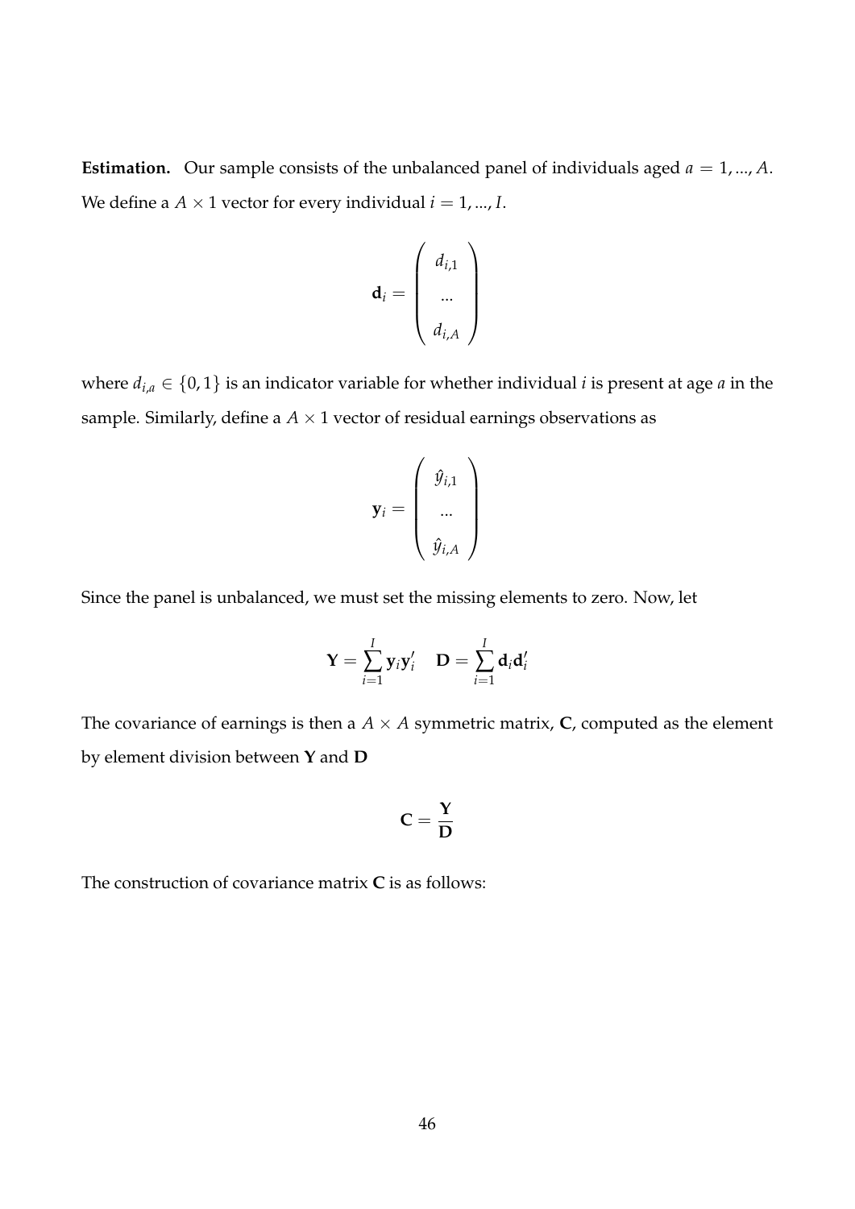**Estimation.** Our sample consists of the unbalanced panel of individuals aged $a = 1, ..., A$. We define a $A \times 1$ vector for every individual $i = 1, ..., I$.

$$\mathbf{d}_i = \begin{pmatrix} d_{i,1} \\ ... \\ d_{i,A} \end{pmatrix}$$

where $d_{i,a} \in \{0, 1\}$ is an indicator variable for whether individual $i$ is present at age $a$ in the sample. Similarly, define a $A \times 1$ vector of residual earnings observations as

$$\mathbf{y}_i = \begin{pmatrix} \hat{y}_{i,1} \\ ... \\ \hat{y}_{i,A} \end{pmatrix}$$

Since the panel is unbalanced, we must set the missing elements to zero. Now, let

$$\mathbf{Y} = \sum_{i=1}^{I} \mathbf{y}_i \mathbf{y}_i' \quad \mathbf{D} = \sum_{i=1}^{I} \mathbf{d}_i \mathbf{d}_i'$$

The covariance of earnings is then a $A \times A$ symmetric matrix, $\mathbf{C}$, computed as the element by element division between $\mathbf{Y}$ and $\mathbf{D}$

$$\mathbf{C} = \frac{\mathbf{Y}}{\mathbf{D}}$$

The construction of covariance matrix $\mathbf{C}$ is as follows: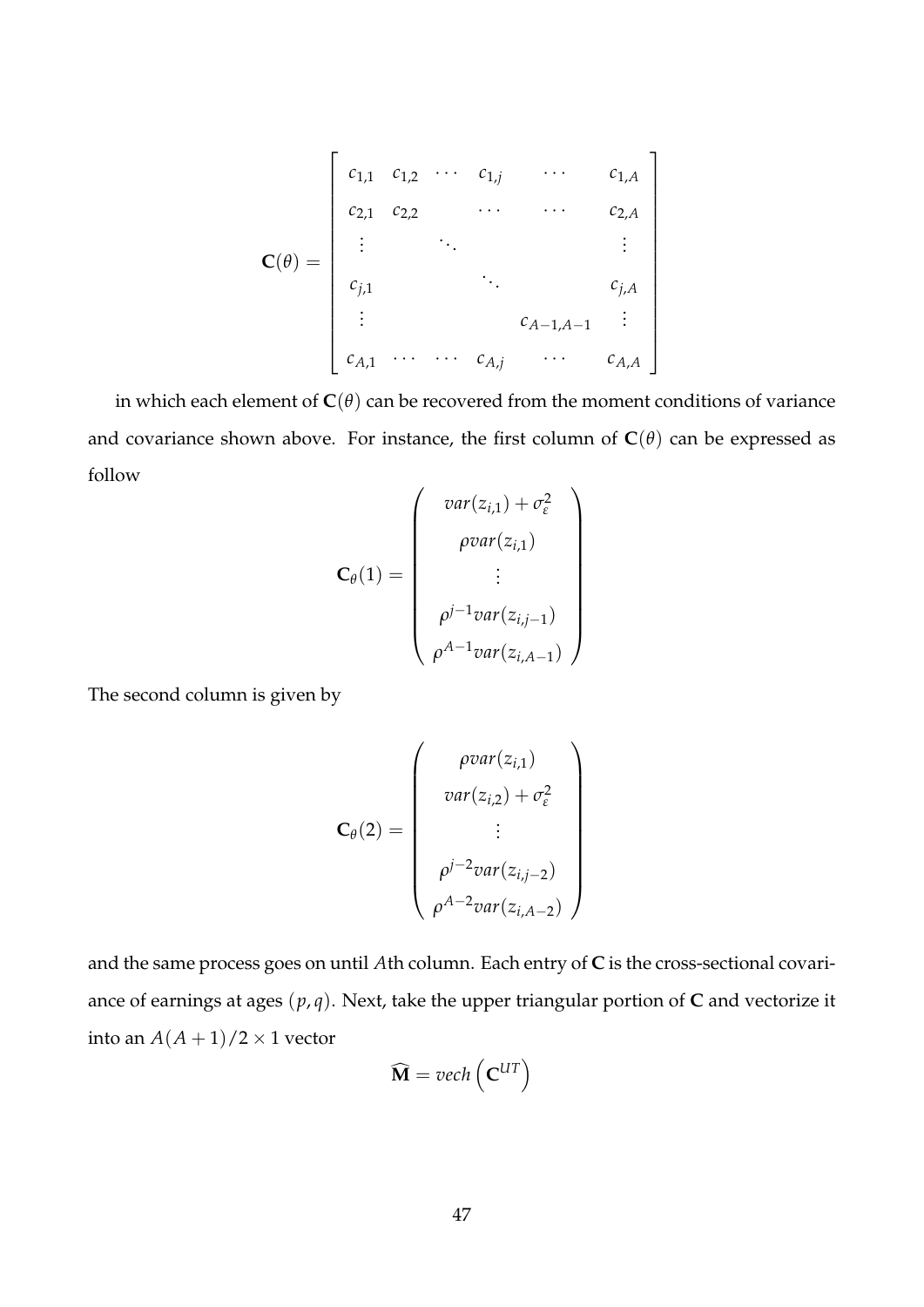$$
\mathbf{C}(\theta) = \begin{bmatrix}
c_{1,1} & c_{1,2} & \cdots & c_{1,j} & \cdots & c_{1,A} \\
c_{2,1} & c_{2,2} & & \cdots & \cdots & c_{2,A} \\
\vdots & & \ddots & & & \vdots \\
c_{j,1} & & & \ddots & & c_{j,A} \\
\vdots & & & & c_{A-1,A-1} & \vdots \\
c_{A,1} & \cdots & \cdots & c_{A,j} & \cdots & c_{A,A}
\end{bmatrix}
$$

in which each element of $\mathbf{C}(\theta)$ can be recovered from the moment conditions of variance and covariance shown above. For instance, the first column of $\mathbf{C}(\theta)$ can be expressed as follow

$$
\mathbf{C}_{\theta}(1) = \begin{pmatrix}
var(z_{i,1}) + \sigma_{\varepsilon}^2 \\
\rho var(z_{i,1}) \\
\vdots \\
\rho^{j-1} var(z_{i,j-1}) \\
\rho^{A-1} var(z_{i,A-1})
\end{pmatrix}
$$

The second column is given by

$$
\mathbf{C}_{\theta}(2) = \begin{pmatrix}
\rho var(z_{i,1}) \\
var(z_{i,2}) + \sigma_{\varepsilon}^2 \\
\vdots \\
\rho^{j-2} var(z_{i,j-2}) \\
\rho^{A-2} var(z_{i,A-2})
\end{pmatrix}
$$

and the same process goes on until $A$th column. Each entry of $\mathbf{C}$ is the cross-sectional covariance of earnings at ages $(p, q)$. Next, take the upper triangular portion of $\mathbf{C}$ and vectorize it into an $A(A+1)/2 \times 1$ vector

$$
\widehat{\mathbf{M}} = vech\left(\mathbf{C}^{UT}\right)
$$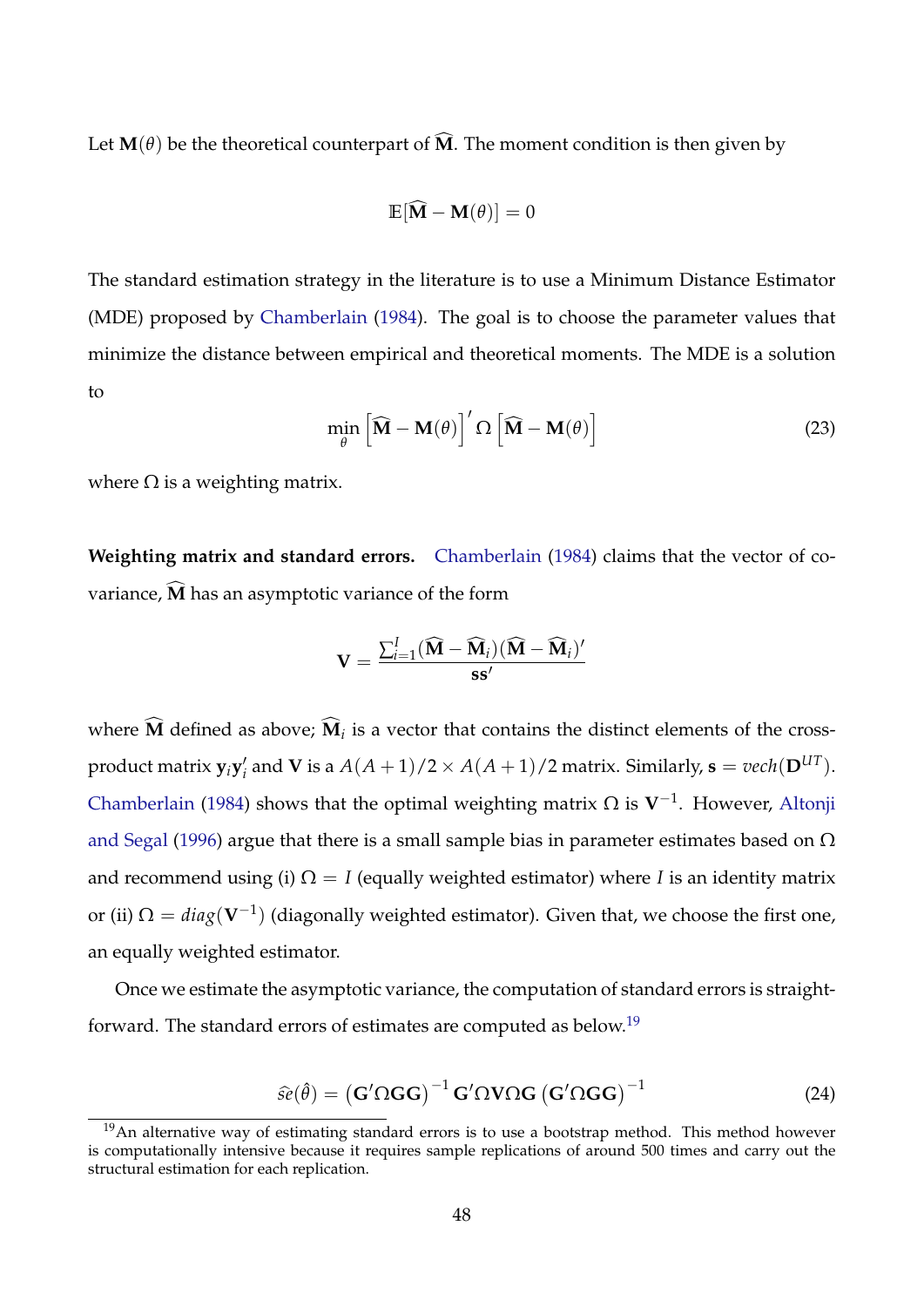Let $\mathbf{M}(\theta)$ be the theoretical counterpart of $\widehat{\mathbf{M}}$. The moment condition is then given by

$$\mathbb{E}[\widehat{\mathbf{M}} - \mathbf{M}(\theta)] = 0$$

The standard estimation strategy in the literature is to use a Minimum Distance Estimator (MDE) proposed by Chamberlain (1984). The goal is to choose the parameter values that minimize the distance between empirical and theoretical moments. The MDE is a solution to

$$\min_{\theta} \left[\widehat{\mathbf{M}} - \mathbf{M}(\theta)\right]' \Omega \left[\widehat{\mathbf{M}} - \mathbf{M}(\theta)\right] \tag{23}$$

where $\Omega$ is a weighting matrix.

**Weighting matrix and standard errors.** Chamberlain (1984) claims that the vector of covariance, $\widehat{\mathbf{M}}$ has an asymptotic variance of the form

$$\mathbf{V} = \frac{\sum_{i=1}^{I}(\widehat{\mathbf{M}} - \widehat{\mathbf{M}}_i)(\widehat{\mathbf{M}} - \widehat{\mathbf{M}}_i)'}{\mathbf{s}\mathbf{s}'}$$

where $\widehat{\mathbf{M}}$ defined as above; $\widehat{\mathbf{M}}_i$ is a vector that contains the distinct elements of the cross-product matrix $\mathbf{y}_i\mathbf{y}_i'$ and $\mathbf{V}$ is a $A(A+1)/2 \times A(A+1)/2$ matrix. Similarly, $\mathbf{s} = vech(\mathbf{D}^{UT})$. Chamberlain (1984) shows that the optimal weighting matrix $\Omega$ is $\mathbf{V}^{-1}$. However, Altonji and Segal (1996) argue that there is a small sample bias in parameter estimates based on $\Omega$ and recommend using (i) $\Omega = I$ (equally weighted estimator) where $I$ is an identity matrix or (ii) $\Omega = diag(\mathbf{V}^{-1})$ (diagonally weighted estimator). Given that, we choose the first one, an equally weighted estimator.

Once we estimate the asymptotic variance, the computation of standard errors is straightforward. The standard errors of estimates are computed as below.[19]

$$\widehat{se}(\hat{\theta}) = \left(\mathbf{G}'\Omega\mathbf{G}\mathbf{G}\right)^{-1}\mathbf{G}'\Omega\mathbf{V}\Omega\mathbf{G}\left(\mathbf{G}'\Omega\mathbf{G}\mathbf{G}\right)^{-1} \tag{24}$$

[19] An alternative way of estimating standard errors is to use a bootstrap method. This method however is computationally intensive because it requires sample replications of around 500 times and carry out the structural estimation for each replication.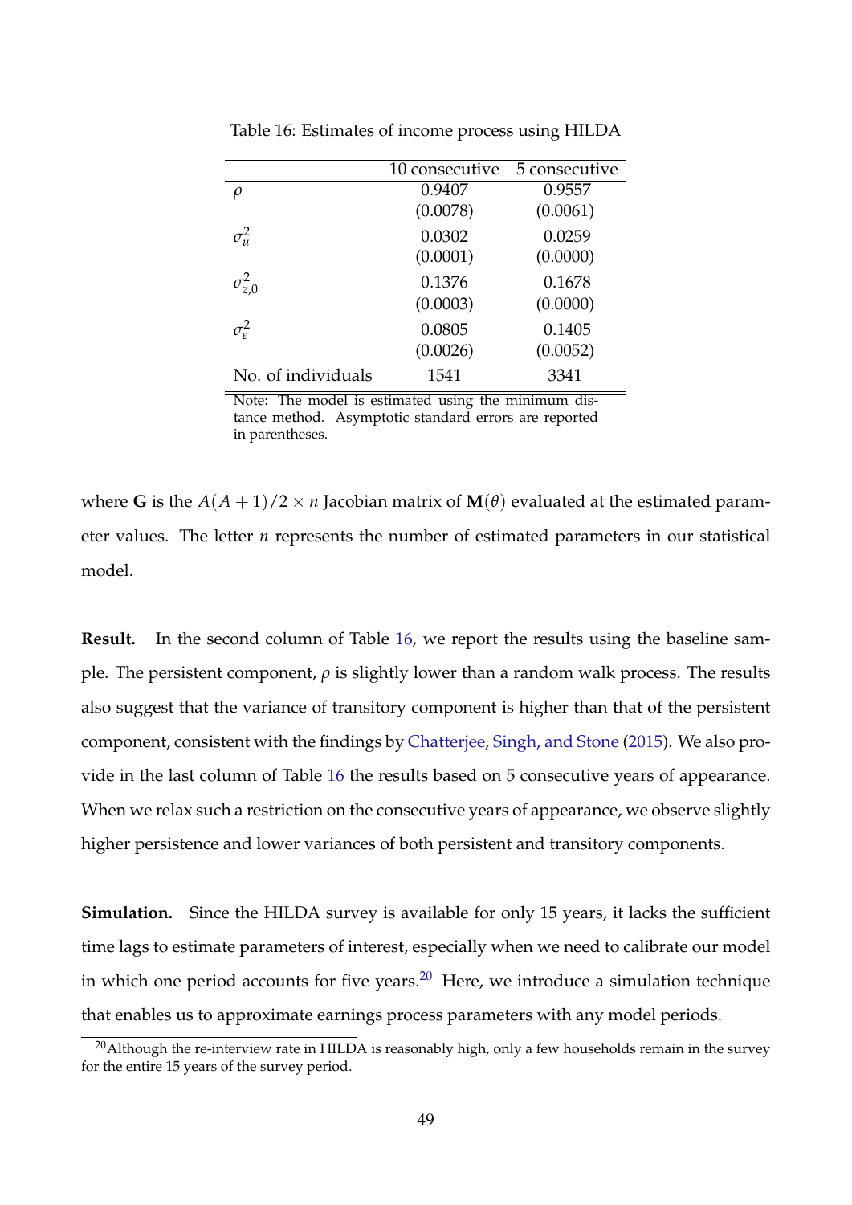Table 16: Estimates of income process using HILDA

| | 10 consecutive | 5 consecutive |
|---|---|---|
| $\rho$ | 0.9407 | 0.9557 |
| | (0.0078) | (0.0061) |
| $\sigma_u^2$ | 0.0302 | 0.0259 |
| | (0.0001) | (0.0000) |
| $\sigma_{z,0}^2$ | 0.1376 | 0.1678 |
| | (0.0003) | (0.0000) |
| $\sigma_\varepsilon^2$ | 0.0805 | 0.1405 |
| | (0.0026) | (0.0052) |
| No. of individuals | 1541 | 3341 |

Note: The model is estimated using the minimum distance method. Asymptotic standard errors are reported in parentheses.

where $\mathbf{G}$ is the $A(A+1)/2 \times n$ Jacobian matrix of $\mathbf{M}(\theta)$ evaluated at the estimated parameter values. The letter $n$ represents the number of estimated parameters in our statistical model.

**Result.** In the second column of Table 16, we report the results using the baseline sample. The persistent component, $\rho$ is slightly lower than a random walk process. The results also suggest that the variance of transitory component is higher than that of the persistent component, consistent with the findings by Chatterjee, Singh, and Stone (2015). We also provide in the last column of Table 16 the results based on 5 consecutive years of appearance. When we relax such a restriction on the consecutive years of appearance, we observe slightly higher persistence and lower variances of both persistent and transitory components.

**Simulation.** Since the HILDA survey is available for only 15 years, it lacks the sufficient time lags to estimate parameters of interest, especially when we need to calibrate our model in which one period accounts for five years.[20] Here, we introduce a simulation technique that enables us to approximate earnings process parameters with any model periods.

[20] Although the re-interview rate in HILDA is reasonably high, only a few households remain in the survey for the entire 15 years of the survey period.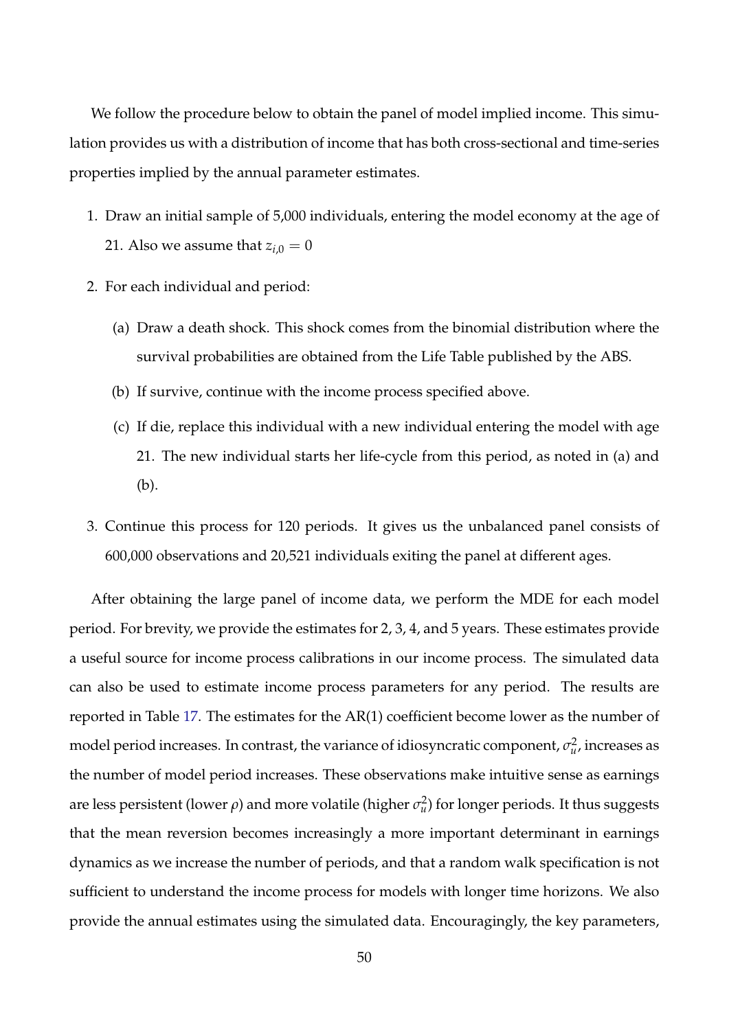We follow the procedure below to obtain the panel of model implied income. This simulation provides us with a distribution of income that has both cross-sectional and time-series properties implied by the annual parameter estimates.

1. Draw an initial sample of 5,000 individuals, entering the model economy at the age of 21. Also we assume that $z_{i,0} = 0$
2. For each individual and period:
   (a) Draw a death shock. This shock comes from the binomial distribution where the survival probabilities are obtained from the Life Table published by the ABS.
   (b) If survive, continue with the income process specified above.
   (c) If die, replace this individual with a new individual entering the model with age 21. The new individual starts her life-cycle from this period, as noted in (a) and (b).
3. Continue this process for 120 periods. It gives us the unbalanced panel consists of 600,000 observations and 20,521 individuals exiting the panel at different ages.

After obtaining the large panel of income data, we perform the MDE for each model period. For brevity, we provide the estimates for 2, 3, 4, and 5 years. These estimates provide a useful source for income process calibrations in our income process. The simulated data can also be used to estimate income process parameters for any period. The results are reported in Table 17. The estimates for the AR(1) coefficient become lower as the number of model period increases. In contrast, the variance of idiosyncratic component, $\sigma_u^2$, increases as the number of model period increases. These observations make intuitive sense as earnings are less persistent (lower $\rho$) and more volatile (higher $\sigma_u^2$) for longer periods. It thus suggests that the mean reversion becomes increasingly a more important determinant in earnings dynamics as we increase the number of periods, and that a random walk specification is not sufficient to understand the income process for models with longer time horizons. We also provide the annual estimates using the simulated data. Encouragingly, the key parameters,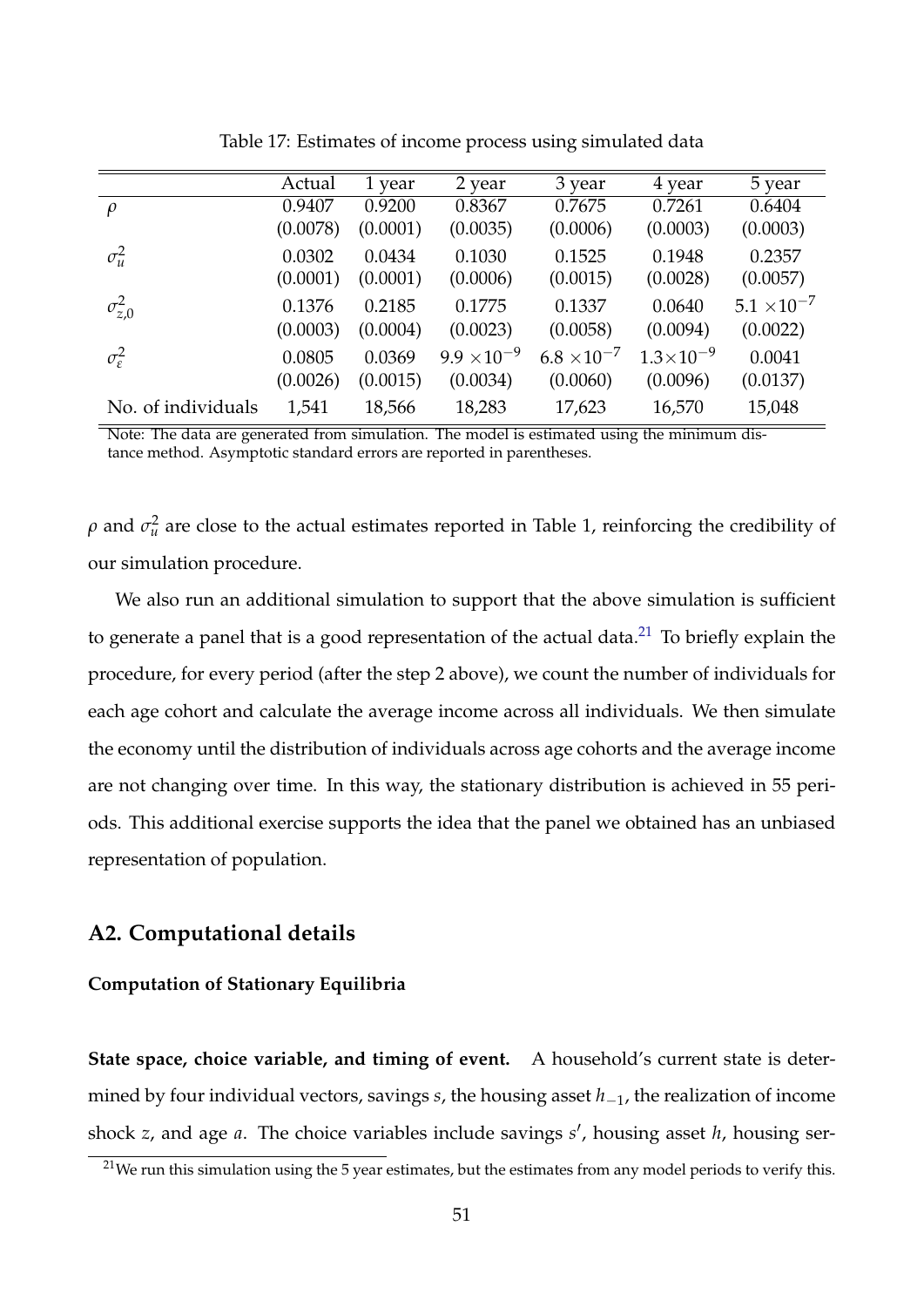Table 17: Estimates of income process using simulated data

| | Actual | 1 year | 2 year | 3 year | 4 year | 5 year |
|---|---|---|---|---|---|---|
| $\rho$ | 0.9407 | 0.9200 | 0.8367 | 0.7675 | 0.7261 | 0.6404 |
| | (0.0078) | (0.0001) | (0.0035) | (0.0006) | (0.0003) | (0.0003) |
| $\sigma_u^2$ | 0.0302 | 0.0434 | 0.1030 | 0.1525 | 0.1948 | 0.2357 |
| | (0.0001) | (0.0001) | (0.0006) | (0.0015) | (0.0028) | (0.0057) |
| $\sigma_{z,0}^2$ | 0.1376 | 0.2185 | 0.1775 | 0.1337 | 0.0640 | $5.1 \times 10^{-7}$ |
| | (0.0003) | (0.0004) | (0.0023) | (0.0058) | (0.0094) | (0.0022) |
| $\sigma_\varepsilon^2$ | 0.0805 | 0.0369 | $9.9 \times 10^{-9}$ | $6.8 \times 10^{-7}$ | $1.3 \times 10^{-9}$ | 0.0041 |
| | (0.0026) | (0.0015) | (0.0034) | (0.0060) | (0.0096) | (0.0137) |
| No. of individuals | 1,541 | 18,566 | 18,283 | 17,623 | 16,570 | 15,048 |

Note: The data are generated from simulation. The model is estimated using the minimum distance method. Asymptotic standard errors are reported in parentheses.

$\rho$ and $\sigma_u^2$ are close to the actual estimates reported in Table 1, reinforcing the credibility of our simulation procedure.

We also run an additional simulation to support that the above simulation is sufficient to generate a panel that is a good representation of the actual data.[21] To briefly explain the procedure, for every period (after the step 2 above), we count the number of individuals for each age cohort and calculate the average income across all individuals. We then simulate the economy until the distribution of individuals across age cohorts and the average income are not changing over time. In this way, the stationary distribution is achieved in 55 periods. This additional exercise supports the idea that the panel we obtained has an unbiased representation of population.

## A2. Computational details

### Computation of Stationary Equilibria

**State space, choice variable, and timing of event.** A household's current state is determined by four individual vectors, savings $s$, the housing asset $h_{-1}$, the realization of income shock $z$, and age $a$. The choice variables include savings $s'$, housing asset $h$, housing ser-

[21] We run this simulation using the 5 year estimates, but the estimates from any model periods to verify this.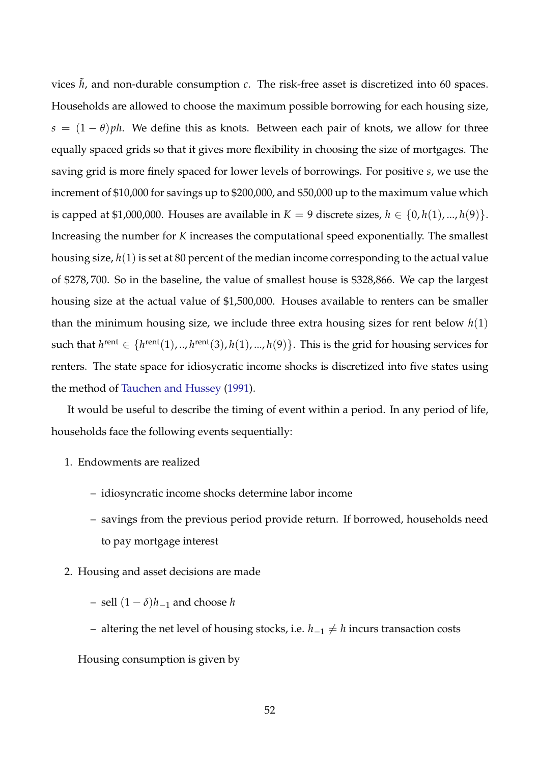vices $\tilde{h}$, and non-durable consumption $c$. The risk-free asset is discretized into 60 spaces. Households are allowed to choose the maximum possible borrowing for each housing size, $s = (1-\theta)ph$. We define this as knots. Between each pair of knots, we allow for three equally spaced grids so that it gives more flexibility in choosing the size of mortgages. The saving grid is more finely spaced for lower levels of borrowings. For positive $s$, we use the increment of \$10,000 for savings up to \$200,000, and \$50,000 up to the maximum value which is capped at \$1,000,000. Houses are available in $K = 9$ discrete sizes, $h \in \{0, h(1), ..., h(9)\}$. Increasing the number for $K$ increases the computational speed exponentially. The smallest housing size, $h(1)$ is set at 80 percent of the median income corresponding to the actual value of \$278,700. So in the baseline, the value of smallest house is \$328,866. We cap the largest housing size at the actual value of \$1,500,000. Houses available to renters can be smaller than the minimum housing size, we include three extra housing sizes for rent below $h(1)$ such that $h^{\text{rent}} \in \{h^{\text{rent}}(1), .., h^{\text{rent}}(3), h(1), ..., h(9)\}$. This is the grid for housing services for renters. The state space for idiosycratic income shocks is discretized into five states using the method of Tauchen and Hussey (1991).

It would be useful to describe the timing of event within a period. In any period of life, households face the following events sequentially:

1. Endowments are realized
   - idiosyncratic income shocks determine labor income
   - savings from the previous period provide return. If borrowed, households need to pay mortgage interest
2. Housing and asset decisions are made
   - sell $(1-\delta)h_{-1}$ and choose $h$
   - altering the net level of housing stocks, i.e. $h_{-1} \neq h$ incurs transaction costs

   Housing consumption is given by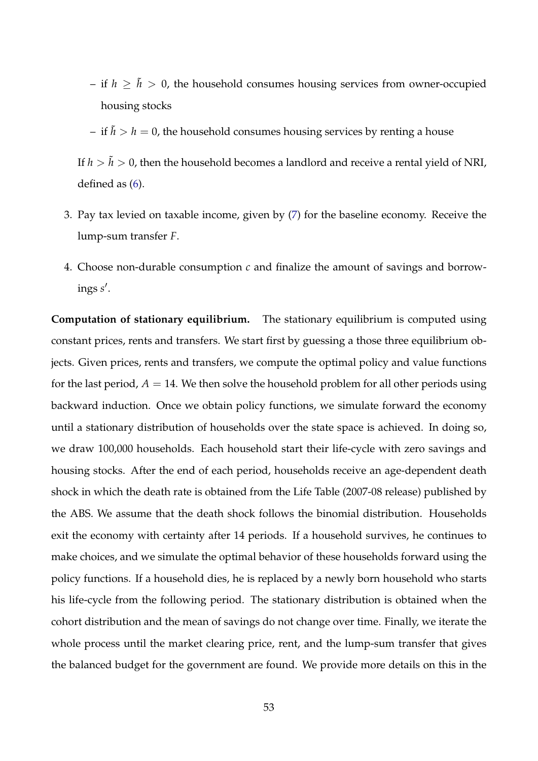- if $h \geq \tilde{h} > 0$, the household consumes housing services from owner-occupied housing stocks
  - if $\tilde{h} > h = 0$, the household consumes housing services by renting a house

  If $h > \tilde{h} > 0$, then the household becomes a landlord and receive a rental yield of NRI, defined as (6).

3. Pay tax levied on taxable income, given by (7) for the baseline economy. Receive the lump-sum transfer $F$.

4. Choose non-durable consumption $c$ and finalize the amount of savings and borrowings $s'$.

**Computation of stationary equilibrium.** The stationary equilibrium is computed using constant prices, rents and transfers. We start first by guessing a those three equilibrium objects. Given prices, rents and transfers, we compute the optimal policy and value functions for the last period, $A = 14$. We then solve the household problem for all other periods using backward induction. Once we obtain policy functions, we simulate forward the economy until a stationary distribution of households over the state space is achieved. In doing so, we draw 100,000 households. Each household start their life-cycle with zero savings and housing stocks. After the end of each period, households receive an age-dependent death shock in which the death rate is obtained from the Life Table (2007-08 release) published by the ABS. We assume that the death shock follows the binomial distribution. Households exit the economy with certainty after 14 periods. If a household survives, he continues to make choices, and we simulate the optimal behavior of these households forward using the policy functions. If a household dies, he is replaced by a newly born household who starts his life-cycle from the following period. The stationary distribution is obtained when the cohort distribution and the mean of savings do not change over time. Finally, we iterate the whole process until the market clearing price, rent, and the lump-sum transfer that gives the balanced budget for the government are found. We provide more details on this in the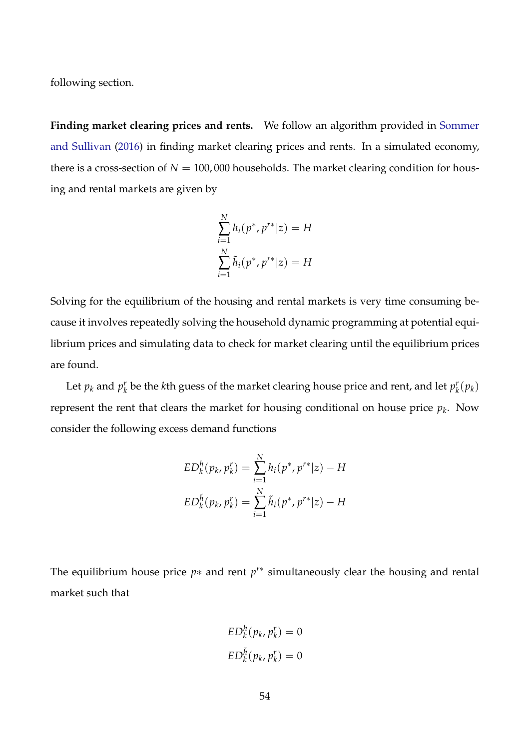following section.

**Finding market clearing prices and rents.** We follow an algorithm provided in Sommer and Sullivan (2016) in finding market clearing prices and rents. In a simulated economy, there is a cross-section of $N = 100,000$ households. The market clearing condition for housing and rental markets are given by

$$\sum_{i=1}^{N} h_i(p^*, p^{r*}|z) = H$$
$$\sum_{i=1}^{N} \tilde{h}_i(p^*, p^{r*}|z) = H$$

Solving for the equilibrium of the housing and rental markets is very time consuming because it involves repeatedly solving the household dynamic programming at potential equilibrium prices and simulating data to check for market clearing until the equilibrium prices are found.

Let $p_k$ and $p_k^r$ be the $k$th guess of the market clearing house price and rent, and let $p_k^r(p_k)$ represent the rent that clears the market for housing conditional on house price $p_k$. Now consider the following excess demand functions

$$ED_k^h(p_k, p_k^r) = \sum_{i=1}^{N} h_i(p^*, p^{r*}|z) - H$$
$$ED_k^{\tilde{h}}(p_k, p_k^r) = \sum_{i=1}^{N} \tilde{h}_i(p^*, p^{r*}|z) - H$$

The equilibrium house price $p*$ and rent $p^{r*}$ simultaneously clear the housing and rental market such that

$$ED_k^h(p_k, p_k^r) = 0$$
$$ED_k^{\tilde{h}}(p_k, p_k^r) = 0$$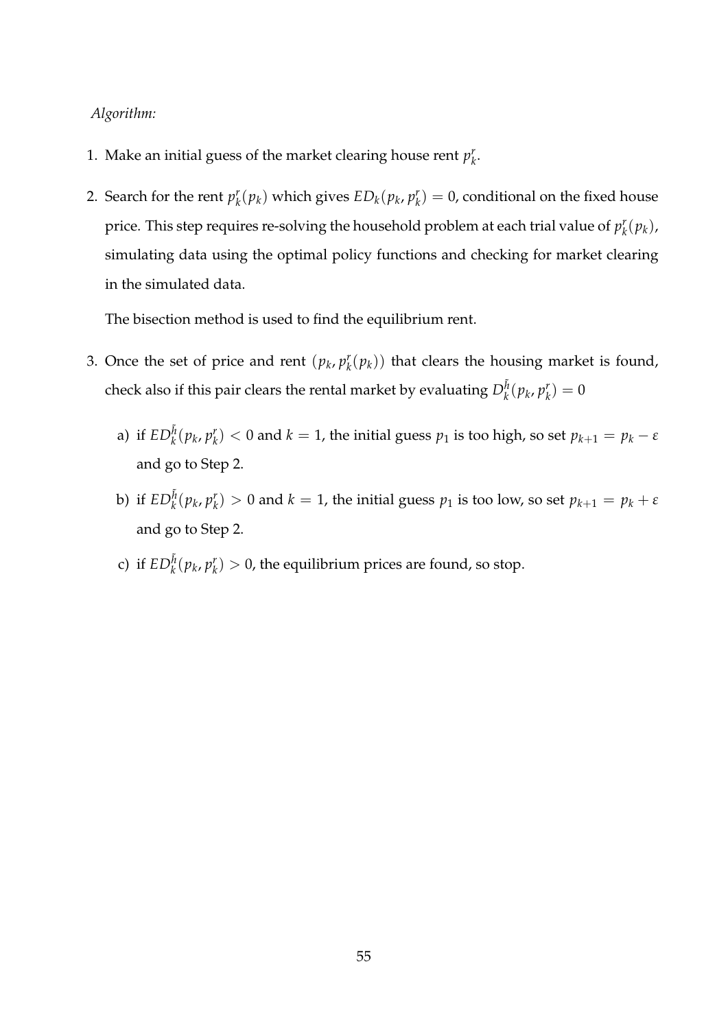*Algorithm:*

1. Make an initial guess of the market clearing house rent $p_k^r$.

2. Search for the rent $p_k^r(p_k)$ which gives $ED_k(p_k, p_k^r) = 0$, conditional on the fixed house price. This step requires re-solving the household problem at each trial value of $p_k^r(p_k)$, simulating data using the optimal policy functions and checking for market clearing in the simulated data.

   The bisection method is used to find the equilibrium rent.

3. Once the set of price and rent $(p_k, p_k^r(p_k))$ that clears the housing market is found, check also if this pair clears the rental market by evaluating $D_k^{\tilde{h}}(p_k, p_k^r) = 0$

   a) if $ED_k^{\tilde{h}}(p_k, p_k^r) < 0$ and $k = 1$, the initial guess $p_1$ is too high, so set $p_{k+1} = p_k - \varepsilon$ and go to Step 2.

   b) if $ED_k^{\tilde{h}}(p_k, p_k^r) > 0$ and $k = 1$, the initial guess $p_1$ is too low, so set $p_{k+1} = p_k + \varepsilon$ and go to Step 2.

   c) if $ED_k^{\tilde{h}}(p_k, p_k^r) > 0$, the equilibrium prices are found, so stop.